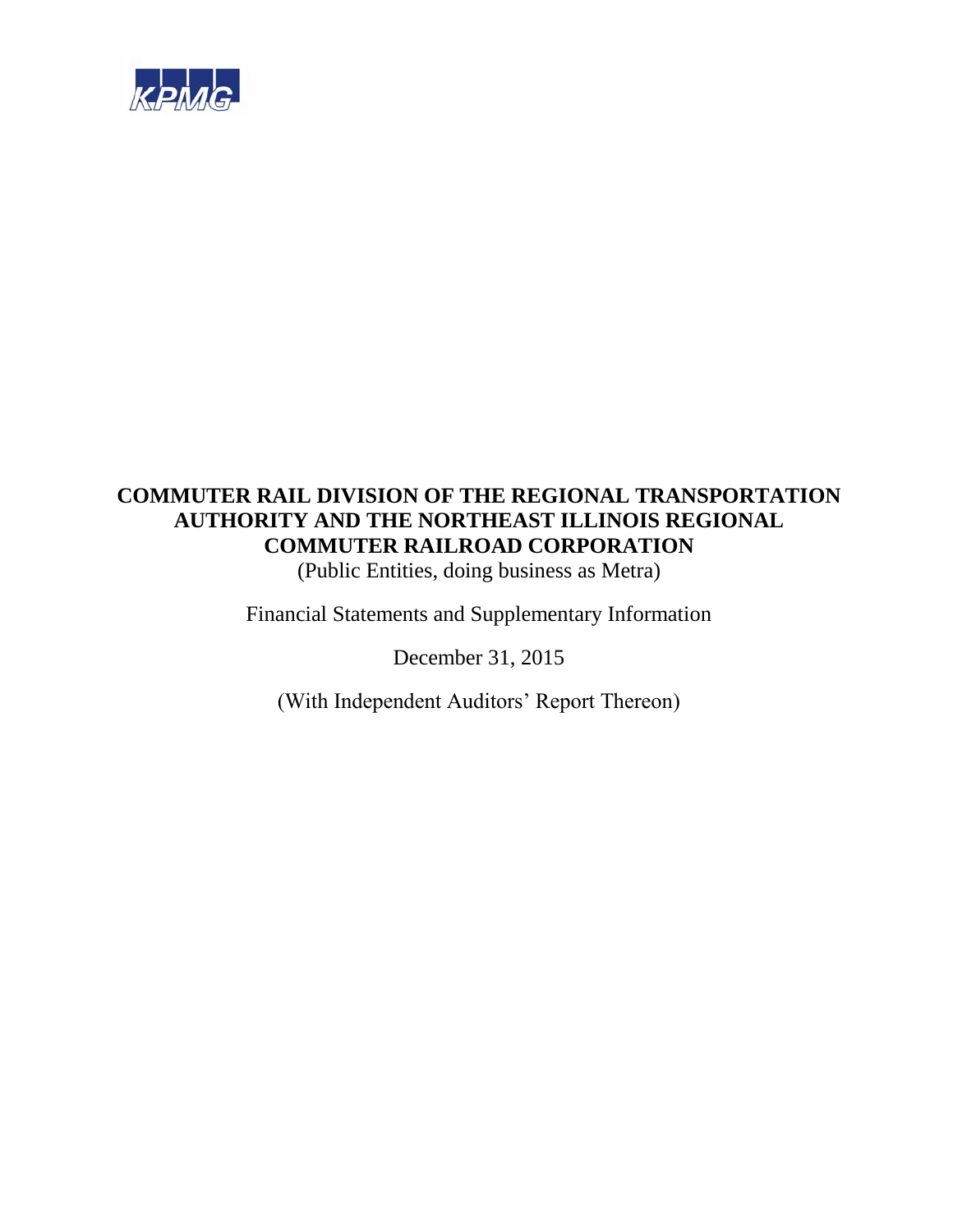KPMG

# COMMUTER RAIL DIVISION OF THE REGIONAL TRANSPORTATION AUTHORITY AND THE NORTHEAST ILLINOIS REGIONAL COMMUTER RAILROAD CORPORATION

(Public Entities, doing business as Metra)

Financial Statements and Supplementary Information

December 31, 2015

(With Independent Auditors' Report Thereon)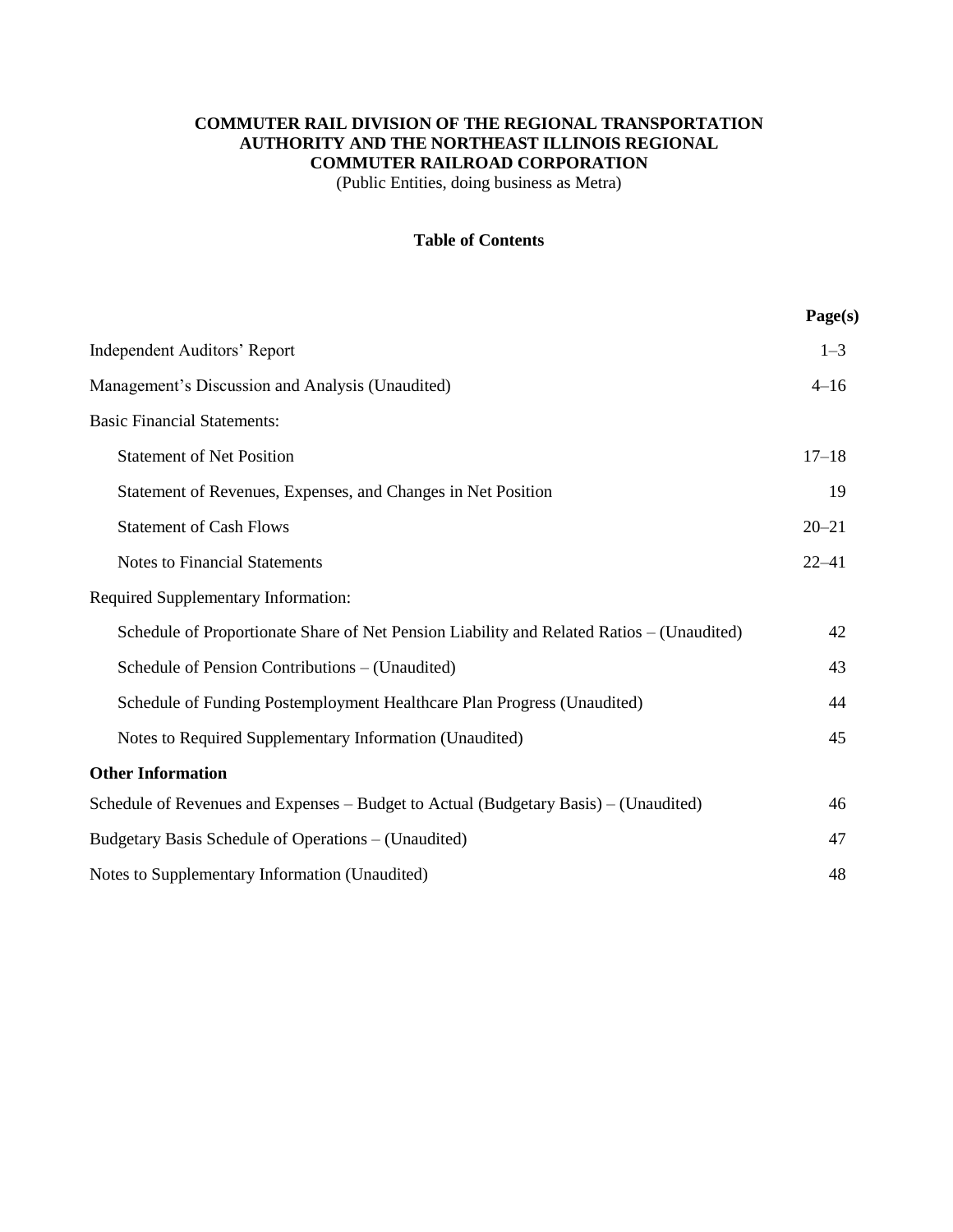**COMMUTER RAIL DIVISION OF THE REGIONAL TRANSPORTATION AUTHORITY AND THE NORTHEAST ILLINOIS REGIONAL COMMUTER RAILROAD CORPORATION**

(Public Entities, doing business as Metra)

**Table of Contents**

| | Page(s) |
|---|---|
| Independent Auditors' Report | 1–3 |
| Management's Discussion and Analysis (Unaudited) | 4–16 |
| Basic Financial Statements: | |
| Statement of Net Position | 17–18 |
| Statement of Revenues, Expenses, and Changes in Net Position | 19 |
| Statement of Cash Flows | 20–21 |
| Notes to Financial Statements | 22–41 |
| Required Supplementary Information: | |
| Schedule of Proportionate Share of Net Pension Liability and Related Ratios – (Unaudited) | 42 |
| Schedule of Pension Contributions – (Unaudited) | 43 |
| Schedule of Funding Postemployment Healthcare Plan Progress (Unaudited) | 44 |
| Notes to Required Supplementary Information (Unaudited) | 45 |
| **Other Information** | |
| Schedule of Revenues and Expenses – Budget to Actual (Budgetary Basis) – (Unaudited) | 46 |
| Budgetary Basis Schedule of Operations – (Unaudited) | 47 |
| Notes to Supplementary Information (Unaudited) | 48 |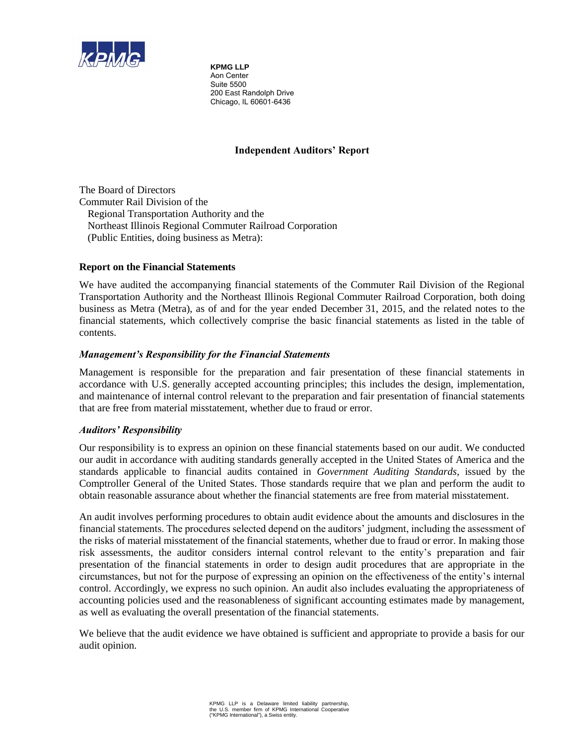**KPMG LLP**
Aon Center
Suite 5500
200 East Randolph Drive
Chicago, IL 60601-6436

## Independent Auditors' Report

The Board of Directors
Commuter Rail Division of the
Regional Transportation Authority and the
Northeast Illinois Regional Commuter Railroad Corporation
(Public Entities, doing business as Metra):

### Report on the Financial Statements

We have audited the accompanying financial statements of the Commuter Rail Division of the Regional Transportation Authority and the Northeast Illinois Regional Commuter Railroad Corporation, both doing business as Metra (Metra), as of and for the year ended December 31, 2015, and the related notes to the financial statements, which collectively comprise the basic financial statements as listed in the table of contents.

#### *Management's Responsibility for the Financial Statements*

Management is responsible for the preparation and fair presentation of these financial statements in accordance with U.S. generally accepted accounting principles; this includes the design, implementation, and maintenance of internal control relevant to the preparation and fair presentation of financial statements that are free from material misstatement, whether due to fraud or error.

#### *Auditors' Responsibility*

Our responsibility is to express an opinion on these financial statements based on our audit. We conducted our audit in accordance with auditing standards generally accepted in the United States of America and the standards applicable to financial audits contained in *Government Auditing Standards*, issued by the Comptroller General of the United States. Those standards require that we plan and perform the audit to obtain reasonable assurance about whether the financial statements are free from material misstatement.

An audit involves performing procedures to obtain audit evidence about the amounts and disclosures in the financial statements. The procedures selected depend on the auditors' judgment, including the assessment of the risks of material misstatement of the financial statements, whether due to fraud or error. In making those risk assessments, the auditor considers internal control relevant to the entity's preparation and fair presentation of the financial statements in order to design audit procedures that are appropriate in the circumstances, but not for the purpose of expressing an opinion on the effectiveness of the entity's internal control. Accordingly, we express no such opinion. An audit also includes evaluating the appropriateness of accounting policies used and the reasonableness of significant accounting estimates made by management, as well as evaluating the overall presentation of the financial statements.

We believe that the audit evidence we have obtained is sufficient and appropriate to provide a basis for our audit opinion.

KPMG LLP is a Delaware limited liability partnership, the U.S. member firm of KPMG International Cooperative ("KPMG International"), a Swiss entity.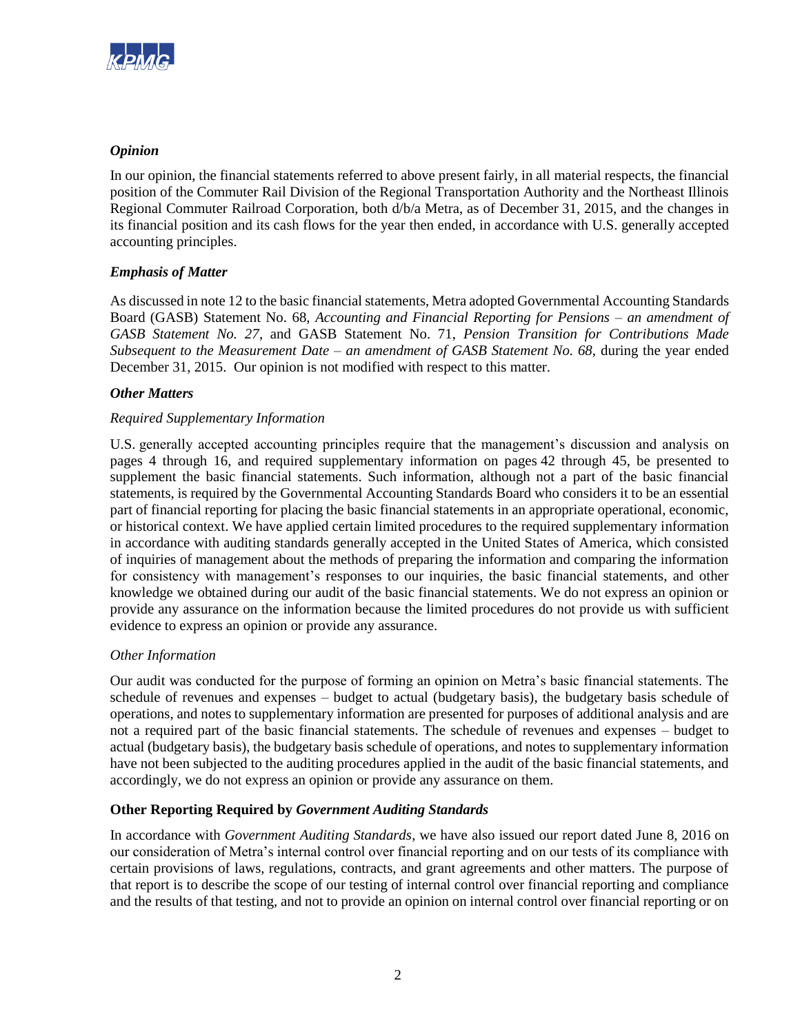### *Opinion*

In our opinion, the financial statements referred to above present fairly, in all material respects, the financial position of the Commuter Rail Division of the Regional Transportation Authority and the Northeast Illinois Regional Commuter Railroad Corporation, both d/b/a Metra, as of December 31, 2015, and the changes in its financial position and its cash flows for the year then ended, in accordance with U.S. generally accepted accounting principles.

### *Emphasis of Matter*

As discussed in note 12 to the basic financial statements, Metra adopted Governmental Accounting Standards Board (GASB) Statement No. 68, *Accounting and Financial Reporting for Pensions – an amendment of GASB Statement No. 27*, and GASB Statement No. 71, *Pension Transition for Contributions Made Subsequent to the Measurement Date – an amendment of GASB Statement No. 68*, during the year ended December 31, 2015. Our opinion is not modified with respect to this matter.

### *Other Matters*

#### *Required Supplementary Information*

U.S. generally accepted accounting principles require that the management's discussion and analysis on pages 4 through 16, and required supplementary information on pages 42 through 45, be presented to supplement the basic financial statements. Such information, although not a part of the basic financial statements, is required by the Governmental Accounting Standards Board who considers it to be an essential part of financial reporting for placing the basic financial statements in an appropriate operational, economic, or historical context. We have applied certain limited procedures to the required supplementary information in accordance with auditing standards generally accepted in the United States of America, which consisted of inquiries of management about the methods of preparing the information and comparing the information for consistency with management's responses to our inquiries, the basic financial statements, and other knowledge we obtained during our audit of the basic financial statements. We do not express an opinion or provide any assurance on the information because the limited procedures do not provide us with sufficient evidence to express an opinion or provide any assurance.

#### *Other Information*

Our audit was conducted for the purpose of forming an opinion on Metra's basic financial statements. The schedule of revenues and expenses – budget to actual (budgetary basis), the budgetary basis schedule of operations, and notes to supplementary information are presented for purposes of additional analysis and are not a required part of the basic financial statements. The schedule of revenues and expenses – budget to actual (budgetary basis), the budgetary basis schedule of operations, and notes to supplementary information have not been subjected to the auditing procedures applied in the audit of the basic financial statements, and accordingly, we do not express an opinion or provide any assurance on them.

### Other Reporting Required by *Government Auditing Standards*

In accordance with *Government Auditing Standards*, we have also issued our report dated June 8, 2016 on our consideration of Metra's internal control over financial reporting and on our tests of its compliance with certain provisions of laws, regulations, contracts, and grant agreements and other matters. The purpose of that report is to describe the scope of our testing of internal control over financial reporting and compliance and the results of that testing, and not to provide an opinion on internal control over financial reporting or on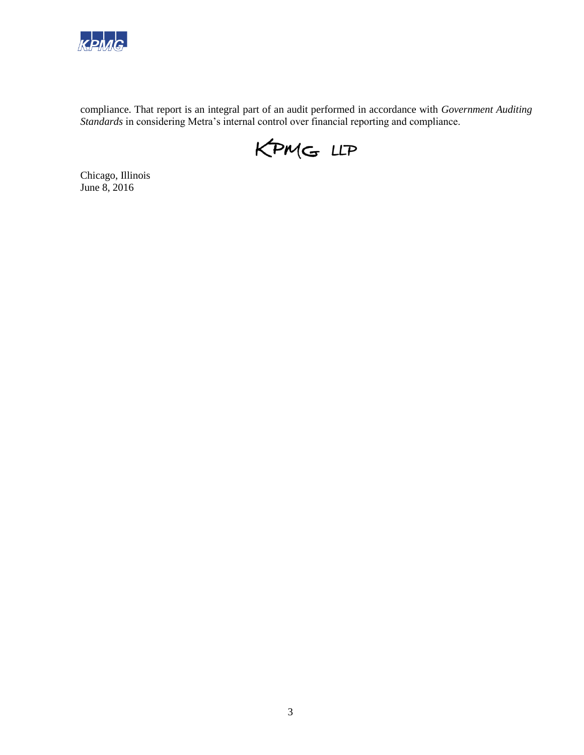compliance. That report is an integral part of an audit performed in accordance with *Government Auditing Standards* in considering Metra's internal control over financial reporting and compliance.

KPMG LLP

Chicago, Illinois
June 8, 2016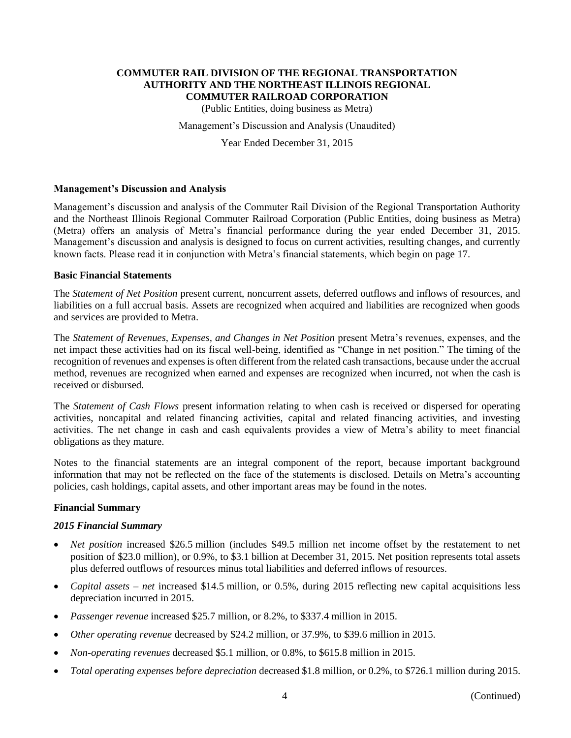# COMMUTER RAIL DIVISION OF THE REGIONAL TRANSPORTATION AUTHORITY AND THE NORTHEAST ILLINOIS REGIONAL COMMUTER RAILROAD CORPORATION

(Public Entities, doing business as Metra)

Management's Discussion and Analysis (Unaudited)

Year Ended December 31, 2015

## Management's Discussion and Analysis

Management's discussion and analysis of the Commuter Rail Division of the Regional Transportation Authority and the Northeast Illinois Regional Commuter Railroad Corporation (Public Entities, doing business as Metra) (Metra) offers an analysis of Metra's financial performance during the year ended December 31, 2015. Management's discussion and analysis is designed to focus on current activities, resulting changes, and currently known facts. Please read it in conjunction with Metra's financial statements, which begin on page 17.

## Basic Financial Statements

The *Statement of Net Position* present current, noncurrent assets, deferred outflows and inflows of resources, and liabilities on a full accrual basis. Assets are recognized when acquired and liabilities are recognized when goods and services are provided to Metra.

The *Statement of Revenues, Expenses, and Changes in Net Position* present Metra's revenues, expenses, and the net impact these activities had on its fiscal well-being, identified as "Change in net position." The timing of the recognition of revenues and expenses is often different from the related cash transactions, because under the accrual method, revenues are recognized when earned and expenses are recognized when incurred, not when the cash is received or disbursed.

The *Statement of Cash Flows* present information relating to when cash is received or dispersed for operating activities, noncapital and related financing activities, capital and related financing activities, and investing activities. The net change in cash and cash equivalents provides a view of Metra's ability to meet financial obligations as they mature.

Notes to the financial statements are an integral component of the report, because important background information that may not be reflected on the face of the statements is disclosed. Details on Metra's accounting policies, cash holdings, capital assets, and other important areas may be found in the notes.

## Financial Summary

### *2015 Financial Summary*

- *Net position* increased $26.5 million (includes $49.5 million net income offset by the restatement to net position of $23.0 million), or 0.9%, to $3.1 billion at December 31, 2015. Net position represents total assets plus deferred outflows of resources minus total liabilities and deferred inflows of resources.
- *Capital assets – net* increased $14.5 million, or 0.5%, during 2015 reflecting new capital acquisitions less depreciation incurred in 2015.
- *Passenger revenue* increased $25.7 million, or 8.2%, to $337.4 million in 2015.
- *Other operating revenue* decreased by $24.2 million, or 37.9%, to $39.6 million in 2015.
- *Non-operating revenues* decreased $5.1 million, or 0.8%, to $615.8 million in 2015.
- *Total operating expenses before depreciation* decreased $1.8 million, or 0.2%, to $726.1 million during 2015.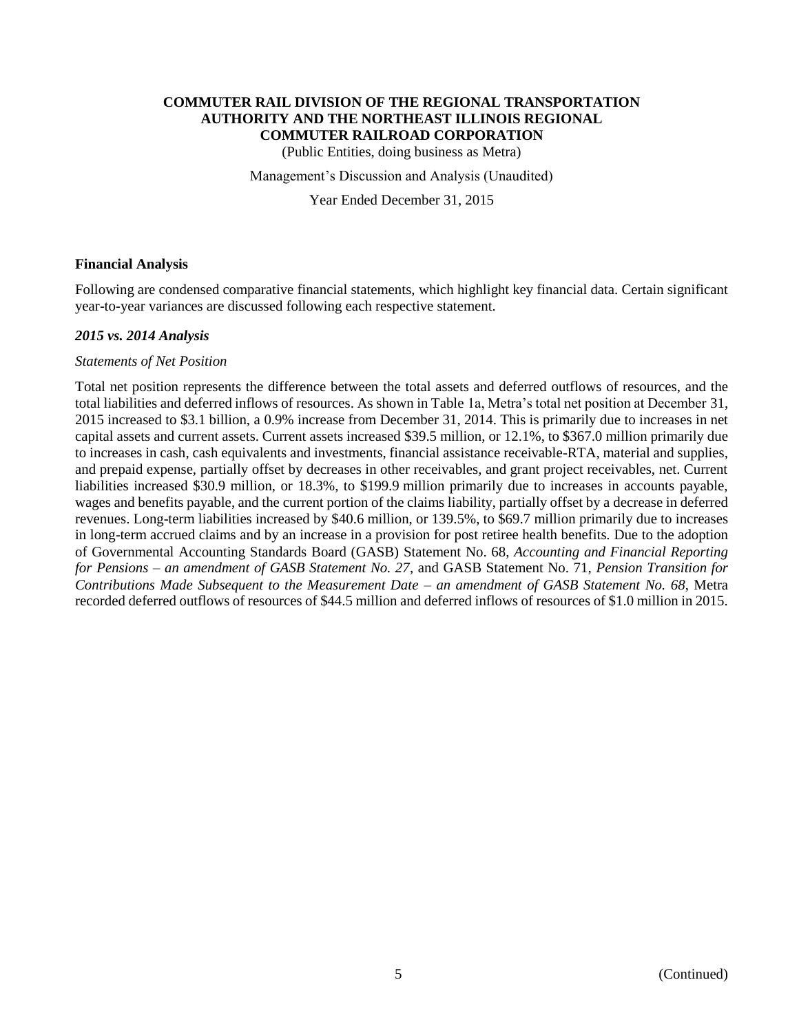# COMMUTER RAIL DIVISION OF THE REGIONAL TRANSPORTATION AUTHORITY AND THE NORTHEAST ILLINOIS REGIONAL COMMUTER RAILROAD CORPORATION

(Public Entities, doing business as Metra)

Management's Discussion and Analysis (Unaudited)

Year Ended December 31, 2015

## Financial Analysis

Following are condensed comparative financial statements, which highlight key financial data. Certain significant year-to-year variances are discussed following each respective statement.

### *2015 vs. 2014 Analysis*

*Statements of Net Position*

Total net position represents the difference between the total assets and deferred outflows of resources, and the total liabilities and deferred inflows of resources. As shown in Table 1a, Metra's total net position at December 31, 2015 increased to $3.1 billion, a 0.9% increase from December 31, 2014. This is primarily due to increases in net capital assets and current assets. Current assets increased $39.5 million, or 12.1%, to $367.0 million primarily due to increases in cash, cash equivalents and investments, financial assistance receivable-RTA, material and supplies, and prepaid expense, partially offset by decreases in other receivables, and grant project receivables, net. Current liabilities increased $30.9 million, or 18.3%, to $199.9 million primarily due to increases in accounts payable, wages and benefits payable, and the current portion of the claims liability, partially offset by a decrease in deferred revenues. Long-term liabilities increased by $40.6 million, or 139.5%, to $69.7 million primarily due to increases in long-term accrued claims and by an increase in a provision for post retiree health benefits. Due to the adoption of Governmental Accounting Standards Board (GASB) Statement No. 68, *Accounting and Financial Reporting for Pensions – an amendment of GASB Statement No. 27*, and GASB Statement No. 71, *Pension Transition for Contributions Made Subsequent to the Measurement Date – an amendment of GASB Statement No. 68*, Metra recorded deferred outflows of resources of $44.5 million and deferred inflows of resources of $1.0 million in 2015.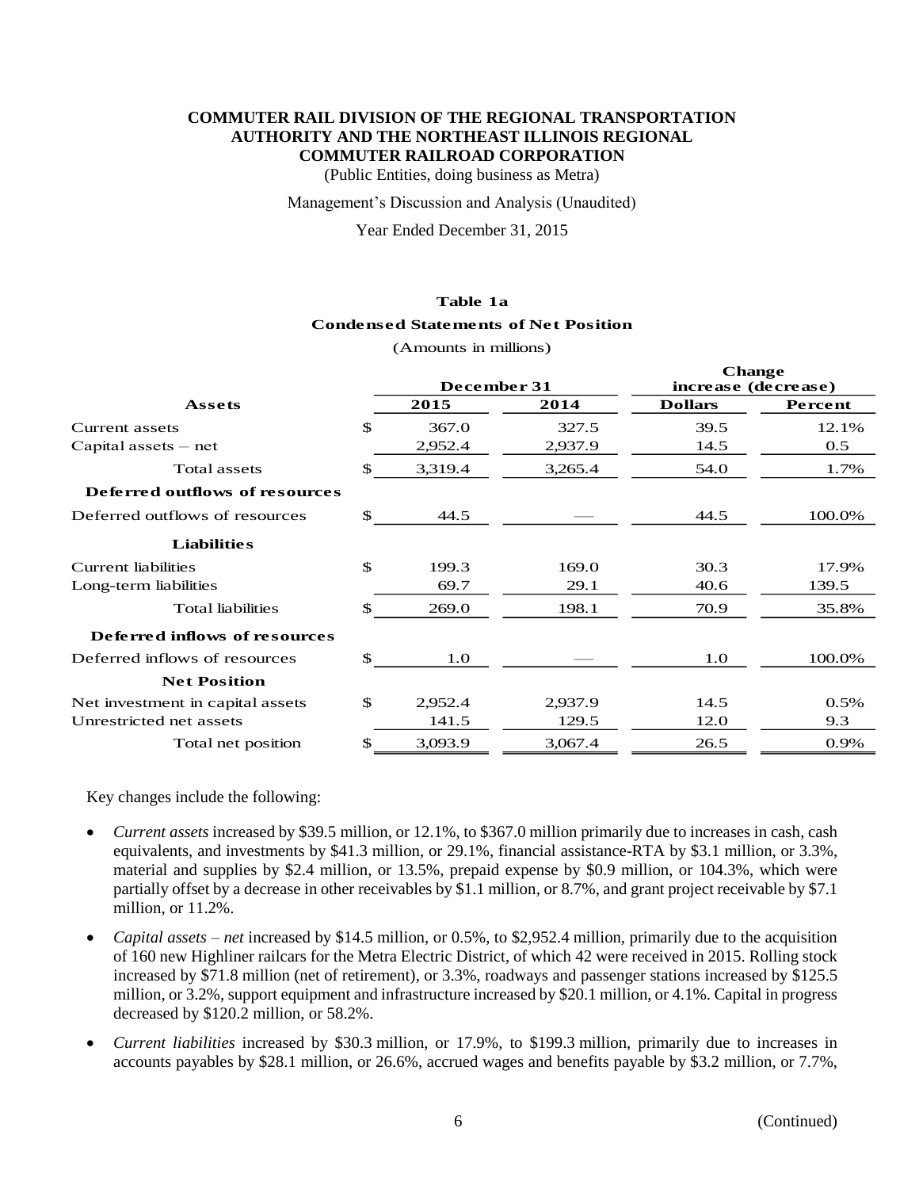**COMMUTER RAIL DIVISION OF THE REGIONAL TRANSPORTATION AUTHORITY AND THE NORTHEAST ILLINOIS REGIONAL COMMUTER RAILROAD CORPORATION**

(Public Entities, doing business as Metra)

Management's Discussion and Analysis (Unaudited)

Year Ended December 31, 2015

**Table 1a**

**Condensed Statements of Net Position**

(Amounts in millions)

| | December 31 | | Change increase (decrease) | |
|---|---|---|---|---|
| **Assets** | **2015** | **2014** | **Dollars** | **Percent** |
| Current assets | $ 367.0 | 327.5 | 39.5 | 12.1% |
| Capital assets – net | 2,952.4 | 2,937.9 | 14.5 | 0.5 |
| Total assets | $ 3,319.4 | 3,265.4 | 54.0 | 1.7% |
| **Deferred outflows of resources** | | | | |
| Deferred outflows of resources | $ 44.5 | — | 44.5 | 100.0% |
| **Liabilities** | | | | |
| Current liabilities | $ 199.3 | 169.0 | 30.3 | 17.9% |
| Long-term liabilities | 69.7 | 29.1 | 40.6 | 139.5 |
| Total liabilities | $ 269.0 | 198.1 | 70.9 | 35.8% |
| **Deferred inflows of resources** | | | | |
| Deferred inflows of resources | $ 1.0 | — | 1.0 | 100.0% |
| **Net Position** | | | | |
| Net investment in capital assets | $ 2,952.4 | 2,937.9 | 14.5 | 0.5% |
| Unrestricted net assets | 141.5 | 129.5 | 12.0 | 9.3 |
| Total net position | $ 3,093.9 | 3,067.4 | 26.5 | 0.9% |

Key changes include the following:

- *Current assets* increased by $39.5 million, or 12.1%, to $367.0 million primarily due to increases in cash, cash equivalents, and investments by $41.3 million, or 29.1%, financial assistance-RTA by $3.1 million, or 3.3%, material and supplies by $2.4 million, or 13.5%, prepaid expense by $0.9 million, or 104.3%, which were partially offset by a decrease in other receivables by $1.1 million, or 8.7%, and grant project receivable by $7.1 million, or 11.2%.
- *Capital assets – net* increased by $14.5 million, or 0.5%, to $2,952.4 million, primarily due to the acquisition of 160 new Highliner railcars for the Metra Electric District, of which 42 were received in 2015. Rolling stock increased by $71.8 million (net of retirement), or 3.3%, roadways and passenger stations increased by $125.5 million, or 3.2%, support equipment and infrastructure increased by $20.1 million, or 4.1%. Capital in progress decreased by $120.2 million, or 58.2%.
- *Current liabilities* increased by $30.3 million, or 17.9%, to $199.3 million, primarily due to increases in accounts payables by $28.1 million, or 26.6%, accrued wages and benefits payable by $3.2 million, or 7.7%,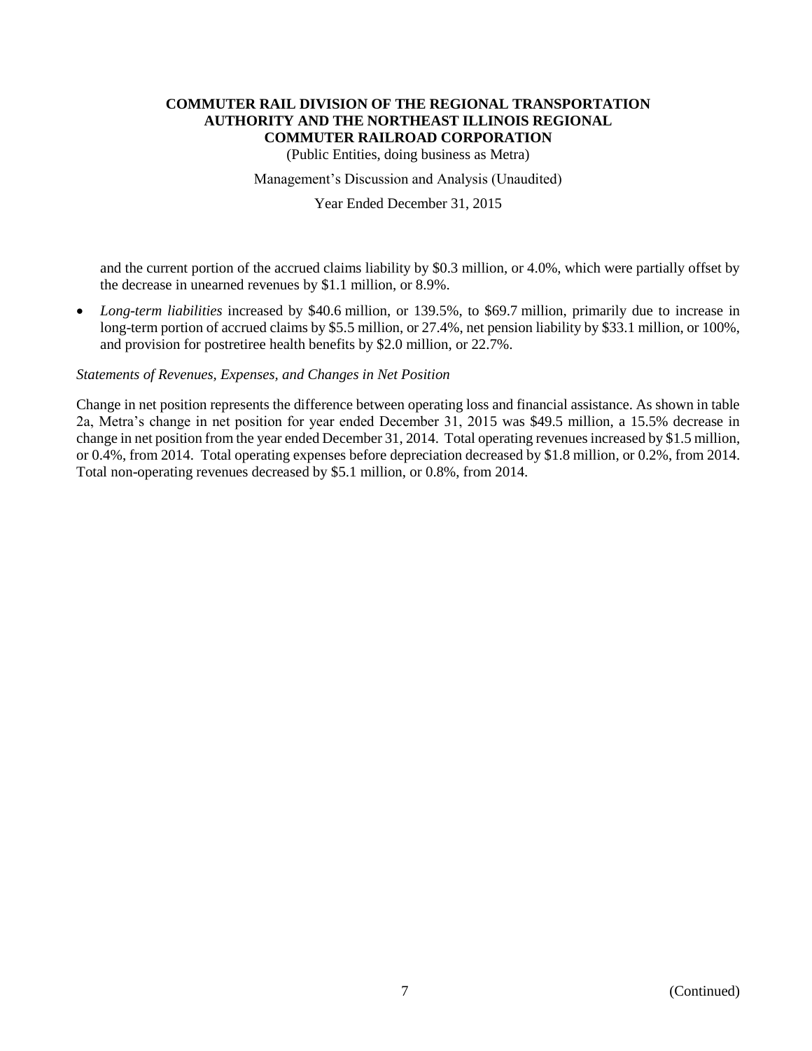and the current portion of the accrued claims liability by $0.3 million, or 4.0%, which were partially offset by the decrease in unearned revenues by $1.1 million, or 8.9%.

- *Long-term liabilities* increased by $40.6 million, or 139.5%, to $69.7 million, primarily due to increase in long-term portion of accrued claims by $5.5 million, or 27.4%, net pension liability by $33.1 million, or 100%, and provision for postretiree health benefits by $2.0 million, or 22.7%.

*Statements of Revenues, Expenses, and Changes in Net Position*

Change in net position represents the difference between operating loss and financial assistance. As shown in table 2a, Metra's change in net position for year ended December 31, 2015 was $49.5 million, a 15.5% decrease in change in net position from the year ended December 31, 2014. Total operating revenues increased by $1.5 million, or 0.4%, from 2014. Total operating expenses before depreciation decreased by $1.8 million, or 0.2%, from 2014. Total non-operating revenues decreased by $5.1 million, or 0.8%, from 2014.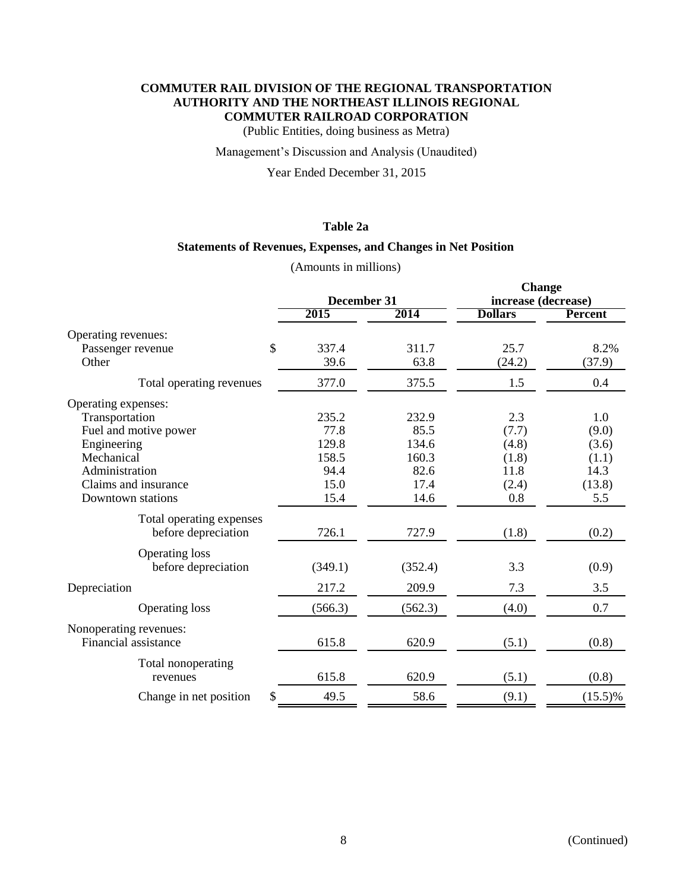**COMMUTER RAIL DIVISION OF THE REGIONAL TRANSPORTATION AUTHORITY AND THE NORTHEAST ILLINOIS REGIONAL COMMUTER RAILROAD CORPORATION**

(Public Entities, doing business as Metra)

Management's Discussion and Analysis (Unaudited)

Year Ended December 31, 2015

**Table 2a**

**Statements of Revenues, Expenses, and Changes in Net Position**

(Amounts in millions)

| | December 31 | | Change increase (decrease) | |
|---|---|---|---|---|
| | **2015** | **2014** | **Dollars** | **Percent** |
| Operating revenues: | | | | |
| Passenger revenue | $ 337.4 | 311.7 | 25.7 | 8.2% |
| Other | 39.6 | 63.8 | (24.2) | (37.9) |
| Total operating revenues | 377.0 | 375.5 | 1.5 | 0.4 |
| Operating expenses: | | | | |
| Transportation | 235.2 | 232.9 | 2.3 | 1.0 |
| Fuel and motive power | 77.8 | 85.5 | (7.7) | (9.0) |
| Engineering | 129.8 | 134.6 | (4.8) | (3.6) |
| Mechanical | 158.5 | 160.3 | (1.8) | (1.1) |
| Administration | 94.4 | 82.6 | 11.8 | 14.3 |
| Claims and insurance | 15.0 | 17.4 | (2.4) | (13.8) |
| Downtown stations | 15.4 | 14.6 | 0.8 | 5.5 |
| Total operating expenses before depreciation | 726.1 | 727.9 | (1.8) | (0.2) |
| Operating loss before depreciation | (349.1) | (352.4) | 3.3 | (0.9) |
| Depreciation | 217.2 | 209.9 | 7.3 | 3.5 |
| Operating loss | (566.3) | (562.3) | (4.0) | 0.7 |
| Nonoperating revenues: | | | | |
| Financial assistance | 615.8 | 620.9 | (5.1) | (0.8) |
| Total nonoperating revenues | 615.8 | 620.9 | (5.1) | (0.8) |
| Change in net position | $ 49.5 | 58.6 | (9.1) | (15.5)% |

(Continued)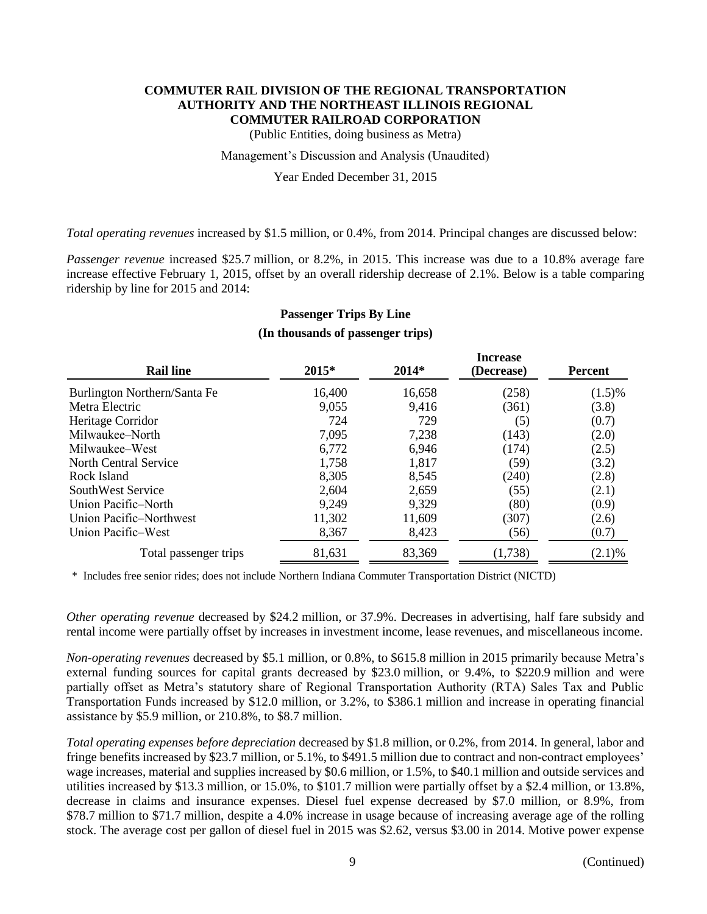*Total operating revenues* increased by $1.5 million, or 0.4%, from 2014. Principal changes are discussed below:

*Passenger revenue* increased $25.7 million, or 8.2%, in 2015. This increase was due to a 10.8% average fare increase effective February 1, 2015, offset by an overall ridership decrease of 2.1%. Below is a table comparing ridership by line for 2015 and 2014:

**Passenger Trips By Line**

**(In thousands of passenger trips)**

| Rail line | 2015* | 2014* | Increase (Decrease) | Percent |
|---|---|---|---|---|
| Burlington Northern/Santa Fe | 16,400 | 16,658 | (258) | (1.5)% |
| Metra Electric | 9,055 | 9,416 | (361) | (3.8) |
| Heritage Corridor | 724 | 729 | (5) | (0.7) |
| Milwaukee–North | 7,095 | 7,238 | (143) | (2.0) |
| Milwaukee–West | 6,772 | 6,946 | (174) | (2.5) |
| North Central Service | 1,758 | 1,817 | (59) | (3.2) |
| Rock Island | 8,305 | 8,545 | (240) | (2.8) |
| SouthWest Service | 2,604 | 2,659 | (55) | (2.1) |
| Union Pacific–North | 9,249 | 9,329 | (80) | (0.9) |
| Union Pacific–Northwest | 11,302 | 11,609 | (307) | (2.6) |
| Union Pacific–West | 8,367 | 8,423 | (56) | (0.7) |
| Total passenger trips | 81,631 | 83,369 | (1,738) | (2.1)% |

\* Includes free senior rides; does not include Northern Indiana Commuter Transportation District (NICTD)

*Other operating revenue* decreased by $24.2 million, or 37.9%. Decreases in advertising, half fare subsidy and rental income were partially offset by increases in investment income, lease revenues, and miscellaneous income.

*Non-operating revenues* decreased by $5.1 million, or 0.8%, to $615.8 million in 2015 primarily because Metra's external funding sources for capital grants decreased by $23.0 million, or 9.4%, to $220.9 million and were partially offset as Metra's statutory share of Regional Transportation Authority (RTA) Sales Tax and Public Transportation Funds increased by $12.0 million, or 3.2%, to $386.1 million and increase in operating financial assistance by $5.9 million, or 210.8%, to $8.7 million.

*Total operating expenses before depreciation* decreased by $1.8 million, or 0.2%, from 2014. In general, labor and fringe benefits increased by $23.7 million, or 5.1%, to $491.5 million due to contract and non-contract employees' wage increases, material and supplies increased by $0.6 million, or 1.5%, to $40.1 million and outside services and utilities increased by $13.3 million, or 15.0%, to $101.7 million were partially offset by a $2.4 million, or 13.8%, decrease in claims and insurance expenses. Diesel fuel expense decreased by $7.0 million, or 8.9%, from $78.7 million to $71.7 million, despite a 4.0% increase in usage because of increasing average age of the rolling stock. The average cost per gallon of diesel fuel in 2015 was $2.62, versus $3.00 in 2014. Motive power expense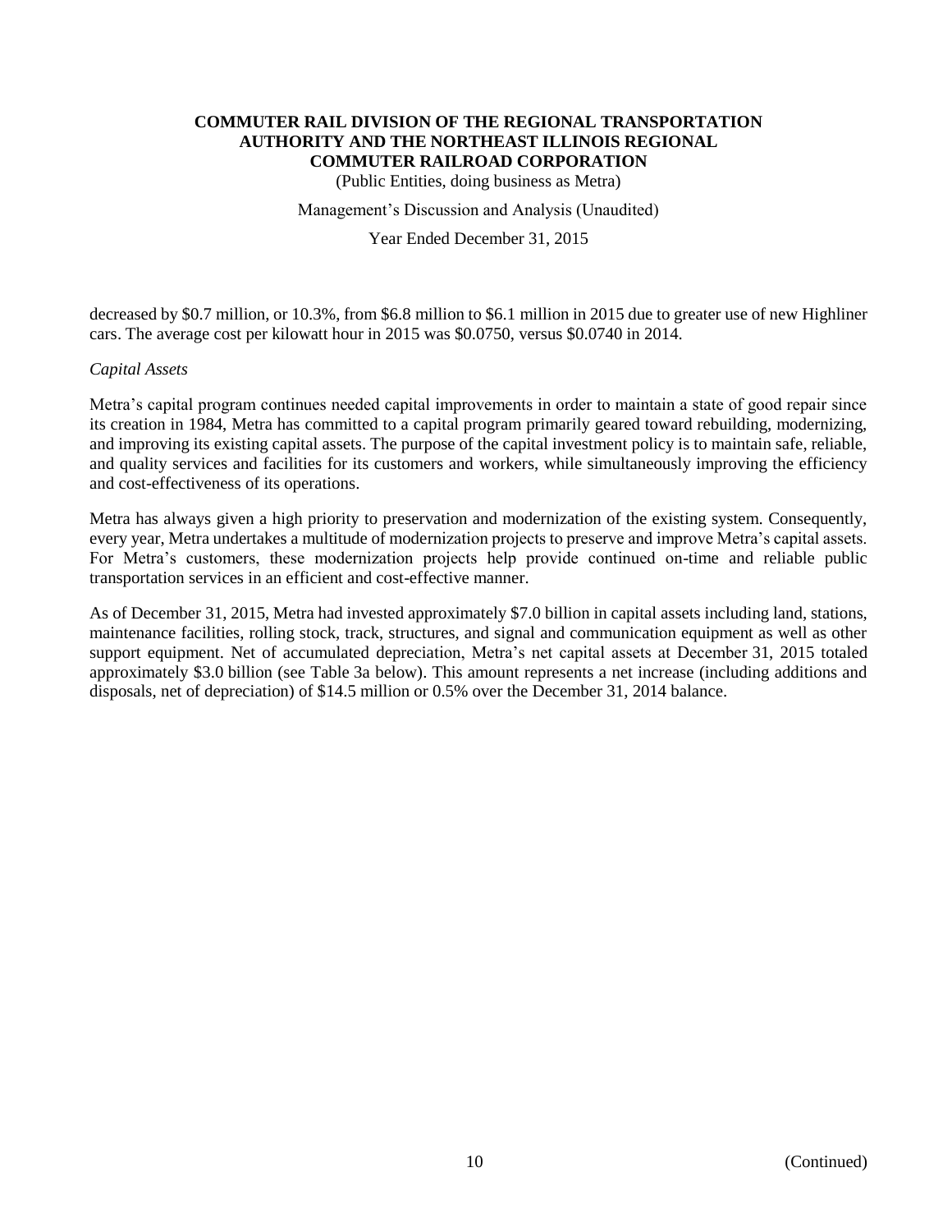decreased by $0.7 million, or 10.3%, from $6.8 million to $6.1 million in 2015 due to greater use of new Highliner cars. The average cost per kilowatt hour in 2015 was $0.0750, versus $0.0740 in 2014.

*Capital Assets*

Metra's capital program continues needed capital improvements in order to maintain a state of good repair since its creation in 1984, Metra has committed to a capital program primarily geared toward rebuilding, modernizing, and improving its existing capital assets. The purpose of the capital investment policy is to maintain safe, reliable, and quality services and facilities for its customers and workers, while simultaneously improving the efficiency and cost-effectiveness of its operations.

Metra has always given a high priority to preservation and modernization of the existing system. Consequently, every year, Metra undertakes a multitude of modernization projects to preserve and improve Metra's capital assets. For Metra's customers, these modernization projects help provide continued on-time and reliable public transportation services in an efficient and cost-effective manner.

As of December 31, 2015, Metra had invested approximately $7.0 billion in capital assets including land, stations, maintenance facilities, rolling stock, track, structures, and signal and communication equipment as well as other support equipment. Net of accumulated depreciation, Metra's net capital assets at December 31, 2015 totaled approximately $3.0 billion (see Table 3a below). This amount represents a net increase (including additions and disposals, net of depreciation) of $14.5 million or 0.5% over the December 31, 2014 balance.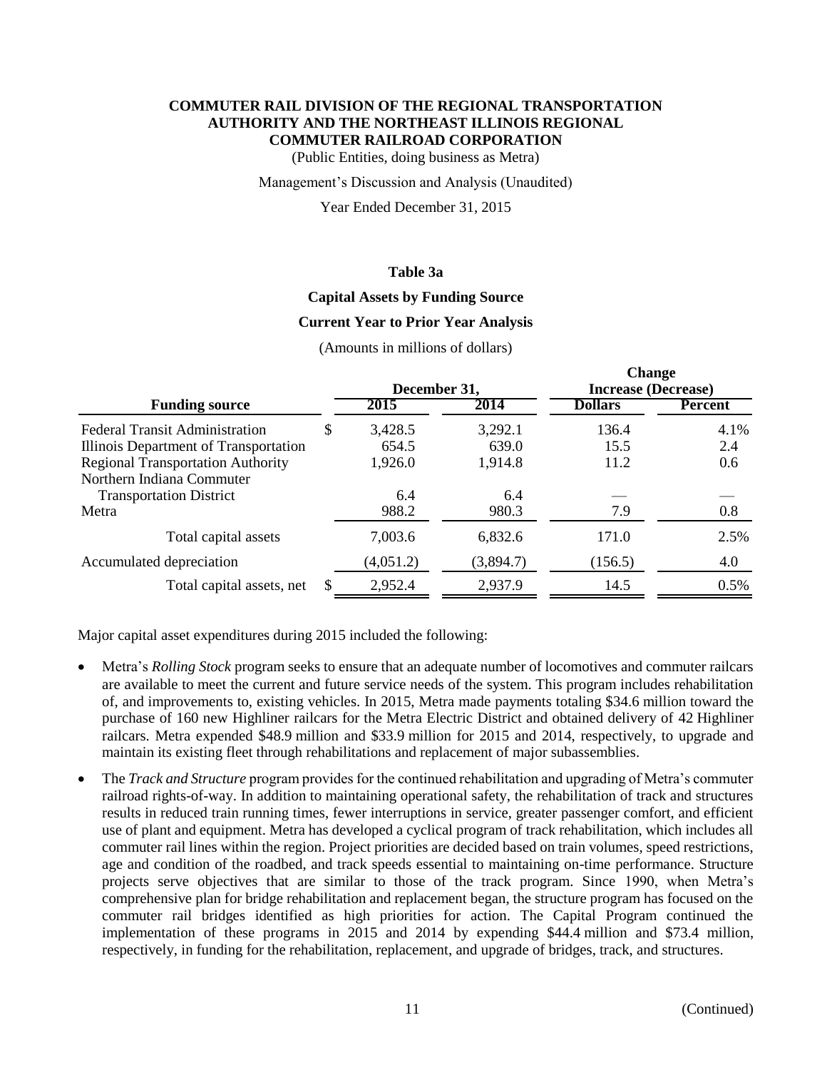# COMMUTER RAIL DIVISION OF THE REGIONAL TRANSPORTATION AUTHORITY AND THE NORTHEAST ILLINOIS REGIONAL COMMUTER RAILROAD CORPORATION

(Public Entities, doing business as Metra)

Management's Discussion and Analysis (Unaudited)

Year Ended December 31, 2015

## Table 3a

### Capital Assets by Funding Source

### Current Year to Prior Year Analysis

(Amounts in millions of dollars)

| Funding source | December 31, | | Change Increase (Decrease) | |
|---|---|---|---|---|
| | 2015 | 2014 | Dollars | Percent |
| Federal Transit Administration | $ 3,428.5 | 3,292.1 | 136.4 | 4.1% |
| Illinois Department of Transportation | 654.5 | 639.0 | 15.5 | 2.4 |
| Regional Transportation Authority | 1,926.0 | 1,914.8 | 11.2 | 0.6 |
| Northern Indiana Commuter Transportation District | 6.4 | 6.4 | — | — |
| Metra | 988.2 | 980.3 | 7.9 | 0.8 |
| Total capital assets | 7,003.6 | 6,832.6 | 171.0 | 2.5% |
| Accumulated depreciation | (4,051.2) | (3,894.7) | (156.5) | 4.0 |
| Total capital assets, net | $ 2,952.4 | 2,937.9 | 14.5 | 0.5% |

Major capital asset expenditures during 2015 included the following:

- Metra's *Rolling Stock* program seeks to ensure that an adequate number of locomotives and commuter railcars are available to meet the current and future service needs of the system. This program includes rehabilitation of, and improvements to, existing vehicles. In 2015, Metra made payments totaling $34.6 million toward the purchase of 160 new Highliner railcars for the Metra Electric District and obtained delivery of 42 Highliner railcars. Metra expended $48.9 million and $33.9 million for 2015 and 2014, respectively, to upgrade and maintain its existing fleet through rehabilitations and replacement of major subassemblies.

- The *Track and Structure* program provides for the continued rehabilitation and upgrading of Metra's commuter railroad rights-of-way. In addition to maintaining operational safety, the rehabilitation of track and structures results in reduced train running times, fewer interruptions in service, greater passenger comfort, and efficient use of plant and equipment. Metra has developed a cyclical program of track rehabilitation, which includes all commuter rail lines within the region. Project priorities are decided based on train volumes, speed restrictions, age and condition of the roadbed, and track speeds essential to maintaining on-time performance. Structure projects serve objectives that are similar to those of the track program. Since 1990, when Metra's comprehensive plan for bridge rehabilitation and replacement began, the structure program has focused on the commuter rail bridges identified as high priorities for action. The Capital Program continued the implementation of these programs in 2015 and 2014 by expending $44.4 million and $73.4 million, respectively, in funding for the rehabilitation, replacement, and upgrade of bridges, track, and structures.

(Continued)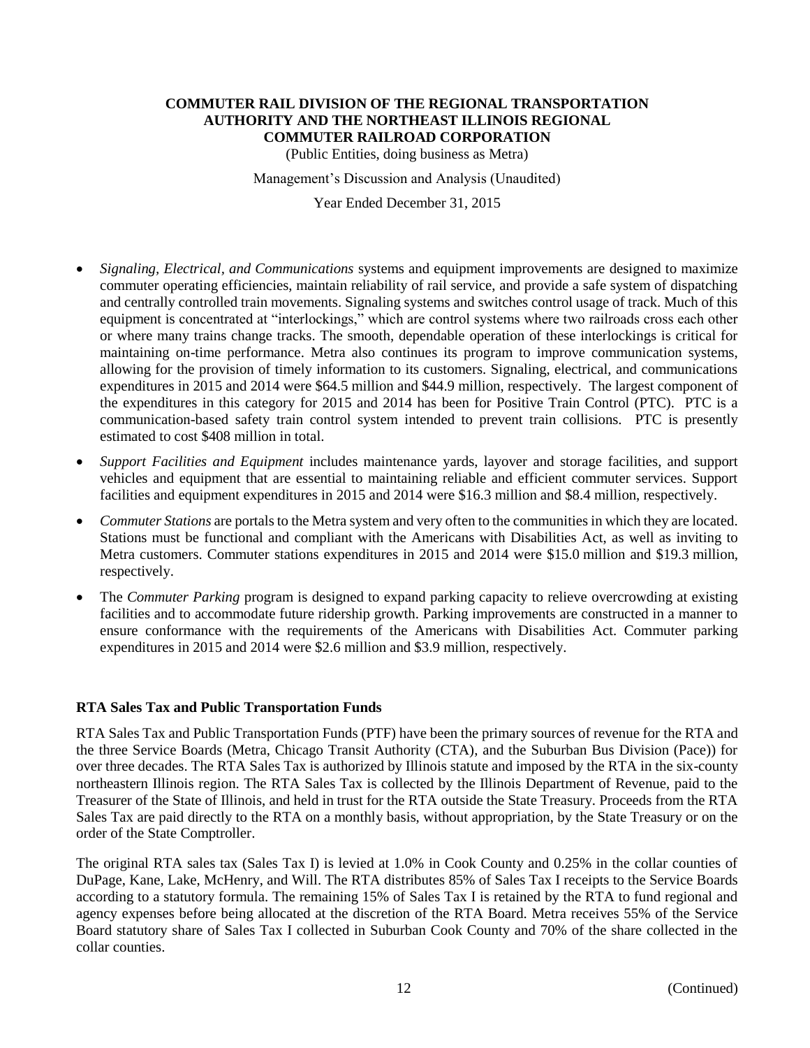- *Signaling, Electrical, and Communications* systems and equipment improvements are designed to maximize commuter operating efficiencies, maintain reliability of rail service, and provide a safe system of dispatching and centrally controlled train movements. Signaling systems and switches control usage of track. Much of this equipment is concentrated at "interlockings," which are control systems where two railroads cross each other or where many trains change tracks. The smooth, dependable operation of these interlockings is critical for maintaining on-time performance. Metra also continues its program to improve communication systems, allowing for the provision of timely information to its customers. Signaling, electrical, and communications expenditures in 2015 and 2014 were $64.5 million and $44.9 million, respectively. The largest component of the expenditures in this category for 2015 and 2014 has been for Positive Train Control (PTC). PTC is a communication-based safety train control system intended to prevent train collisions. PTC is presently estimated to cost $408 million in total.
- *Support Facilities and Equipment* includes maintenance yards, layover and storage facilities, and support vehicles and equipment that are essential to maintaining reliable and efficient commuter services. Support facilities and equipment expenditures in 2015 and 2014 were $16.3 million and $8.4 million, respectively.
- *Commuter Stations* are portals to the Metra system and very often to the communities in which they are located. Stations must be functional and compliant with the Americans with Disabilities Act, as well as inviting to Metra customers. Commuter stations expenditures in 2015 and 2014 were $15.0 million and $19.3 million, respectively.
- The *Commuter Parking* program is designed to expand parking capacity to relieve overcrowding at existing facilities and to accommodate future ridership growth. Parking improvements are constructed in a manner to ensure conformance with the requirements of the Americans with Disabilities Act. Commuter parking expenditures in 2015 and 2014 were $2.6 million and $3.9 million, respectively.

## RTA Sales Tax and Public Transportation Funds

RTA Sales Tax and Public Transportation Funds (PTF) have been the primary sources of revenue for the RTA and the three Service Boards (Metra, Chicago Transit Authority (CTA), and the Suburban Bus Division (Pace)) for over three decades. The RTA Sales Tax is authorized by Illinois statute and imposed by the RTA in the six-county northeastern Illinois region. The RTA Sales Tax is collected by the Illinois Department of Revenue, paid to the Treasurer of the State of Illinois, and held in trust for the RTA outside the State Treasury. Proceeds from the RTA Sales Tax are paid directly to the RTA on a monthly basis, without appropriation, by the State Treasury or on the order of the State Comptroller.

The original RTA sales tax (Sales Tax I) is levied at 1.0% in Cook County and 0.25% in the collar counties of DuPage, Kane, Lake, McHenry, and Will. The RTA distributes 85% of Sales Tax I receipts to the Service Boards according to a statutory formula. The remaining 15% of Sales Tax I is retained by the RTA to fund regional and agency expenses before being allocated at the discretion of the RTA Board. Metra receives 55% of the Service Board statutory share of Sales Tax I collected in Suburban Cook County and 70% of the share collected in the collar counties.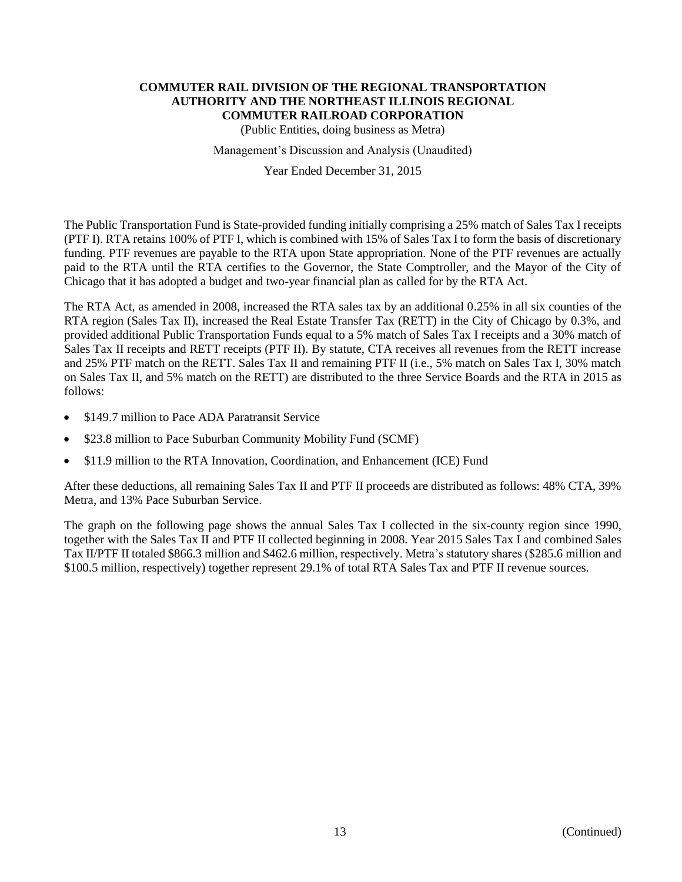The Public Transportation Fund is State-provided funding initially comprising a 25% match of Sales Tax I receipts (PTF I). RTA retains 100% of PTF I, which is combined with 15% of Sales Tax I to form the basis of discretionary funding. PTF revenues are payable to the RTA upon State appropriation. None of the PTF revenues are actually paid to the RTA until the RTA certifies to the Governor, the State Comptroller, and the Mayor of the City of Chicago that it has adopted a budget and two-year financial plan as called for by the RTA Act.

The RTA Act, as amended in 2008, increased the RTA sales tax by an additional 0.25% in all six counties of the RTA region (Sales Tax II), increased the Real Estate Transfer Tax (RETT) in the City of Chicago by 0.3%, and provided additional Public Transportation Funds equal to a 5% match of Sales Tax I receipts and a 30% match of Sales Tax II receipts and RETT receipts (PTF II). By statute, CTA receives all revenues from the RETT increase and 25% PTF match on the RETT. Sales Tax II and remaining PTF II (i.e., 5% match on Sales Tax I, 30% match on Sales Tax II, and 5% match on the RETT) are distributed to the three Service Boards and the RTA in 2015 as follows:

- $149.7 million to Pace ADA Paratransit Service
- $23.8 million to Pace Suburban Community Mobility Fund (SCMF)
- $11.9 million to the RTA Innovation, Coordination, and Enhancement (ICE) Fund

After these deductions, all remaining Sales Tax II and PTF II proceeds are distributed as follows: 48% CTA, 39% Metra, and 13% Pace Suburban Service.

The graph on the following page shows the annual Sales Tax I collected in the six-county region since 1990, together with the Sales Tax II and PTF II collected beginning in 2008. Year 2015 Sales Tax I and combined Sales Tax II/PTF II totaled $866.3 million and $462.6 million, respectively. Metra's statutory shares ($285.6 million and $100.5 million, respectively) together represent 29.1% of total RTA Sales Tax and PTF II revenue sources.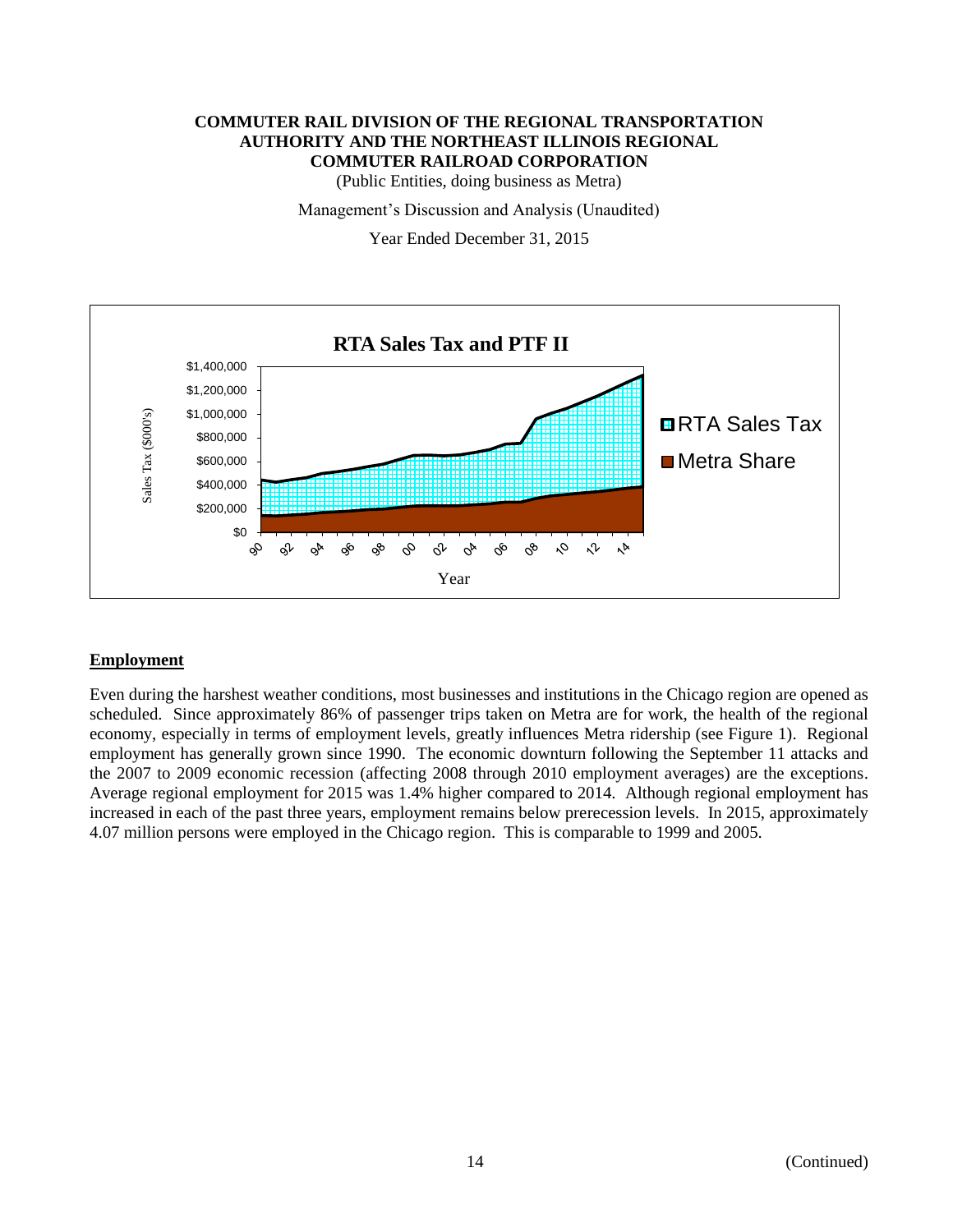**COMMUTER RAIL DIVISION OF THE REGIONAL TRANSPORTATION AUTHORITY AND THE NORTHEAST ILLINOIS REGIONAL COMMUTER RAILROAD CORPORATION**

(Public Entities, doing business as Metra)

Management's Discussion and Analysis (Unaudited)

Year Ended December 31, 2015

## Employment

Even during the harshest weather conditions, most businesses and institutions in the Chicago region are opened as scheduled. Since approximately 86% of passenger trips taken on Metra are for work, the health of the regional economy, especially in terms of employment levels, greatly influences Metra ridership (see Figure 1). Regional employment has generally grown since 1990. The economic downturn following the September 11 attacks and the 2007 to 2009 economic recession (affecting 2008 through 2010 employment averages) are the exceptions. Average regional employment for 2015 was 1.4% higher compared to 2014. Although regional employment has increased in each of the past three years, employment remains below prerecession levels. In 2015, approximately 4.07 million persons were employed in the Chicago region. This is comparable to 1999 and 2005.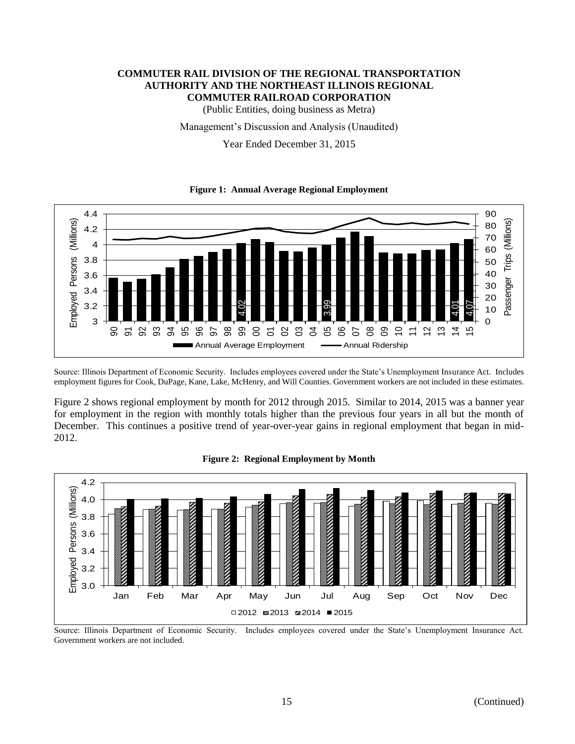**COMMUTER RAIL DIVISION OF THE REGIONAL TRANSPORTATION AUTHORITY AND THE NORTHEAST ILLINOIS REGIONAL COMMUTER RAILROAD CORPORATION**

(Public Entities, doing business as Metra)

Management's Discussion and Analysis (Unaudited)

Year Ended December 31, 2015

**Figure 1: Annual Average Regional Employment**

Source: Illinois Department of Economic Security. Includes employees covered under the State's Unemployment Insurance Act. Includes employment figures for Cook, DuPage, Kane, Lake, McHenry, and Will Counties. Government workers are not included in these estimates.

Figure 2 shows regional employment by month for 2012 through 2015. Similar to 2014, 2015 was a banner year for employment in the region with monthly totals higher than the previous four years in all but the month of December. This continues a positive trend of year-over-year gains in regional employment that began in mid-2012.

**Figure 2: Regional Employment by Month**

Source: Illinois Department of Economic Security. Includes employees covered under the State's Unemployment Insurance Act. Government workers are not included.

(Continued)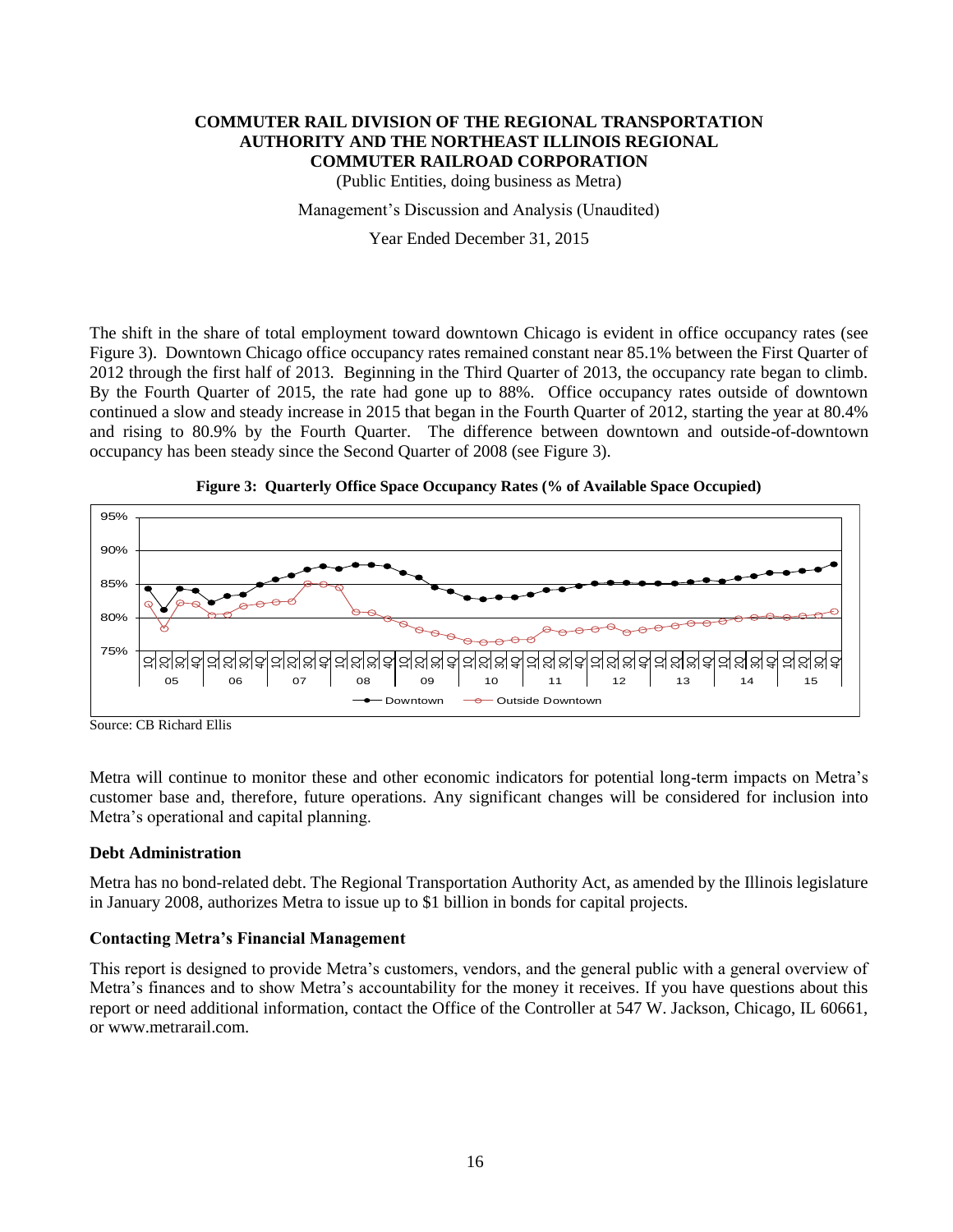The shift in the share of total employment toward downtown Chicago is evident in office occupancy rates (see Figure 3). Downtown Chicago office occupancy rates remained constant near 85.1% between the First Quarter of 2012 through the first half of 2013. Beginning in the Third Quarter of 2013, the occupancy rate began to climb. By the Fourth Quarter of 2015, the rate had gone up to 88%. Office occupancy rates outside of downtown continued a slow and steady increase in 2015 that began in the Fourth Quarter of 2012, starting the year at 80.4% and rising to 80.9% by the Fourth Quarter. The difference between downtown and outside-of-downtown occupancy has been steady since the Second Quarter of 2008 (see Figure 3).

**Figure 3: Quarterly Office Space Occupancy Rates (% of Available Space Occupied)**

Source: CB Richard Ellis

Metra will continue to monitor these and other economic indicators for potential long-term impacts on Metra's customer base and, therefore, future operations. Any significant changes will be considered for inclusion into Metra's operational and capital planning.

### Debt Administration

Metra has no bond-related debt. The Regional Transportation Authority Act, as amended by the Illinois legislature in January 2008, authorizes Metra to issue up to $1 billion in bonds for capital projects.

### Contacting Metra's Financial Management

This report is designed to provide Metra's customers, vendors, and the general public with a general overview of Metra's finances and to show Metra's accountability for the money it receives. If you have questions about this report or need additional information, contact the Office of the Controller at 547 W. Jackson, Chicago, IL 60661, or www.metrarail.com.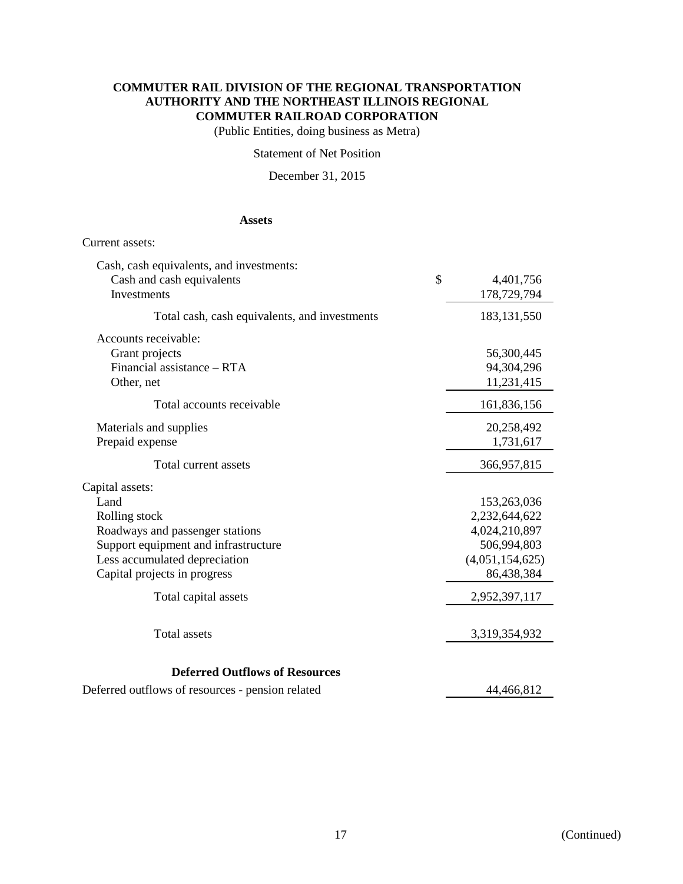# COMMUTER RAIL DIVISION OF THE REGIONAL TRANSPORTATION AUTHORITY AND THE NORTHEAST ILLINOIS REGIONAL COMMUTER RAILROAD CORPORATION

(Public Entities, doing business as Metra)

Statement of Net Position

December 31, 2015

## Assets

| | |
|---|---|
| Current assets: | |
| Cash, cash equivalents, and investments: | |
| Cash and cash equivalents | $ 4,401,756 |
| Investments | 178,729,794 |
| Total cash, cash equivalents, and investments | 183,131,550 |
| Accounts receivable: | |
| Grant projects | 56,300,445 |
| Financial assistance – RTA | 94,304,296 |
| Other, net | 11,231,415 |
| Total accounts receivable | 161,836,156 |
| Materials and supplies | 20,258,492 |
| Prepaid expense | 1,731,617 |
| Total current assets | 366,957,815 |
| Capital assets: | |
| Land | 153,263,036 |
| Rolling stock | 2,232,644,622 |
| Roadways and passenger stations | 4,024,210,897 |
| Support equipment and infrastructure | 506,994,803 |
| Less accumulated depreciation | (4,051,154,625) |
| Capital projects in progress | 86,438,384 |
| Total capital assets | 2,952,397,117 |
| Total assets | 3,319,354,932 |

## Deferred Outflows of Resources

| | |
|---|---|
| Deferred outflows of resources - pension related | 44,466,812 |

(Continued)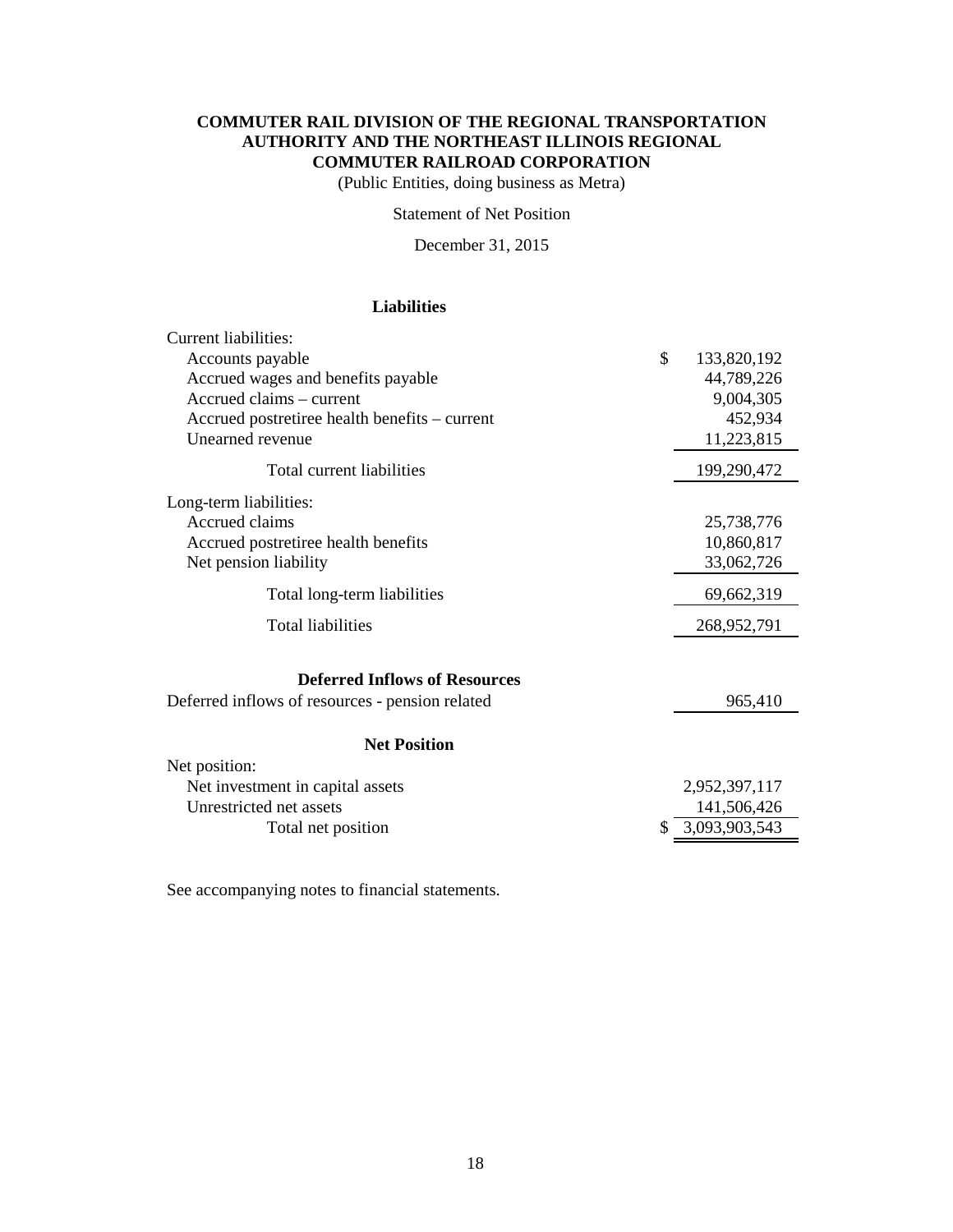# COMMUTER RAIL DIVISION OF THE REGIONAL TRANSPORTATION AUTHORITY AND THE NORTHEAST ILLINOIS REGIONAL COMMUTER RAILROAD CORPORATION

(Public Entities, doing business as Metra)

Statement of Net Position

December 31, 2015

## Liabilities

| | |
|---|---|
| Current liabilities: | |
| Accounts payable | $ 133,820,192 |
| Accrued wages and benefits payable | 44,789,226 |
| Accrued claims – current | 9,004,305 |
| Accrued postretiree health benefits – current | 452,934 |
| Unearned revenue | 11,223,815 |
| Total current liabilities | 199,290,472 |
| Long-term liabilities: | |
| Accrued claims | 25,738,776 |
| Accrued postretiree health benefits | 10,860,817 |
| Net pension liability | 33,062,726 |
| Total long-term liabilities | 69,662,319 |
| Total liabilities | 268,952,791 |

## Deferred Inflows of Resources

| | |
|---|---|
| Deferred inflows of resources - pension related | 965,410 |

## Net Position

| | |
|---|---|
| Net position: | |
| Net investment in capital assets | 2,952,397,117 |
| Unrestricted net assets | 141,506,426 |
| Total net position | $ 3,093,903,543 |

See accompanying notes to financial statements.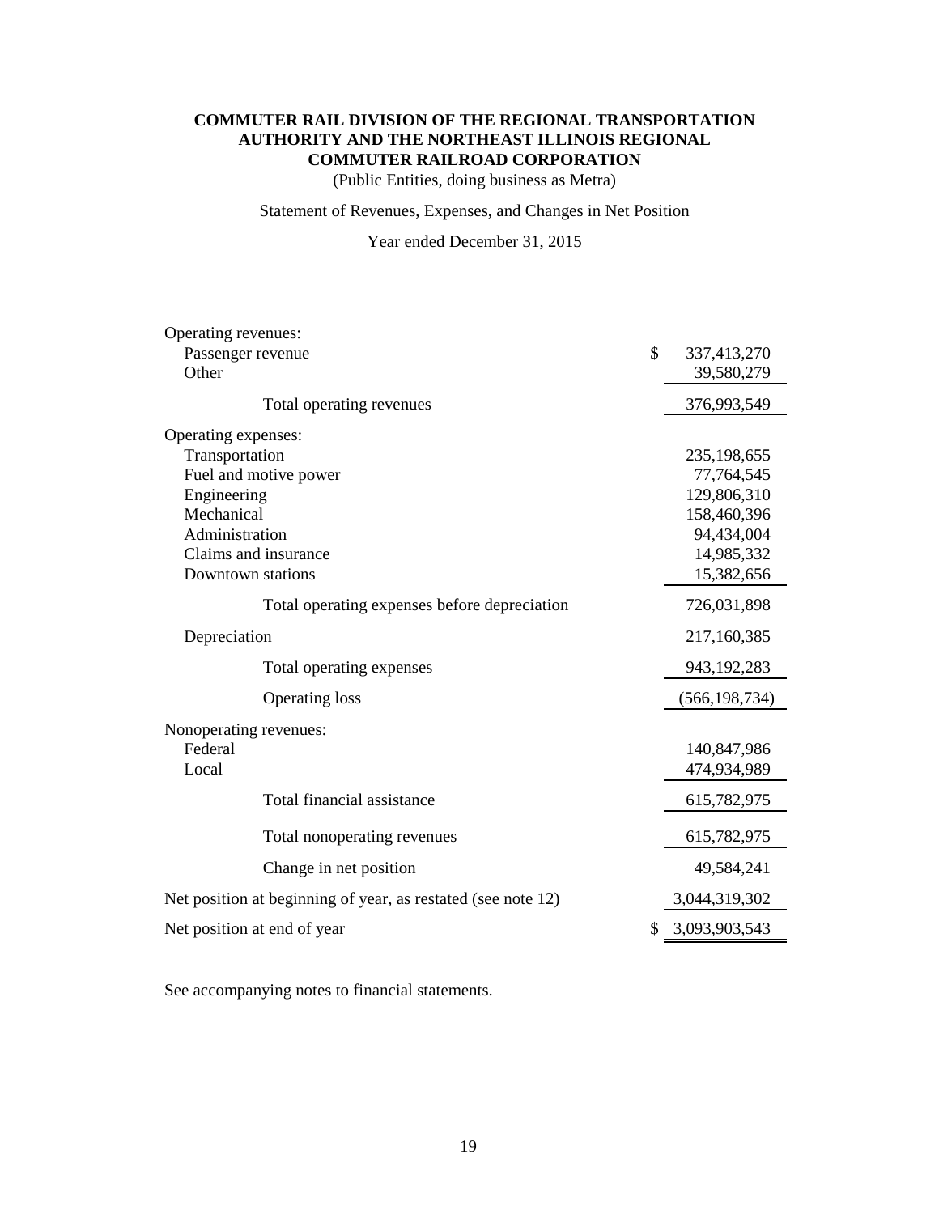**COMMUTER RAIL DIVISION OF THE REGIONAL TRANSPORTATION AUTHORITY AND THE NORTHEAST ILLINOIS REGIONAL COMMUTER RAILROAD CORPORATION**

(Public Entities, doing business as Metra)

Statement of Revenues, Expenses, and Changes in Net Position

Year ended December 31, 2015

| | |
|---|---|
| Operating revenues: | |
| Passenger revenue | $ 337,413,270 |
| Other | 39,580,279 |
| Total operating revenues | 376,993,549 |
| Operating expenses: | |
| Transportation | 235,198,655 |
| Fuel and motive power | 77,764,545 |
| Engineering | 129,806,310 |
| Mechanical | 158,460,396 |
| Administration | 94,434,004 |
| Claims and insurance | 14,985,332 |
| Downtown stations | 15,382,656 |
| Total operating expenses before depreciation | 726,031,898 |
| Depreciation | 217,160,385 |
| Total operating expenses | 943,192,283 |
| Operating loss | (566,198,734) |
| Nonoperating revenues: | |
| Federal | 140,847,986 |
| Local | 474,934,989 |
| Total financial assistance | 615,782,975 |
| Total nonoperating revenues | 615,782,975 |
| Change in net position | 49,584,241 |
| Net position at beginning of year, as restated (see note 12) | 3,044,319,302 |
| Net position at end of year | $ 3,093,903,543 |

See accompanying notes to financial statements.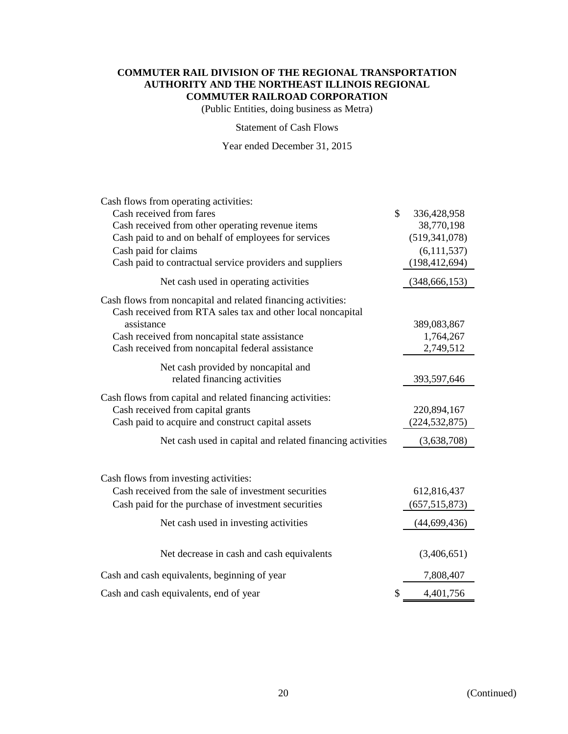**COMMUTER RAIL DIVISION OF THE REGIONAL TRANSPORTATION AUTHORITY AND THE NORTHEAST ILLINOIS REGIONAL COMMUTER RAILROAD CORPORATION**

(Public Entities, doing business as Metra)

Statement of Cash Flows

Year ended December 31, 2015

| | |
|---|---|
| Cash flows from operating activities: | |
| Cash received from fares | $ 336,428,958 |
| Cash received from other operating revenue items | 38,770,198 |
| Cash paid to and on behalf of employees for services | (519,341,078) |
| Cash paid for claims | (6,111,537) |
| Cash paid to contractual service providers and suppliers | (198,412,694) |
| Net cash used in operating activities | (348,666,153) |
| Cash flows from noncapital and related financing activities: | |
| Cash received from RTA sales tax and other local noncapital assistance | 389,083,867 |
| Cash received from noncapital state assistance | 1,764,267 |
| Cash received from noncapital federal assistance | 2,749,512 |
| Net cash provided by noncapital and related financing activities | 393,597,646 |
| Cash flows from capital and related financing activities: | |
| Cash received from capital grants | 220,894,167 |
| Cash paid to acquire and construct capital assets | (224,532,875) |
| Net cash used in capital and related financing activities | (3,638,708) |
| Cash flows from investing activities: | |
| Cash received from the sale of investment securities | 612,816,437 |
| Cash paid for the purchase of investment securities | (657,515,873) |
| Net cash used in investing activities | (44,699,436) |
| Net decrease in cash and cash equivalents | (3,406,651) |
| Cash and cash equivalents, beginning of year | 7,808,407 |
| Cash and cash equivalents, end of year | $ 4,401,756 |

(Continued)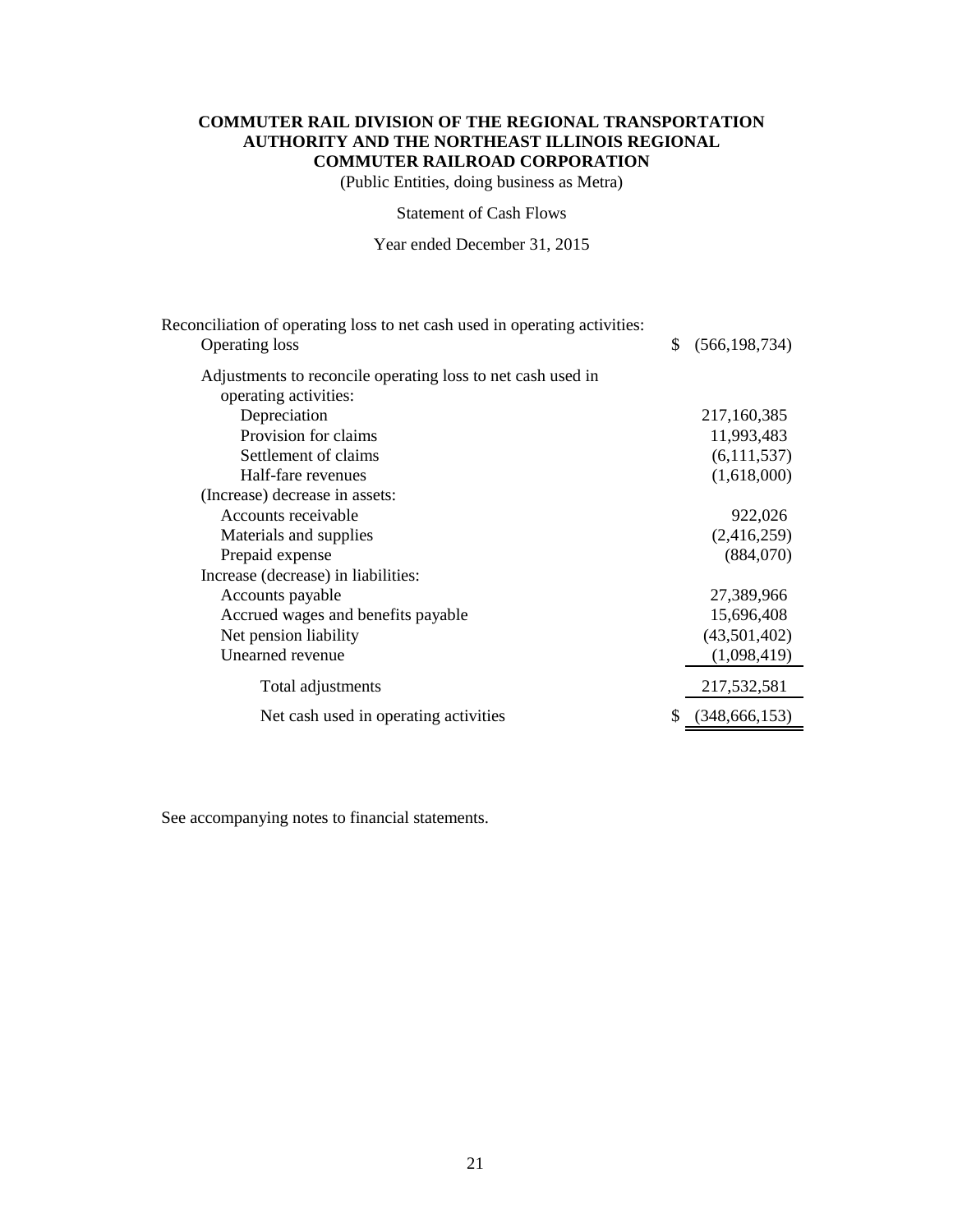**COMMUTER RAIL DIVISION OF THE REGIONAL TRANSPORTATION AUTHORITY AND THE NORTHEAST ILLINOIS REGIONAL COMMUTER RAILROAD CORPORATION**

(Public Entities, doing business as Metra)

Statement of Cash Flows

Year ended December 31, 2015

| | |
|---|---|
| Reconciliation of operating loss to net cash used in operating activities: | |
| Operating loss | $ (566,198,734) |
| Adjustments to reconcile operating loss to net cash used in operating activities: | |
| Depreciation | 217,160,385 |
| Provision for claims | 11,993,483 |
| Settlement of claims | (6,111,537) |
| Half-fare revenues | (1,618,000) |
| (Increase) decrease in assets: | |
| Accounts receivable | 922,026 |
| Materials and supplies | (2,416,259) |
| Prepaid expense | (884,070) |
| Increase (decrease) in liabilities: | |
| Accounts payable | 27,389,966 |
| Accrued wages and benefits payable | 15,696,408 |
| Net pension liability | (43,501,402) |
| Unearned revenue | (1,098,419) |
| Total adjustments | 217,532,581 |
| Net cash used in operating activities | $ (348,666,153) |

See accompanying notes to financial statements.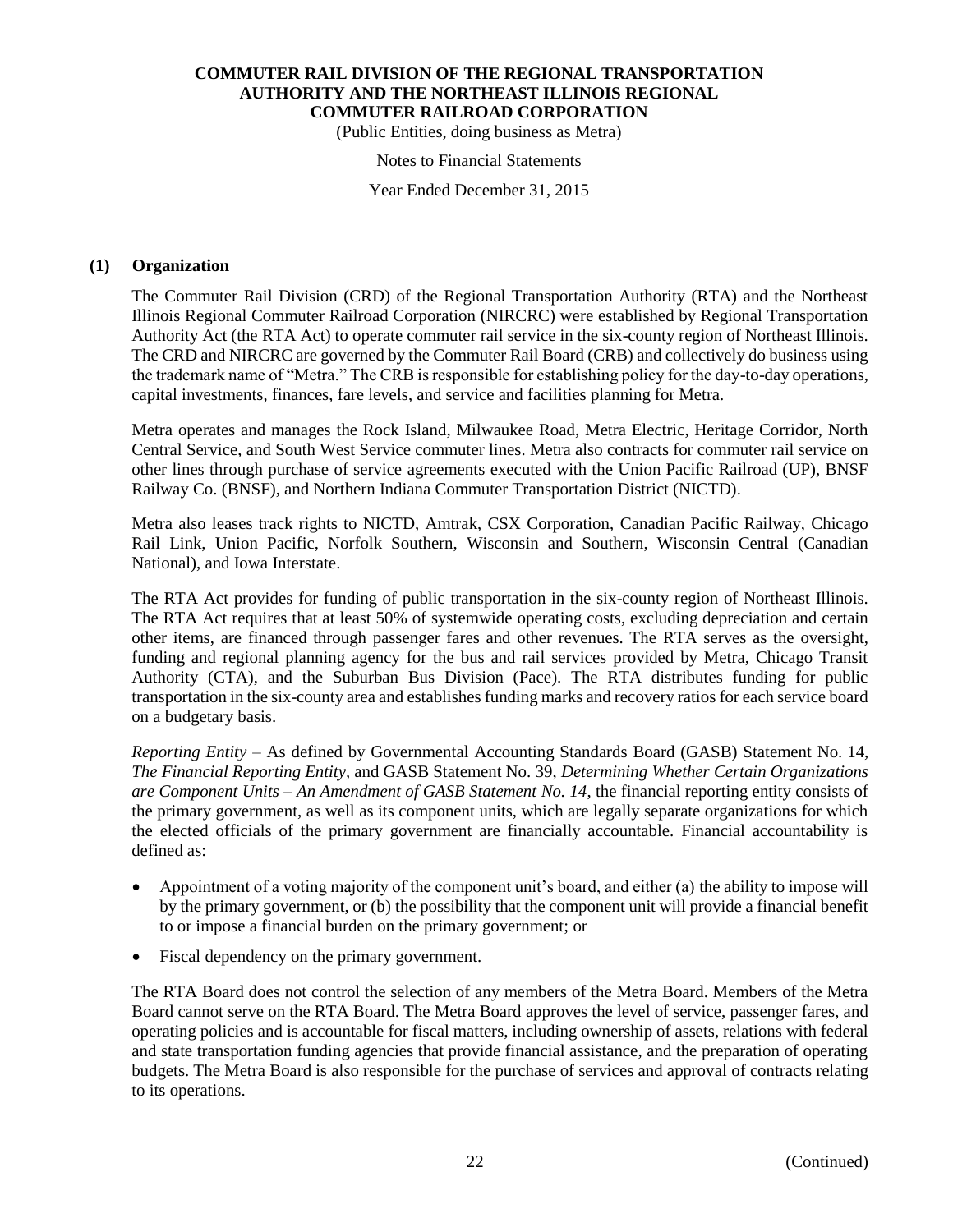# COMMUTER RAIL DIVISION OF THE REGIONAL TRANSPORTATION AUTHORITY AND THE NORTHEAST ILLINOIS REGIONAL COMMUTER RAILROAD CORPORATION

(Public Entities, doing business as Metra)

Notes to Financial Statements

Year Ended December 31, 2015

## (1) Organization

The Commuter Rail Division (CRD) of the Regional Transportation Authority (RTA) and the Northeast Illinois Regional Commuter Railroad Corporation (NIRCRC) were established by Regional Transportation Authority Act (the RTA Act) to operate commuter rail service in the six-county region of Northeast Illinois. The CRD and NIRCRC are governed by the Commuter Rail Board (CRB) and collectively do business using the trademark name of "Metra." The CRB is responsible for establishing policy for the day-to-day operations, capital investments, finances, fare levels, and service and facilities planning for Metra.

Metra operates and manages the Rock Island, Milwaukee Road, Metra Electric, Heritage Corridor, North Central Service, and South West Service commuter lines. Metra also contracts for commuter rail service on other lines through purchase of service agreements executed with the Union Pacific Railroad (UP), BNSF Railway Co. (BNSF), and Northern Indiana Commuter Transportation District (NICTD).

Metra also leases track rights to NICTD, Amtrak, CSX Corporation, Canadian Pacific Railway, Chicago Rail Link, Union Pacific, Norfolk Southern, Wisconsin and Southern, Wisconsin Central (Canadian National), and Iowa Interstate.

The RTA Act provides for funding of public transportation in the six-county region of Northeast Illinois. The RTA Act requires that at least 50% of systemwide operating costs, excluding depreciation and certain other items, are financed through passenger fares and other revenues. The RTA serves as the oversight, funding and regional planning agency for the bus and rail services provided by Metra, Chicago Transit Authority (CTA), and the Suburban Bus Division (Pace). The RTA distributes funding for public transportation in the six-county area and establishes funding marks and recovery ratios for each service board on a budgetary basis.

*Reporting Entity* – As defined by Governmental Accounting Standards Board (GASB) Statement No. 14, *The Financial Reporting Entity*, and GASB Statement No. 39, *Determining Whether Certain Organizations are Component Units – An Amendment of GASB Statement No. 14*, the financial reporting entity consists of the primary government, as well as its component units, which are legally separate organizations for which the elected officials of the primary government are financially accountable. Financial accountability is defined as:

- Appointment of a voting majority of the component unit's board, and either (a) the ability to impose will by the primary government, or (b) the possibility that the component unit will provide a financial benefit to or impose a financial burden on the primary government; or
- Fiscal dependency on the primary government.

The RTA Board does not control the selection of any members of the Metra Board. Members of the Metra Board cannot serve on the RTA Board. The Metra Board approves the level of service, passenger fares, and operating policies and is accountable for fiscal matters, including ownership of assets, relations with federal and state transportation funding agencies that provide financial assistance, and the preparation of operating budgets. The Metra Board is also responsible for the purchase of services and approval of contracts relating to its operations.

(Continued)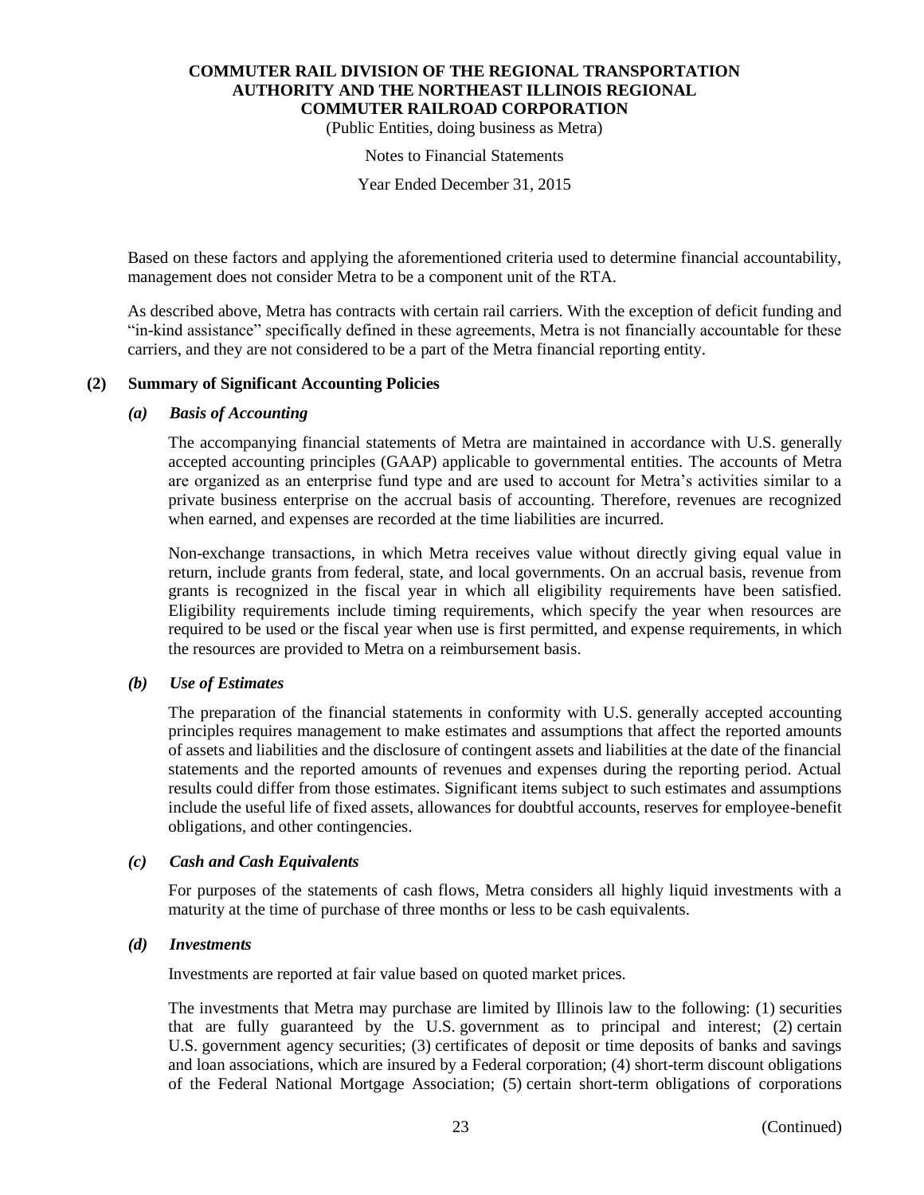Based on these factors and applying the aforementioned criteria used to determine financial accountability, management does not consider Metra to be a component unit of the RTA.

As described above, Metra has contracts with certain rail carriers. With the exception of deficit funding and "in-kind assistance" specifically defined in these agreements, Metra is not financially accountable for these carriers, and they are not considered to be a part of the Metra financial reporting entity.

## (2) Summary of Significant Accounting Policies

### *(a) Basis of Accounting*

The accompanying financial statements of Metra are maintained in accordance with U.S. generally accepted accounting principles (GAAP) applicable to governmental entities. The accounts of Metra are organized as an enterprise fund type and are used to account for Metra's activities similar to a private business enterprise on the accrual basis of accounting. Therefore, revenues are recognized when earned, and expenses are recorded at the time liabilities are incurred.

Non-exchange transactions, in which Metra receives value without directly giving equal value in return, include grants from federal, state, and local governments. On an accrual basis, revenue from grants is recognized in the fiscal year in which all eligibility requirements have been satisfied. Eligibility requirements include timing requirements, which specify the year when resources are required to be used or the fiscal year when use is first permitted, and expense requirements, in which the resources are provided to Metra on a reimbursement basis.

### *(b) Use of Estimates*

The preparation of the financial statements in conformity with U.S. generally accepted accounting principles requires management to make estimates and assumptions that affect the reported amounts of assets and liabilities and the disclosure of contingent assets and liabilities at the date of the financial statements and the reported amounts of revenues and expenses during the reporting period. Actual results could differ from those estimates. Significant items subject to such estimates and assumptions include the useful life of fixed assets, allowances for doubtful accounts, reserves for employee-benefit obligations, and other contingencies.

### *(c) Cash and Cash Equivalents*

For purposes of the statements of cash flows, Metra considers all highly liquid investments with a maturity at the time of purchase of three months or less to be cash equivalents.

### *(d) Investments*

Investments are reported at fair value based on quoted market prices.

The investments that Metra may purchase are limited by Illinois law to the following: (1) securities that are fully guaranteed by the U.S. government as to principal and interest; (2) certain U.S. government agency securities; (3) certificates of deposit or time deposits of banks and savings and loan associations, which are insured by a Federal corporation; (4) short-term discount obligations of the Federal National Mortgage Association; (5) certain short-term obligations of corporations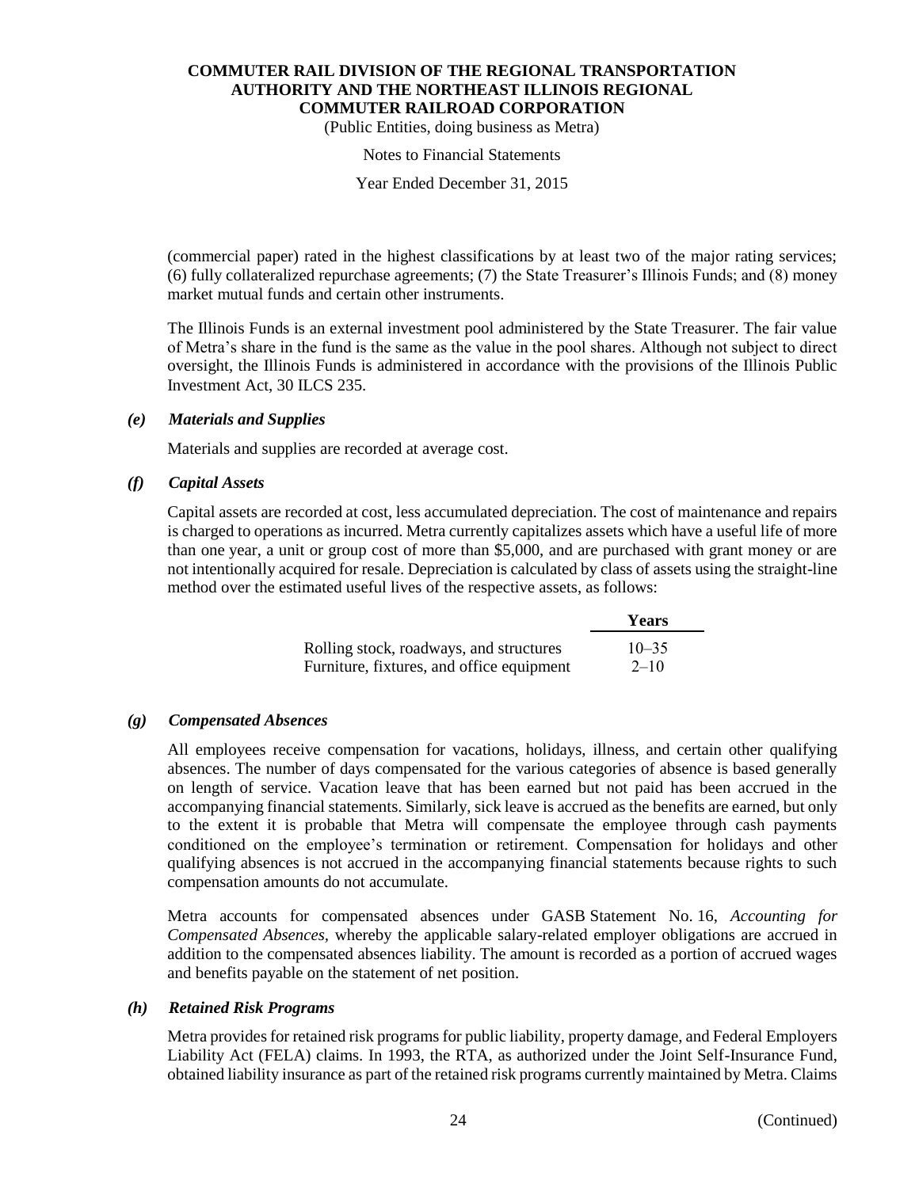(commercial paper) rated in the highest classifications by at least two of the major rating services; (6) fully collateralized repurchase agreements; (7) the State Treasurer's Illinois Funds; and (8) money market mutual funds and certain other instruments.

The Illinois Funds is an external investment pool administered by the State Treasurer. The fair value of Metra's share in the fund is the same as the value in the pool shares. Although not subject to direct oversight, the Illinois Funds is administered in accordance with the provisions of the Illinois Public Investment Act, 30 ILCS 235.

### *(e) Materials and Supplies*

Materials and supplies are recorded at average cost.

### *(f) Capital Assets*

Capital assets are recorded at cost, less accumulated depreciation. The cost of maintenance and repairs is charged to operations as incurred. Metra currently capitalizes assets which have a useful life of more than one year, a unit or group cost of more than $5,000, and are purchased with grant money or are not intentionally acquired for resale. Depreciation is calculated by class of assets using the straight-line method over the estimated useful lives of the respective assets, as follows:

| | Years |
|---|---|
| Rolling stock, roadways, and structures | 10–35 |
| Furniture, fixtures, and office equipment | 2–10 |

### *(g) Compensated Absences*

All employees receive compensation for vacations, holidays, illness, and certain other qualifying absences. The number of days compensated for the various categories of absence is based generally on length of service. Vacation leave that has been earned but not paid has been accrued in the accompanying financial statements. Similarly, sick leave is accrued as the benefits are earned, but only to the extent it is probable that Metra will compensate the employee through cash payments conditioned on the employee's termination or retirement. Compensation for holidays and other qualifying absences is not accrued in the accompanying financial statements because rights to such compensation amounts do not accumulate.

Metra accounts for compensated absences under GASB Statement No. 16, *Accounting for Compensated Absences*, whereby the applicable salary-related employer obligations are accrued in addition to the compensated absences liability. The amount is recorded as a portion of accrued wages and benefits payable on the statement of net position.

### *(h) Retained Risk Programs*

Metra provides for retained risk programs for public liability, property damage, and Federal Employers Liability Act (FELA) claims. In 1993, the RTA, as authorized under the Joint Self-Insurance Fund, obtained liability insurance as part of the retained risk programs currently maintained by Metra. Claims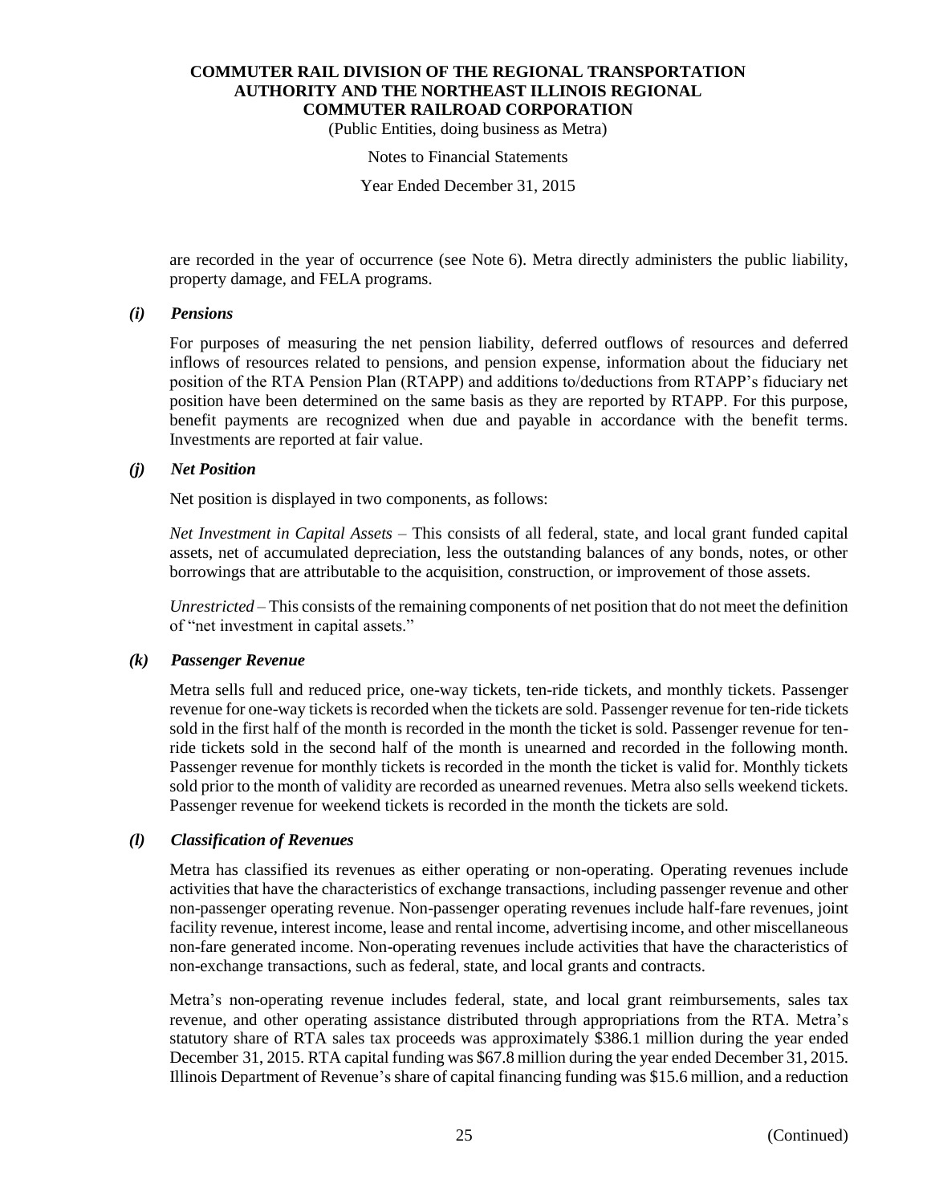are recorded in the year of occurrence (see Note 6). Metra directly administers the public liability, property damage, and FELA programs.

### *(i) Pensions*

For purposes of measuring the net pension liability, deferred outflows of resources and deferred inflows of resources related to pensions, and pension expense, information about the fiduciary net position of the RTA Pension Plan (RTAPP) and additions to/deductions from RTAPP's fiduciary net position have been determined on the same basis as they are reported by RTAPP. For this purpose, benefit payments are recognized when due and payable in accordance with the benefit terms. Investments are reported at fair value.

### *(j) Net Position*

Net position is displayed in two components, as follows:

*Net Investment in Capital Assets* – This consists of all federal, state, and local grant funded capital assets, net of accumulated depreciation, less the outstanding balances of any bonds, notes, or other borrowings that are attributable to the acquisition, construction, or improvement of those assets.

*Unrestricted* – This consists of the remaining components of net position that do not meet the definition of "net investment in capital assets."

### *(k) Passenger Revenue*

Metra sells full and reduced price, one-way tickets, ten-ride tickets, and monthly tickets. Passenger revenue for one-way tickets is recorded when the tickets are sold. Passenger revenue for ten-ride tickets sold in the first half of the month is recorded in the month the ticket is sold. Passenger revenue for ten-ride tickets sold in the second half of the month is unearned and recorded in the following month. Passenger revenue for monthly tickets is recorded in the month the ticket is valid for. Monthly tickets sold prior to the month of validity are recorded as unearned revenues. Metra also sells weekend tickets. Passenger revenue for weekend tickets is recorded in the month the tickets are sold.

### *(l) Classification of Revenues*

Metra has classified its revenues as either operating or non-operating. Operating revenues include activities that have the characteristics of exchange transactions, including passenger revenue and other non-passenger operating revenue. Non-passenger operating revenues include half-fare revenues, joint facility revenue, interest income, lease and rental income, advertising income, and other miscellaneous non-fare generated income. Non-operating revenues include activities that have the characteristics of non-exchange transactions, such as federal, state, and local grants and contracts.

Metra's non-operating revenue includes federal, state, and local grant reimbursements, sales tax revenue, and other operating assistance distributed through appropriations from the RTA. Metra's statutory share of RTA sales tax proceeds was approximately \$386.1 million during the year ended December 31, 2015. RTA capital funding was \$67.8 million during the year ended December 31, 2015. Illinois Department of Revenue's share of capital financing funding was \$15.6 million, and a reduction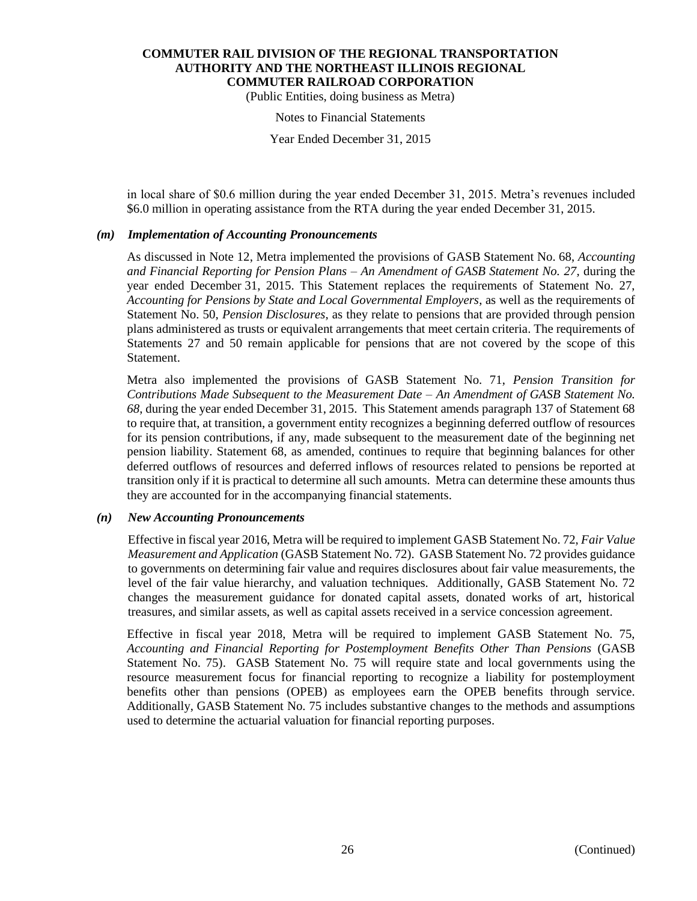in local share of $0.6 million during the year ended December 31, 2015. Metra's revenues included $6.0 million in operating assistance from the RTA during the year ended December 31, 2015.

### *(m) Implementation of Accounting Pronouncements*

As discussed in Note 12, Metra implemented the provisions of GASB Statement No. 68, *Accounting and Financial Reporting for Pension Plans – An Amendment of GASB Statement No. 27*, during the year ended December 31, 2015. This Statement replaces the requirements of Statement No. 27, *Accounting for Pensions by State and Local Governmental Employers*, as well as the requirements of Statement No. 50, *Pension Disclosures*, as they relate to pensions that are provided through pension plans administered as trusts or equivalent arrangements that meet certain criteria. The requirements of Statements 27 and 50 remain applicable for pensions that are not covered by the scope of this Statement.

Metra also implemented the provisions of GASB Statement No. 71, *Pension Transition for Contributions Made Subsequent to the Measurement Date – An Amendment of GASB Statement No. 68*, during the year ended December 31, 2015. This Statement amends paragraph 137 of Statement 68 to require that, at transition, a government entity recognizes a beginning deferred outflow of resources for its pension contributions, if any, made subsequent to the measurement date of the beginning net pension liability. Statement 68, as amended, continues to require that beginning balances for other deferred outflows of resources and deferred inflows of resources related to pensions be reported at transition only if it is practical to determine all such amounts. Metra can determine these amounts thus they are accounted for in the accompanying financial statements.

### *(n) New Accounting Pronouncements*

Effective in fiscal year 2016, Metra will be required to implement GASB Statement No. 72, *Fair Value Measurement and Application* (GASB Statement No. 72). GASB Statement No. 72 provides guidance to governments on determining fair value and requires disclosures about fair value measurements, the level of the fair value hierarchy, and valuation techniques. Additionally, GASB Statement No. 72 changes the measurement guidance for donated capital assets, donated works of art, historical treasures, and similar assets, as well as capital assets received in a service concession agreement.

Effective in fiscal year 2018, Metra will be required to implement GASB Statement No. 75, *Accounting and Financial Reporting for Postemployment Benefits Other Than Pensions* (GASB Statement No. 75). GASB Statement No. 75 will require state and local governments using the resource measurement focus for financial reporting to recognize a liability for postemployment benefits other than pensions (OPEB) as employees earn the OPEB benefits through service. Additionally, GASB Statement No. 75 includes substantive changes to the methods and assumptions used to determine the actuarial valuation for financial reporting purposes.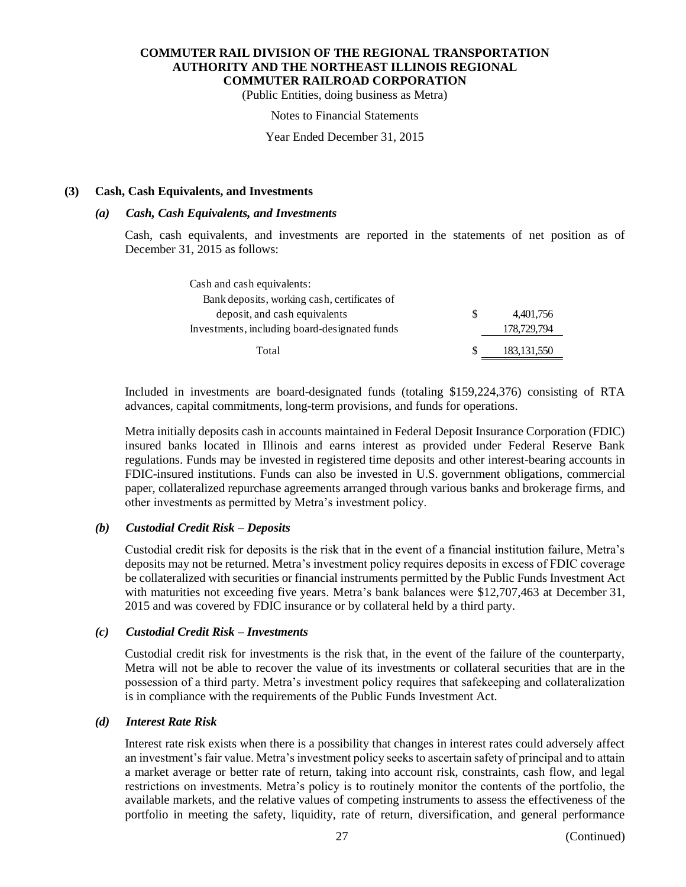**COMMUTER RAIL DIVISION OF THE REGIONAL TRANSPORTATION AUTHORITY AND THE NORTHEAST ILLINOIS REGIONAL COMMUTER RAILROAD CORPORATION**

(Public Entities, doing business as Metra)

Notes to Financial Statements

Year Ended December 31, 2015

## (3) Cash, Cash Equivalents, and Investments

### *(a) Cash, Cash Equivalents, and Investments*

Cash, cash equivalents, and investments are reported in the statements of net position as of December 31, 2015 as follows:

| | | |
|---|---|---|
| Cash and cash equivalents: | | |
| Bank deposits, working cash, certificates of deposit, and cash equivalents | $ | 4,401,756 |
| Investments, including board-designated funds | | 178,729,794 |
| Total | $ | 183,131,550 |

Included in investments are board-designated funds (totaling $159,224,376) consisting of RTA advances, capital commitments, long-term provisions, and funds for operations.

Metra initially deposits cash in accounts maintained in Federal Deposit Insurance Corporation (FDIC) insured banks located in Illinois and earns interest as provided under Federal Reserve Bank regulations. Funds may be invested in registered time deposits and other interest-bearing accounts in FDIC-insured institutions. Funds can also be invested in U.S. government obligations, commercial paper, collateralized repurchase agreements arranged through various banks and brokerage firms, and other investments as permitted by Metra's investment policy.

### *(b) Custodial Credit Risk – Deposits*

Custodial credit risk for deposits is the risk that in the event of a financial institution failure, Metra's deposits may not be returned. Metra's investment policy requires deposits in excess of FDIC coverage be collateralized with securities or financial instruments permitted by the Public Funds Investment Act with maturities not exceeding five years. Metra's bank balances were $12,707,463 at December 31, 2015 and was covered by FDIC insurance or by collateral held by a third party.

### *(c) Custodial Credit Risk – Investments*

Custodial credit risk for investments is the risk that, in the event of the failure of the counterparty, Metra will not be able to recover the value of its investments or collateral securities that are in the possession of a third party. Metra's investment policy requires that safekeeping and collateralization is in compliance with the requirements of the Public Funds Investment Act.

### *(d) Interest Rate Risk*

Interest rate risk exists when there is a possibility that changes in interest rates could adversely affect an investment's fair value. Metra's investment policy seeks to ascertain safety of principal and to attain a market average or better rate of return, taking into account risk, constraints, cash flow, and legal restrictions on investments. Metra's policy is to routinely monitor the contents of the portfolio, the available markets, and the relative values of competing instruments to assess the effectiveness of the portfolio in meeting the safety, liquidity, rate of return, diversification, and general performance

(Continued)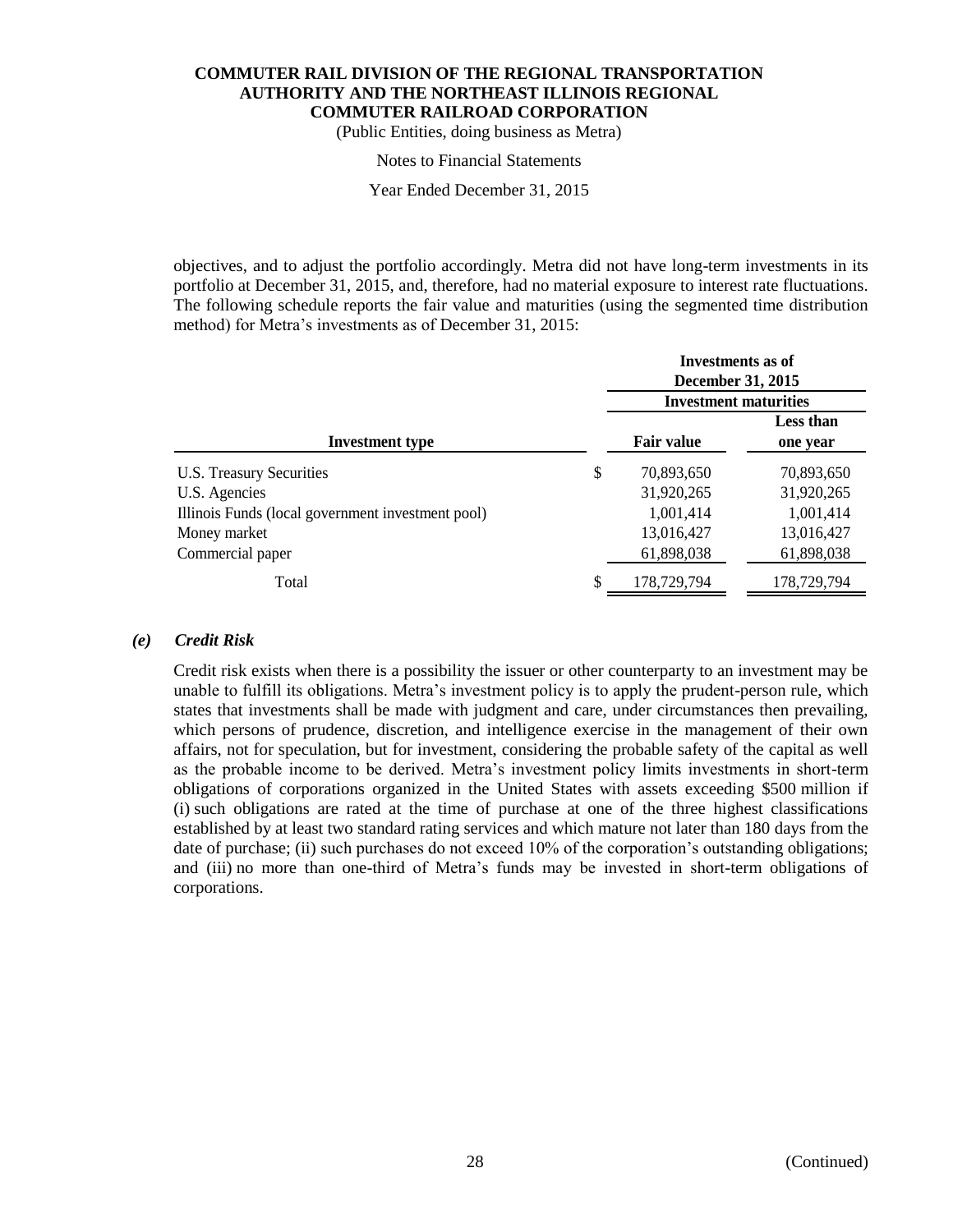objectives, and to adjust the portfolio accordingly. Metra did not have long-term investments in its portfolio at December 31, 2015, and, therefore, had no material exposure to interest rate fluctuations. The following schedule reports the fair value and maturities (using the segmented time distribution method) for Metra's investments as of December 31, 2015:

| | Investments as of December 31, 2015 | |
|---|---|---|
| | Investment maturities | |
| **Investment type** | **Fair value** | **Less than one year** |
| U.S. Treasury Securities | $ 70,893,650 | 70,893,650 |
| U.S. Agencies | 31,920,265 | 31,920,265 |
| Illinois Funds (local government investment pool) | 1,001,414 | 1,001,414 |
| Money market | 13,016,427 | 13,016,427 |
| Commercial paper | 61,898,038 | 61,898,038 |
| Total | $ 178,729,794 | 178,729,794 |

### *(e) Credit Risk*

Credit risk exists when there is a possibility the issuer or other counterparty to an investment may be unable to fulfill its obligations. Metra's investment policy is to apply the prudent-person rule, which states that investments shall be made with judgment and care, under circumstances then prevailing, which persons of prudence, discretion, and intelligence exercise in the management of their own affairs, not for speculation, but for investment, considering the probable safety of the capital as well as the probable income to be derived. Metra's investment policy limits investments in short-term obligations of corporations organized in the United States with assets exceeding $500 million if (i) such obligations are rated at the time of purchase at one of the three highest classifications established by at least two standard rating services and which mature not later than 180 days from the date of purchase; (ii) such purchases do not exceed 10% of the corporation's outstanding obligations; and (iii) no more than one-third of Metra's funds may be invested in short-term obligations of corporations.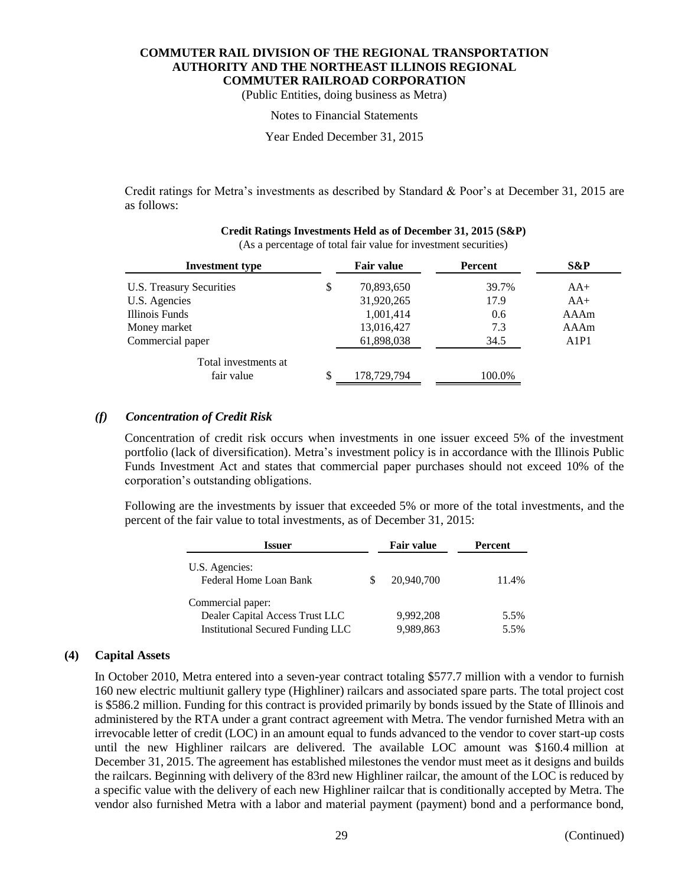Credit ratings for Metra's investments as described by Standard & Poor's at December 31, 2015 are as follows:

**Credit Ratings Investments Held as of December 31, 2015 (S&P)**

(As a percentage of total fair value for investment securities)

| Investment type | Fair value | Percent | S&P |
|---|---|---|---|
| U.S. Treasury Securities | $ 70,893,650 | 39.7% | AA+ |
| U.S. Agencies | 31,920,265 | 17.9 | AA+ |
| Illinois Funds | 1,001,414 | 0.6 | AAAm |
| Money market | 13,016,427 | 7.3 | AAAm |
| Commercial paper | 61,898,038 | 34.5 | A1P1 |
| Total investments at fair value | $ 178,729,794 | 100.0% | |

### *(f) Concentration of Credit Risk*

Concentration of credit risk occurs when investments in one issuer exceed 5% of the investment portfolio (lack of diversification). Metra's investment policy is in accordance with the Illinois Public Funds Investment Act and states that commercial paper purchases should not exceed 10% of the corporation's outstanding obligations.

Following are the investments by issuer that exceeded 5% or more of the total investments, and the percent of the fair value to total investments, as of December 31, 2015:

| Issuer | Fair value | Percent |
|---|---|---|
| U.S. Agencies: | | |
| Federal Home Loan Bank | $ 20,940,700 | 11.4% |
| Commercial paper: | | |
| Dealer Capital Access Trust LLC | 9,992,208 | 5.5% |
| Institutional Secured Funding LLC | 9,989,863 | 5.5% |

## (4) Capital Assets

In October 2010, Metra entered into a seven-year contract totaling $577.7 million with a vendor to furnish 160 new electric multiunit gallery type (Highliner) railcars and associated spare parts. The total project cost is $586.2 million. Funding for this contract is provided primarily by bonds issued by the State of Illinois and administered by the RTA under a grant contract agreement with Metra. The vendor furnished Metra with an irrevocable letter of credit (LOC) in an amount equal to funds advanced to the vendor to cover start-up costs until the new Highliner railcars are delivered. The available LOC amount was $160.4 million at December 31, 2015. The agreement has established milestones the vendor must meet as it designs and builds the railcars. Beginning with delivery of the 83rd new Highliner railcar, the amount of the LOC is reduced by a specific value with the delivery of each new Highliner railcar that is conditionally accepted by Metra. The vendor also furnished Metra with a labor and material payment (payment) bond and a performance bond,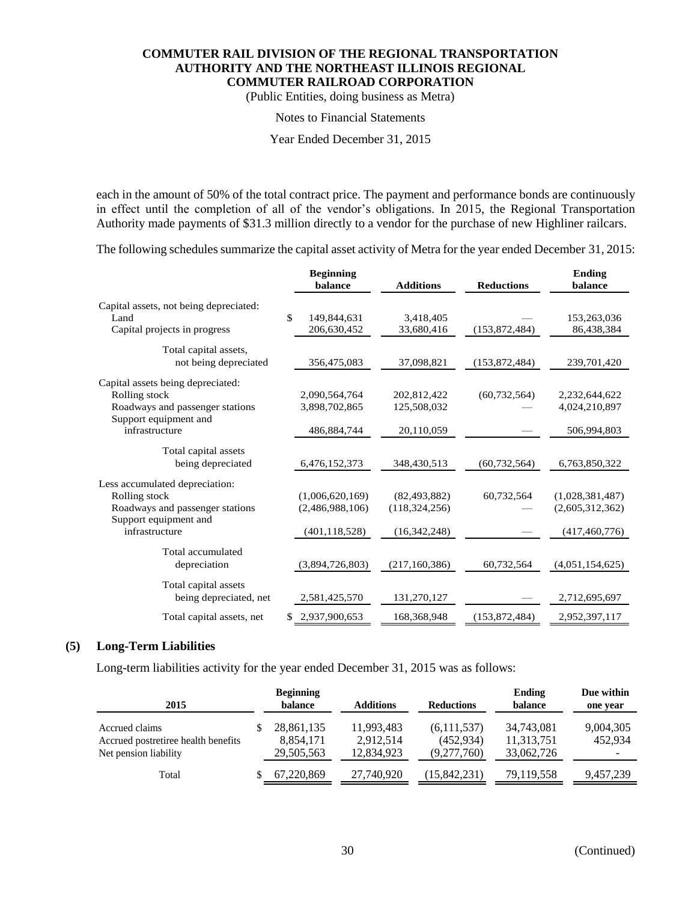each in the amount of 50% of the total contract price. The payment and performance bonds are continuously in effect until the completion of all of the vendor's obligations. In 2015, the Regional Transportation Authority made payments of $31.3 million directly to a vendor for the purchase of new Highliner railcars.

The following schedules summarize the capital asset activity of Metra for the year ended December 31, 2015:

| | Beginning balance | Additions | Reductions | Ending balance |
|---|---|---|---|---|
| Capital assets, not being depreciated: | | | | |
| Land | $ 149,844,631 | 3,418,405 | — | 153,263,036 |
| Capital projects in progress | 206,630,452 | 33,680,416 | (153,872,484) | 86,438,384 |
| Total capital assets, not being depreciated | 356,475,083 | 37,098,821 | (153,872,484) | 239,701,420 |
| Capital assets being depreciated: | | | | |
| Rolling stock | 2,090,564,764 | 202,812,422 | (60,732,564) | 2,232,644,622 |
| Roadways and passenger stations | 3,898,702,865 | 125,508,032 | — | 4,024,210,897 |
| Support equipment and infrastructure | 486,884,744 | 20,110,059 | — | 506,994,803 |
| Total capital assets being depreciated | 6,476,152,373 | 348,430,513 | (60,732,564) | 6,763,850,322 |
| Less accumulated depreciation: | | | | |
| Rolling stock | (1,006,620,169) | (82,493,882) | 60,732,564 | (1,028,381,487) |
| Roadways and passenger stations | (2,486,988,106) | (118,324,256) | — | (2,605,312,362) |
| Support equipment and infrastructure | (401,118,528) | (16,342,248) | — | (417,460,776) |
| Total accumulated depreciation | (3,894,726,803) | (217,160,386) | 60,732,564 | (4,051,154,625) |
| Total capital assets being depreciated, net | 2,581,425,570 | 131,270,127 | — | 2,712,695,697 |
| Total capital assets, net | $ 2,937,900,653 | 168,368,948 | (153,872,484) | 2,952,397,117 |

## (5) Long-Term Liabilities

Long-term liabilities activity for the year ended December 31, 2015 was as follows:

| 2015 | Beginning balance | Additions | Reductions | Ending balance | Due within one year |
|---|---|---|---|---|---|
| Accrued claims | $ 28,861,135 | 11,993,483 | (6,111,537) | 34,743,081 | 9,004,305 |
| Accrued postretiree health benefits | 8,854,171 | 2,912,514 | (452,934) | 11,313,751 | 452,934 |
| Net pension liability | 29,505,563 | 12,834,923 | (9,277,760) | 33,062,726 | - |
| Total | $ 67,220,869 | 27,740,920 | (15,842,231) | 79,119,558 | 9,457,239 |

(Continued)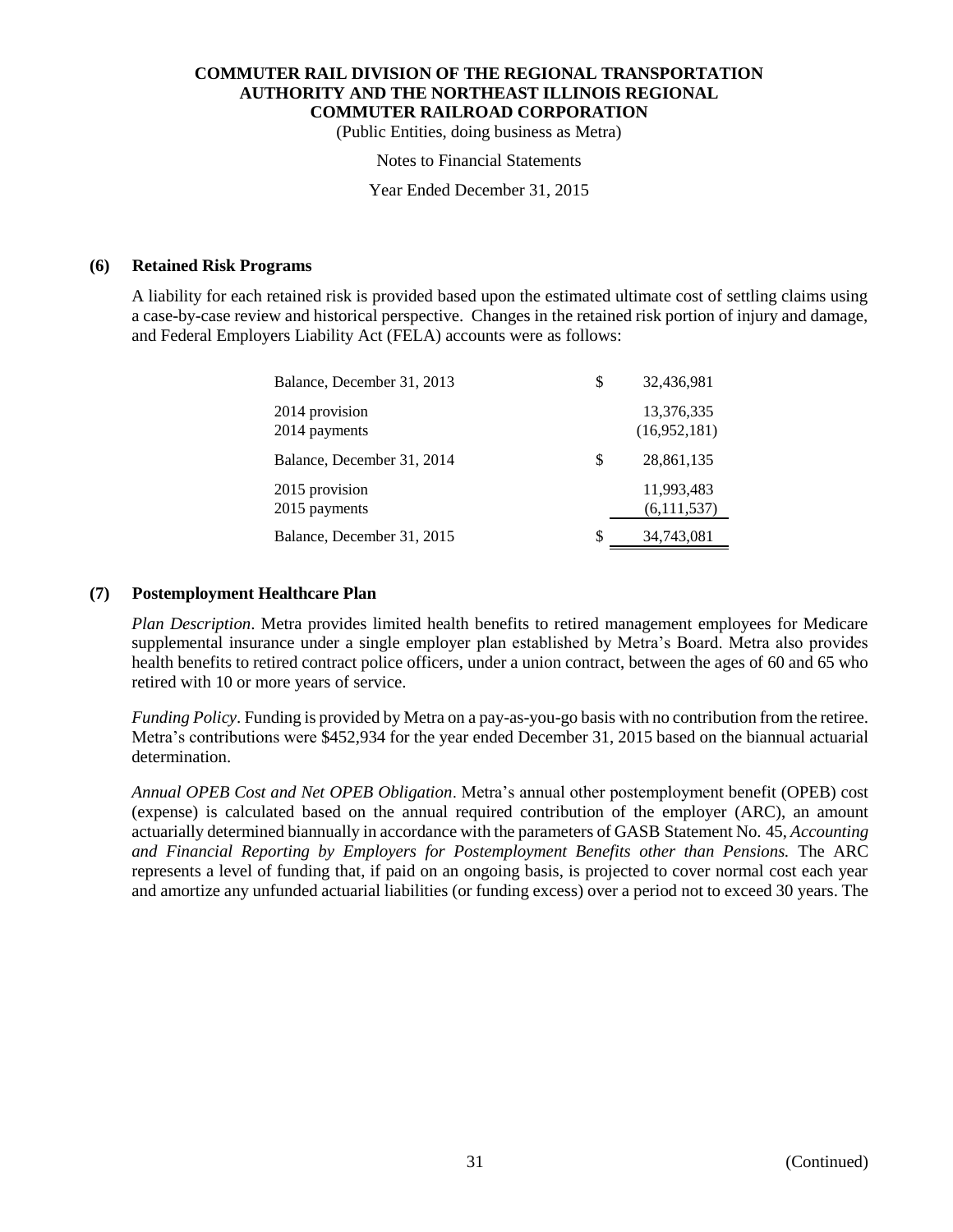**COMMUTER RAIL DIVISION OF THE REGIONAL TRANSPORTATION AUTHORITY AND THE NORTHEAST ILLINOIS REGIONAL COMMUTER RAILROAD CORPORATION**

(Public Entities, doing business as Metra)

Notes to Financial Statements

Year Ended December 31, 2015

## (6) Retained Risk Programs

A liability for each retained risk is provided based upon the estimated ultimate cost of settling claims using a case-by-case review and historical perspective. Changes in the retained risk portion of injury and damage, and Federal Employers Liability Act (FELA) accounts were as follows:

| | | |
|---|---|---|
| Balance, December 31, 2013 | $ | 32,436,981 |
| 2014 provision | | 13,376,335 |
| 2014 payments | | (16,952,181) |
| Balance, December 31, 2014 | $ | 28,861,135 |
| 2015 provision | | 11,993,483 |
| 2015 payments | | (6,111,537) |
| Balance, December 31, 2015 | $ | 34,743,081 |

## (7) Postemployment Healthcare Plan

*Plan Description*. Metra provides limited health benefits to retired management employees for Medicare supplemental insurance under a single employer plan established by Metra's Board. Metra also provides health benefits to retired contract police officers, under a union contract, between the ages of 60 and 65 who retired with 10 or more years of service.

*Funding Policy*. Funding is provided by Metra on a pay-as-you-go basis with no contribution from the retiree. Metra's contributions were $452,934 for the year ended December 31, 2015 based on the biannual actuarial determination.

*Annual OPEB Cost and Net OPEB Obligation*. Metra's annual other postemployment benefit (OPEB) cost (expense) is calculated based on the annual required contribution of the employer (ARC), an amount actuarially determined biannually in accordance with the parameters of GASB Statement No. 45, *Accounting and Financial Reporting by Employers for Postemployment Benefits other than Pensions.* The ARC represents a level of funding that, if paid on an ongoing basis, is projected to cover normal cost each year and amortize any unfunded actuarial liabilities (or funding excess) over a period not to exceed 30 years. The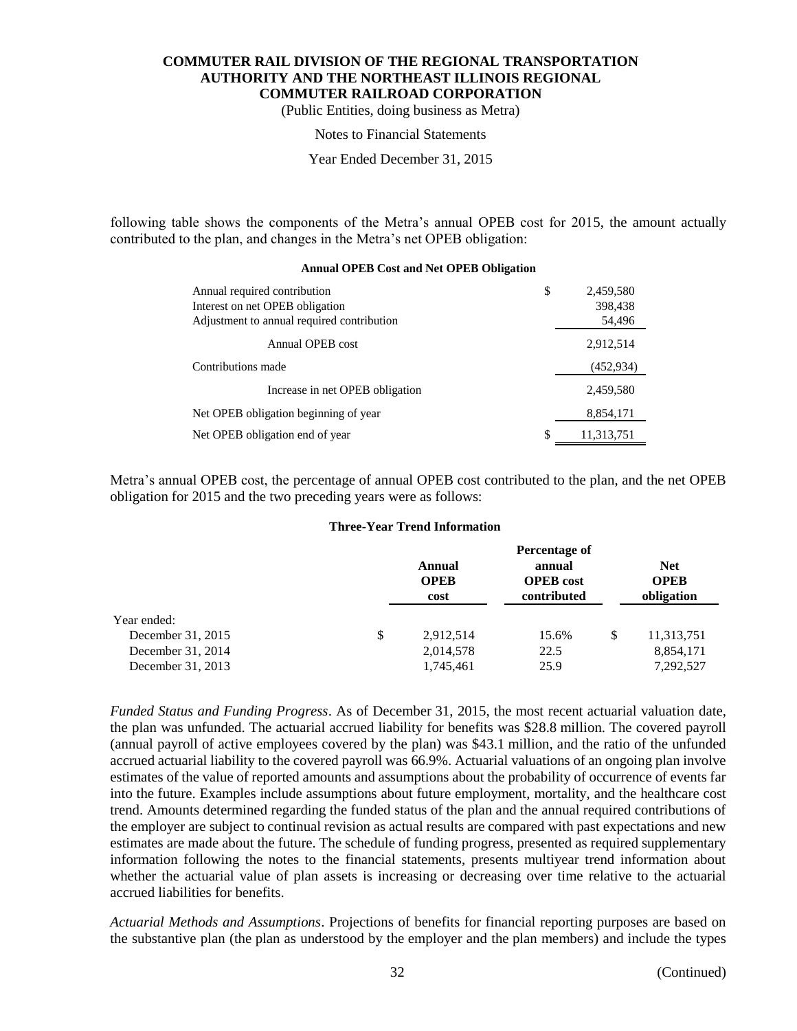following table shows the components of the Metra's annual OPEB cost for 2015, the amount actually contributed to the plan, and changes in the Metra's net OPEB obligation:

**Annual OPEB Cost and Net OPEB Obligation**

| | |
|---|---|
| Annual required contribution | $ 2,459,580 |
| Interest on net OPEB obligation | 398,438 |
| Adjustment to annual required contribution | 54,496 |
| Annual OPEB cost | 2,912,514 |
| Contributions made | (452,934) |
| Increase in net OPEB obligation | 2,459,580 |
| Net OPEB obligation beginning of year | 8,854,171 |
| Net OPEB obligation end of year | $ 11,313,751 |

Metra's annual OPEB cost, the percentage of annual OPEB cost contributed to the plan, and the net OPEB obligation for 2015 and the two preceding years were as follows:

**Three-Year Trend Information**

| | Annual OPEB cost | Percentage of annual OPEB cost contributed | Net OPEB obligation |
|---|---|---|---|
| Year ended: | | | |
| December 31, 2015 | $ 2,912,514 | 15.6% | $ 11,313,751 |
| December 31, 2014 | 2,014,578 | 22.5 | 8,854,171 |
| December 31, 2013 | 1,745,461 | 25.9 | 7,292,527 |

*Funded Status and Funding Progress*. As of December 31, 2015, the most recent actuarial valuation date, the plan was unfunded. The actuarial accrued liability for benefits was $28.8 million. The covered payroll (annual payroll of active employees covered by the plan) was $43.1 million, and the ratio of the unfunded accrued actuarial liability to the covered payroll was 66.9%. Actuarial valuations of an ongoing plan involve estimates of the value of reported amounts and assumptions about the probability of occurrence of events far into the future. Examples include assumptions about future employment, mortality, and the healthcare cost trend. Amounts determined regarding the funded status of the plan and the annual required contributions of the employer are subject to continual revision as actual results are compared with past expectations and new estimates are made about the future. The schedule of funding progress, presented as required supplementary information following the notes to the financial statements, presents multiyear trend information about whether the actuarial value of plan assets is increasing or decreasing over time relative to the actuarial accrued liabilities for benefits.

*Actuarial Methods and Assumptions*. Projections of benefits for financial reporting purposes are based on the substantive plan (the plan as understood by the employer and the plan members) and include the types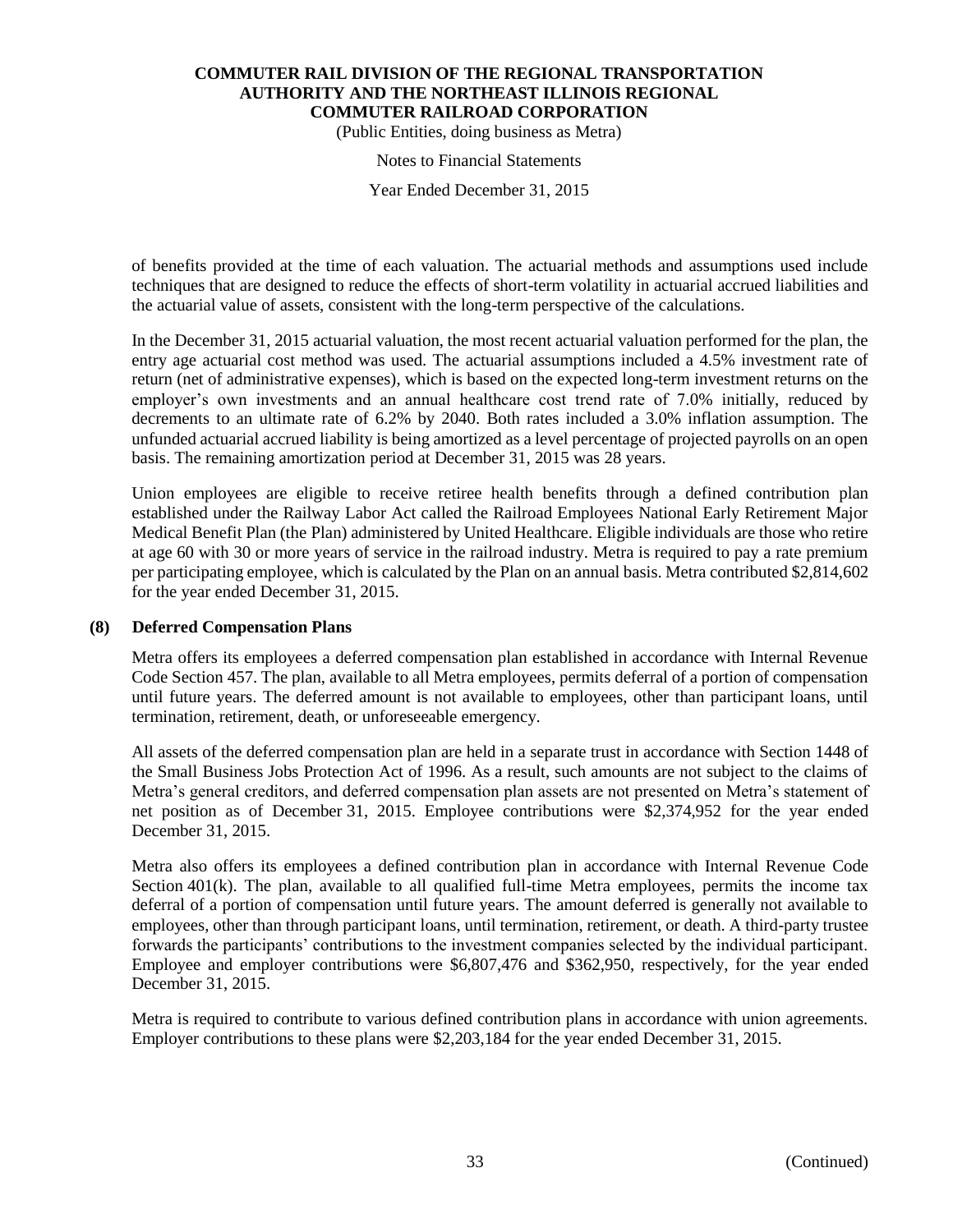of benefits provided at the time of each valuation. The actuarial methods and assumptions used include techniques that are designed to reduce the effects of short-term volatility in actuarial accrued liabilities and the actuarial value of assets, consistent with the long-term perspective of the calculations.

In the December 31, 2015 actuarial valuation, the most recent actuarial valuation performed for the plan, the entry age actuarial cost method was used. The actuarial assumptions included a 4.5% investment rate of return (net of administrative expenses), which is based on the expected long-term investment returns on the employer's own investments and an annual healthcare cost trend rate of 7.0% initially, reduced by decrements to an ultimate rate of 6.2% by 2040. Both rates included a 3.0% inflation assumption. The unfunded actuarial accrued liability is being amortized as a level percentage of projected payrolls on an open basis. The remaining amortization period at December 31, 2015 was 28 years.

Union employees are eligible to receive retiree health benefits through a defined contribution plan established under the Railway Labor Act called the Railroad Employees National Early Retirement Major Medical Benefit Plan (the Plan) administered by United Healthcare. Eligible individuals are those who retire at age 60 with 30 or more years of service in the railroad industry. Metra is required to pay a rate premium per participating employee, which is calculated by the Plan on an annual basis. Metra contributed $2,814,602 for the year ended December 31, 2015.

## (8) Deferred Compensation Plans

Metra offers its employees a deferred compensation plan established in accordance with Internal Revenue Code Section 457. The plan, available to all Metra employees, permits deferral of a portion of compensation until future years. The deferred amount is not available to employees, other than participant loans, until termination, retirement, death, or unforeseeable emergency.

All assets of the deferred compensation plan are held in a separate trust in accordance with Section 1448 of the Small Business Jobs Protection Act of 1996. As a result, such amounts are not subject to the claims of Metra's general creditors, and deferred compensation plan assets are not presented on Metra's statement of net position as of December 31, 2015. Employee contributions were $2,374,952 for the year ended December 31, 2015.

Metra also offers its employees a defined contribution plan in accordance with Internal Revenue Code Section 401(k). The plan, available to all qualified full-time Metra employees, permits the income tax deferral of a portion of compensation until future years. The amount deferred is generally not available to employees, other than through participant loans, until termination, retirement, or death. A third-party trustee forwards the participants' contributions to the investment companies selected by the individual participant. Employee and employer contributions were $6,807,476 and $362,950, respectively, for the year ended December 31, 2015.

Metra is required to contribute to various defined contribution plans in accordance with union agreements. Employer contributions to these plans were $2,203,184 for the year ended December 31, 2015.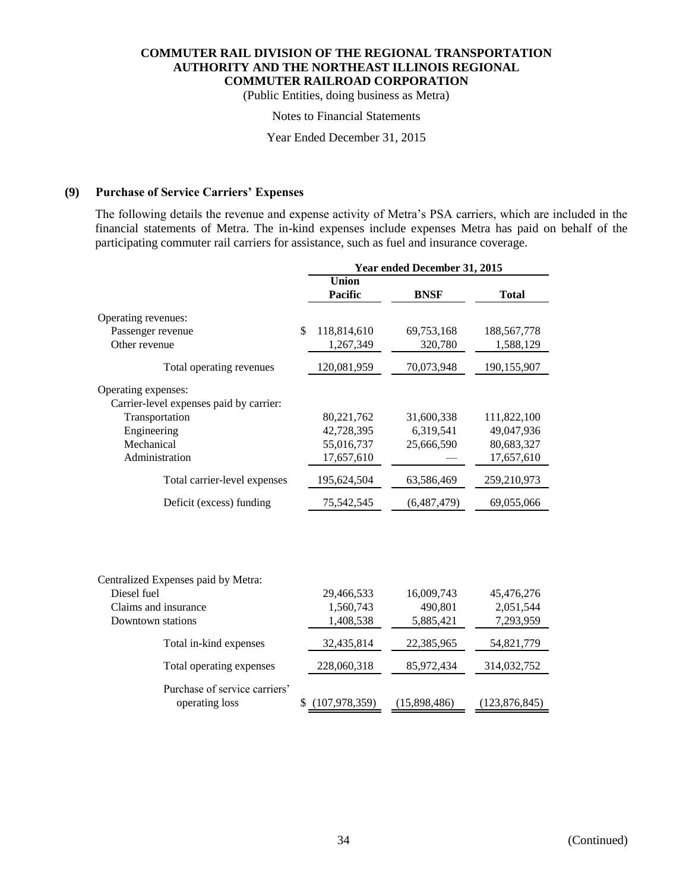**COMMUTER RAIL DIVISION OF THE REGIONAL TRANSPORTATION AUTHORITY AND THE NORTHEAST ILLINOIS REGIONAL COMMUTER RAILROAD CORPORATION**

(Public Entities, doing business as Metra)

Notes to Financial Statements

Year Ended December 31, 2015

## (9) Purchase of Service Carriers' Expenses

The following details the revenue and expense activity of Metra's PSA carriers, which are included in the financial statements of Metra. The in-kind expenses include expenses Metra has paid on behalf of the participating commuter rail carriers for assistance, such as fuel and insurance coverage.

| | Year ended December 31, 2015 | | |
|---|---|---|---|
| | **Union Pacific** | **BNSF** | **Total** |
| Operating revenues: | | | |
| Passenger revenue | $ 118,814,610 | 69,753,168 | 188,567,778 |
| Other revenue | 1,267,349 | 320,780 | 1,588,129 |
| Total operating revenues | 120,081,959 | 70,073,948 | 190,155,907 |
| Operating expenses: | | | |
| Carrier-level expenses paid by carrier: | | | |
| Transportation | 80,221,762 | 31,600,338 | 111,822,100 |
| Engineering | 42,728,395 | 6,319,541 | 49,047,936 |
| Mechanical | 55,016,737 | 25,666,590 | 80,683,327 |
| Administration | 17,657,610 | — | 17,657,610 |
| Total carrier-level expenses | 195,624,504 | 63,586,469 | 259,210,973 |
| Deficit (excess) funding | 75,542,545 | (6,487,479) | 69,055,066 |
| Centralized Expenses paid by Metra: | | | |
| Diesel fuel | 29,466,533 | 16,009,743 | 45,476,276 |
| Claims and insurance | 1,560,743 | 490,801 | 2,051,544 |
| Downtown stations | 1,408,538 | 5,885,421 | 7,293,959 |
| Total in-kind expenses | 32,435,814 | 22,385,965 | 54,821,779 |
| Total operating expenses | 228,060,318 | 85,972,434 | 314,032,752 |
| Purchase of service carriers' operating loss | $ (107,978,359) | (15,898,486) | (123,876,845) |

(Continued)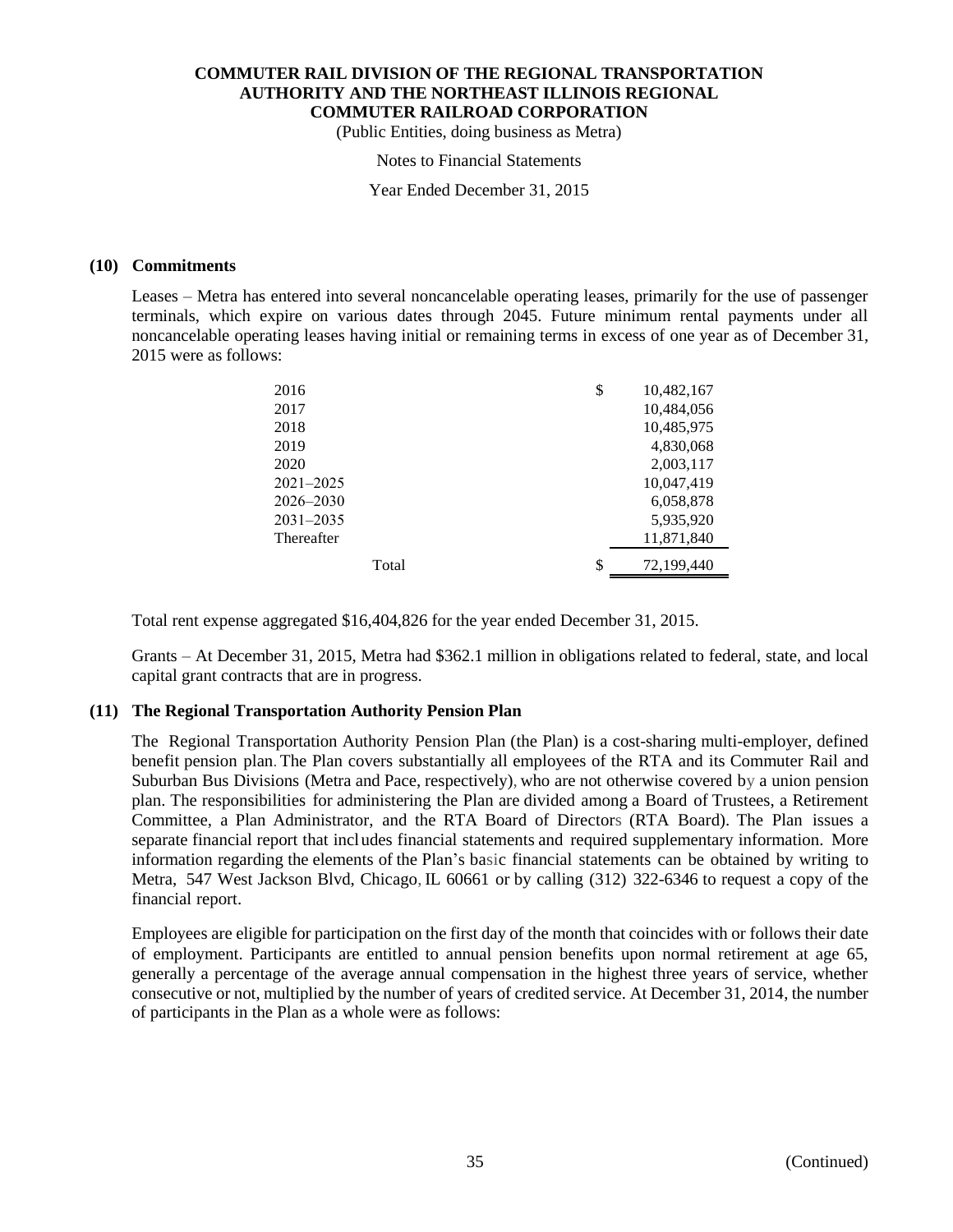### (10) Commitments

Leases – Metra has entered into several noncancelable operating leases, primarily for the use of passenger terminals, which expire on various dates through 2045. Future minimum rental payments under all noncancelable operating leases having initial or remaining terms in excess of one year as of December 31, 2015 were as follows:

| | |
|---|---|
| 2016 | $ 10,482,167 |
| 2017 | 10,484,056 |
| 2018 | 10,485,975 |
| 2019 | 4,830,068 |
| 2020 | 2,003,117 |
| 2021–2025 | 10,047,419 |
| 2026–2030 | 6,058,878 |
| 2031–2035 | 5,935,920 |
| Thereafter | 11,871,840 |
| Total | $ 72,199,440 |

Total rent expense aggregated $16,404,826 for the year ended December 31, 2015.

Grants – At December 31, 2015, Metra had $362.1 million in obligations related to federal, state, and local capital grant contracts that are in progress.

### (11) The Regional Transportation Authority Pension Plan

The Regional Transportation Authority Pension Plan (the Plan) is a cost-sharing multi-employer, defined benefit pension plan. The Plan covers substantially all employees of the RTA and its Commuter Rail and Suburban Bus Divisions (Metra and Pace, respectively), who are not otherwise covered by a union pension plan. The responsibilities for administering the Plan are divided among a Board of Trustees, a Retirement Committee, a Plan Administrator, and the RTA Board of Directors (RTA Board). The Plan issues a separate financial report that includes financial statements and required supplementary information. More information regarding the elements of the Plan's basic financial statements can be obtained by writing to Metra, 547 West Jackson Blvd, Chicago, IL 60661 or by calling (312) 322-6346 to request a copy of the financial report.

Employees are eligible for participation on the first day of the month that coincides with or follows their date of employment. Participants are entitled to annual pension benefits upon normal retirement at age 65, generally a percentage of the average annual compensation in the highest three years of service, whether consecutive or not, multiplied by the number of years of credited service. At December 31, 2014, the number of participants in the Plan as a whole were as follows: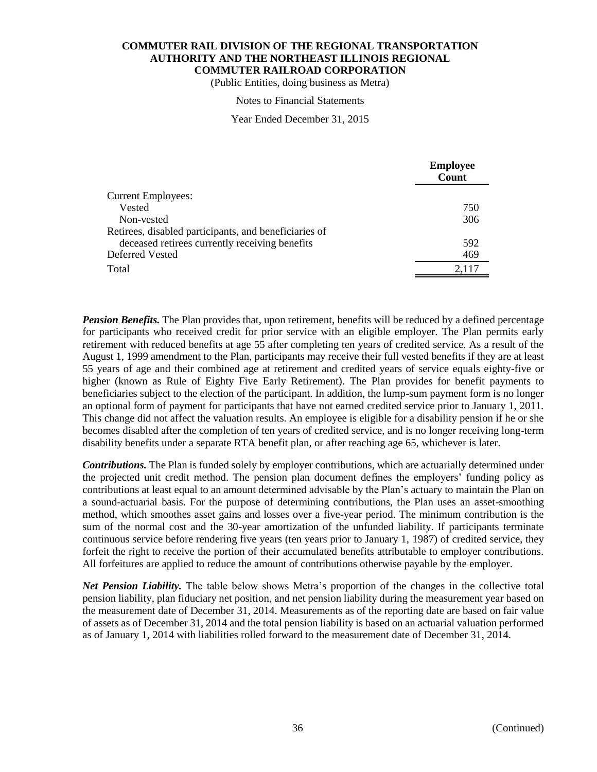|  | Employee Count |
| --- | --- |
| Current Employees: |  |
| Vested | 750 |
| Non-vested | 306 |
| Retirees, disabled participants, and beneficiaries of deceased retirees currently receiving benefits | 592 |
| Deferred Vested | 469 |
| Total | 2,117 |

***Pension Benefits.*** The Plan provides that, upon retirement, benefits will be reduced by a defined percentage for participants who received credit for prior service with an eligible employer. The Plan permits early retirement with reduced benefits at age 55 after completing ten years of credited service. As a result of the August 1, 1999 amendment to the Plan, participants may receive their full vested benefits if they are at least 55 years of age and their combined age at retirement and credited years of service equals eighty-five or higher (known as Rule of Eighty Five Early Retirement). The Plan provides for benefit payments to beneficiaries subject to the election of the participant. In addition, the lump-sum payment form is no longer an optional form of payment for participants that have not earned credited service prior to January 1, 2011. This change did not affect the valuation results. An employee is eligible for a disability pension if he or she becomes disabled after the completion of ten years of credited service, and is no longer receiving long-term disability benefits under a separate RTA benefit plan, or after reaching age 65, whichever is later.

***Contributions.*** The Plan is funded solely by employer contributions, which are actuarially determined under the projected unit credit method. The pension plan document defines the employers' funding policy as contributions at least equal to an amount determined advisable by the Plan's actuary to maintain the Plan on a sound-actuarial basis. For the purpose of determining contributions, the Plan uses an asset-smoothing method, which smoothes asset gains and losses over a five-year period. The minimum contribution is the sum of the normal cost and the 30-year amortization of the unfunded liability. If participants terminate continuous service before rendering five years (ten years prior to January 1, 1987) of credited service, they forfeit the right to receive the portion of their accumulated benefits attributable to employer contributions. All forfeitures are applied to reduce the amount of contributions otherwise payable by the employer.

***Net Pension Liability.*** The table below shows Metra's proportion of the changes in the collective total pension liability, plan fiduciary net position, and net pension liability during the measurement year based on the measurement date of December 31, 2014. Measurements as of the reporting date are based on fair value of assets as of December 31, 2014 and the total pension liability is based on an actuarial valuation performed as of January 1, 2014 with liabilities rolled forward to the measurement date of December 31, 2014.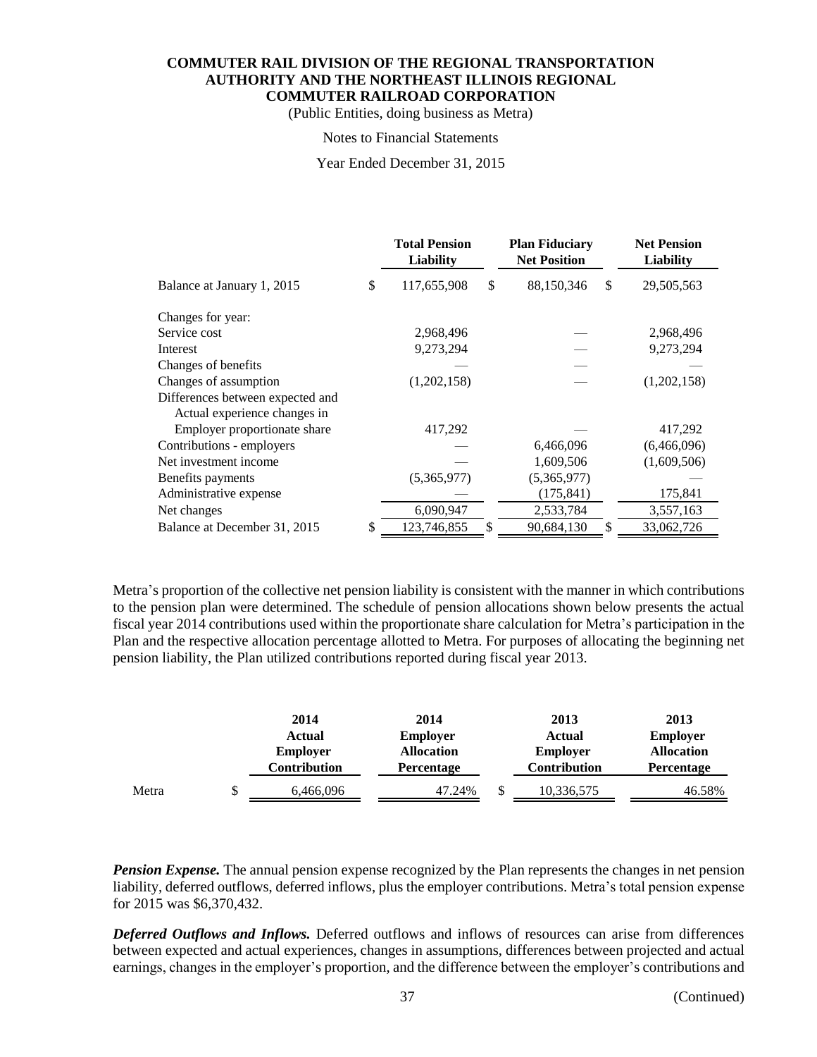|  | Total Pension Liability | Plan Fiduciary Net Position | Net Pension Liability |
|---|---|---|---|
| Balance at January 1, 2015 | $ 117,655,908 | $ 88,150,346 | $ 29,505,563 |
| Changes for year: |  |  |  |
| Service cost | 2,968,496 | — | 2,968,496 |
| Interest | 9,273,294 | — | 9,273,294 |
| Changes of benefits | — | — | — |
| Changes of assumption | (1,202,158) | — | (1,202,158) |
| Differences between expected and Actual experience changes in Employer proportionate share | 417,292 | — | 417,292 |
| Contributions - employers | — | 6,466,096 | (6,466,096) |
| Net investment income | — | 1,609,506 | (1,609,506) |
| Benefits payments | (5,365,977) | (5,365,977) | — |
| Administrative expense | — | (175,841) | 175,841 |
| Net changes | 6,090,947 | 2,533,784 | 3,557,163 |
| Balance at December 31, 2015 | $ 123,746,855 | $ 90,684,130 | $ 33,062,726 |

Metra's proportion of the collective net pension liability is consistent with the manner in which contributions to the pension plan were determined. The schedule of pension allocations shown below presents the actual fiscal year 2014 contributions used within the proportionate share calculation for Metra's participation in the Plan and the respective allocation percentage allotted to Metra. For purposes of allocating the beginning net pension liability, the Plan utilized contributions reported during fiscal year 2013.

|  | 2014 Actual Employer Contribution | 2014 Employer Allocation Percentage | 2013 Actual Employer Contribution | 2013 Employer Allocation Percentage |
|---|---|---|---|---|
| Metra | $ 6,466,096 | 47.24% | $ 10,336,575 | 46.58% |

***Pension Expense.*** The annual pension expense recognized by the Plan represents the changes in net pension liability, deferred outflows, deferred inflows, plus the employer contributions. Metra's total pension expense for 2015 was $6,370,432.

***Deferred Outflows and Inflows.*** Deferred outflows and inflows of resources can arise from differences between expected and actual experiences, changes in assumptions, differences between projected and actual earnings, changes in the employer's proportion, and the difference between the employer's contributions and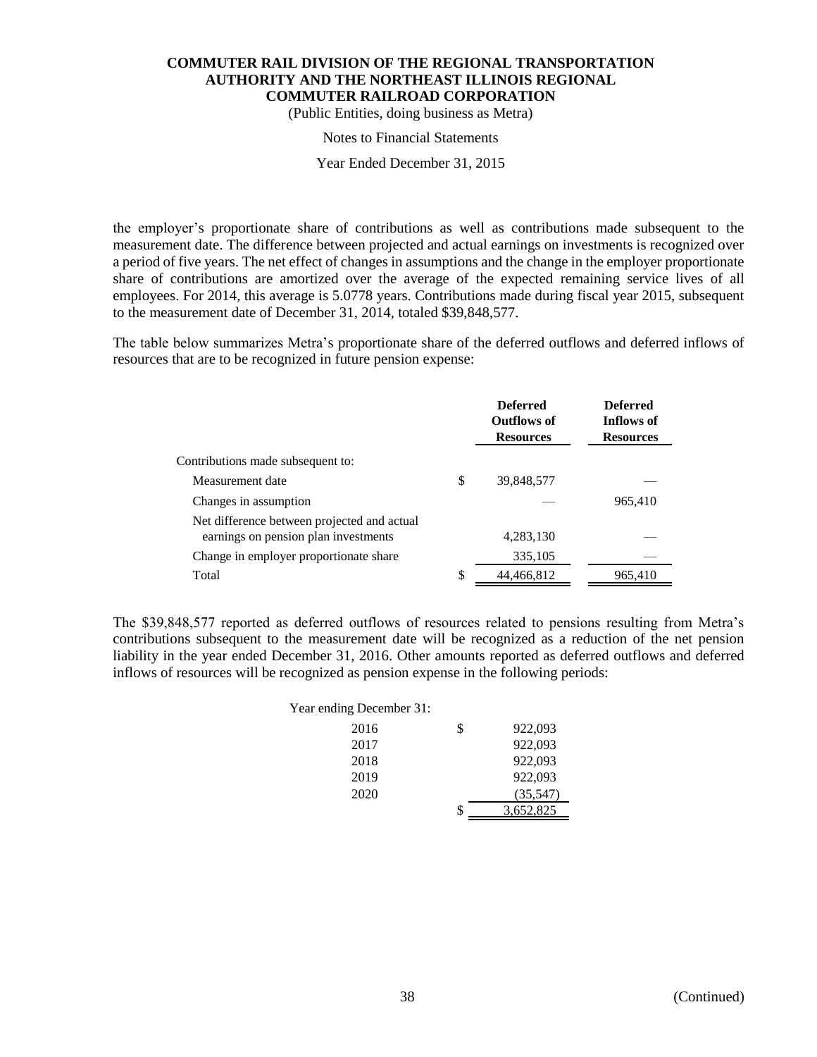the employer's proportionate share of contributions as well as contributions made subsequent to the measurement date. The difference between projected and actual earnings on investments is recognized over a period of five years. The net effect of changes in assumptions and the change in the employer proportionate share of contributions are amortized over the average of the expected remaining service lives of all employees. For 2014, this average is 5.0778 years. Contributions made during fiscal year 2015, subsequent to the measurement date of December 31, 2014, totaled $39,848,577.

The table below summarizes Metra's proportionate share of the deferred outflows and deferred inflows of resources that are to be recognized in future pension expense:

| | Deferred Outflows of Resources | Deferred Inflows of Resources |
|---|---|---|
| Contributions made subsequent to: | | |
| Measurement date | $ 39,848,577 | — |
| Changes in assumption | — | 965,410 |
| Net difference between projected and actual earnings on pension plan investments | 4,283,130 | — |
| Change in employer proportionate share | 335,105 | — |
| Total | $ 44,466,812 | 965,410 |

The $39,848,577 reported as deferred outflows of resources related to pensions resulting from Metra's contributions subsequent to the measurement date will be recognized as a reduction of the net pension liability in the year ended December 31, 2016. Other amounts reported as deferred outflows and deferred inflows of resources will be recognized as pension expense in the following periods:

| Year ending December 31: | |
|---|---|
| 2016 | $ 922,093 |
| 2017 | 922,093 |
| 2018 | 922,093 |
| 2019 | 922,093 |
| 2020 | (35,547) |
| | $ 3,652,825 |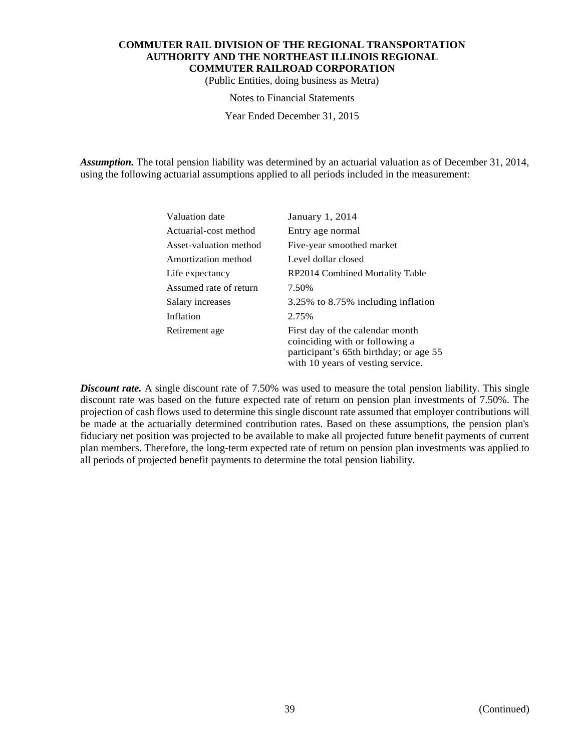***Assumption.*** The total pension liability was determined by an actuarial valuation as of December 31, 2014, using the following actuarial assumptions applied to all periods included in the measurement:

| | |
|---|---|
| Valuation date | January 1, 2014 |
| Actuarial-cost method | Entry age normal |
| Asset-valuation method | Five-year smoothed market |
| Amortization method | Level dollar closed |
| Life expectancy | RP2014 Combined Mortality Table |
| Assumed rate of return | 7.50% |
| Salary increases | 3.25% to 8.75% including inflation |
| Inflation | 2.75% |
| Retirement age | First day of the calendar month coinciding with or following a participant's 65th birthday; or age 55 with 10 years of vesting service. |

***Discount rate.*** A single discount rate of 7.50% was used to measure the total pension liability. This single discount rate was based on the future expected rate of return on pension plan investments of 7.50%. The projection of cash flows used to determine this single discount rate assumed that employer contributions will be made at the actuarially determined contribution rates. Based on these assumptions, the pension plan's fiduciary net position was projected to be available to make all projected future benefit payments of current plan members. Therefore, the long-term expected rate of return on pension plan investments was applied to all periods of projected benefit payments to determine the total pension liability.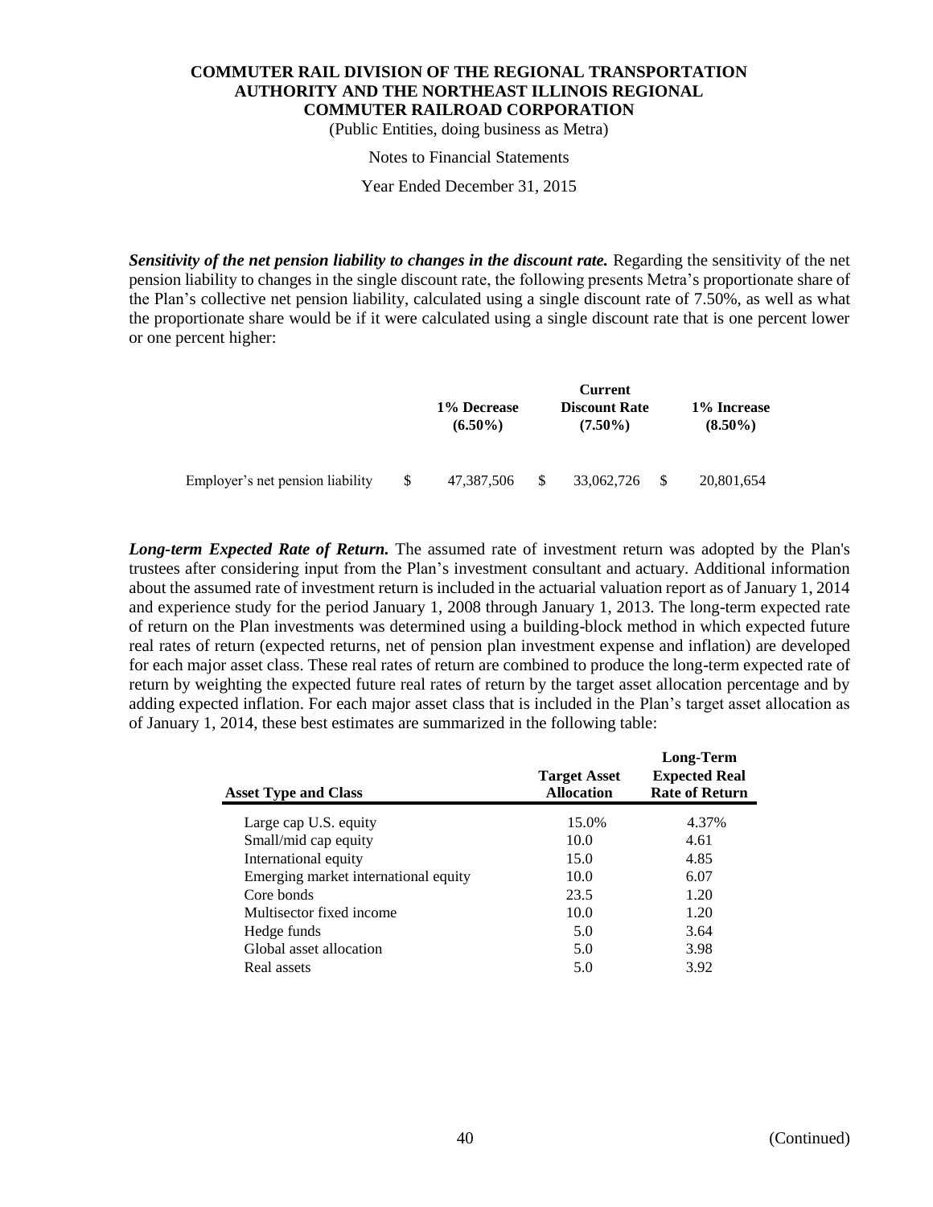***Sensitivity of the net pension liability to changes in the discount rate.*** Regarding the sensitivity of the net pension liability to changes in the single discount rate, the following presents Metra's proportionate share of the Plan's collective net pension liability, calculated using a single discount rate of 7.50%, as well as what the proportionate share would be if it were calculated using a single discount rate that is one percent lower or one percent higher:

| | 1% Decrease (6.50%) | Current Discount Rate (7.50%) | 1% Increase (8.50%) |
|---|---|---|---|
| Employer's net pension liability | $ 47,387,506 | $ 33,062,726 | $ 20,801,654 |

***Long-term Expected Rate of Return.*** The assumed rate of investment return was adopted by the Plan's trustees after considering input from the Plan's investment consultant and actuary. Additional information about the assumed rate of investment return is included in the actuarial valuation report as of January 1, 2014 and experience study for the period January 1, 2008 through January 1, 2013. The long-term expected rate of return on the Plan investments was determined using a building-block method in which expected future real rates of return (expected returns, net of pension plan investment expense and inflation) are developed for each major asset class. These real rates of return are combined to produce the long-term expected rate of return by weighting the expected future real rates of return by the target asset allocation percentage and by adding expected inflation. For each major asset class that is included in the Plan's target asset allocation as of January 1, 2014, these best estimates are summarized in the following table:

| Asset Type and Class | Target Asset Allocation | Long-Term Expected Real Rate of Return |
|---|---|---|
| Large cap U.S. equity | 15.0% | 4.37% |
| Small/mid cap equity | 10.0 | 4.61 |
| International equity | 15.0 | 4.85 |
| Emerging market international equity | 10.0 | 6.07 |
| Core bonds | 23.5 | 1.20 |
| Multisector fixed income | 10.0 | 1.20 |
| Hedge funds | 5.0 | 3.64 |
| Global asset allocation | 5.0 | 3.98 |
| Real assets | 5.0 | 3.92 |

(Continued)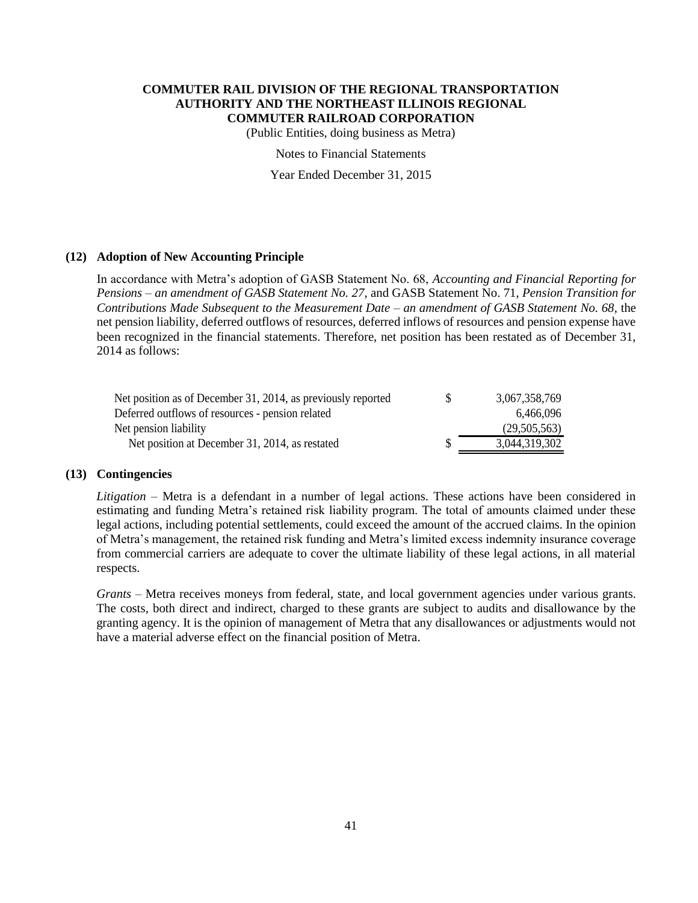## (12) Adoption of New Accounting Principle

In accordance with Metra's adoption of GASB Statement No. 68, *Accounting and Financial Reporting for Pensions – an amendment of GASB Statement No. 27*, and GASB Statement No. 71, *Pension Transition for Contributions Made Subsequent to the Measurement Date – an amendment of GASB Statement No. 68*, the net pension liability, deferred outflows of resources, deferred inflows of resources and pension expense have been recognized in the financial statements. Therefore, net position has been restated as of December 31, 2014 as follows:

| | | |
|---|---|---|
| Net position as of December 31, 2014, as previously reported | $ | 3,067,358,769 |
| Deferred outflows of resources - pension related | | 6,466,096 |
| Net pension liability | | (29,505,563) |
| Net position at December 31, 2014, as restated | $ | 3,044,319,302 |

## (13) Contingencies

*Litigation* – Metra is a defendant in a number of legal actions. These actions have been considered in estimating and funding Metra's retained risk liability program. The total of amounts claimed under these legal actions, including potential settlements, could exceed the amount of the accrued claims. In the opinion of Metra's management, the retained risk funding and Metra's limited excess indemnity insurance coverage from commercial carriers are adequate to cover the ultimate liability of these legal actions, in all material respects.

*Grants* – Metra receives moneys from federal, state, and local government agencies under various grants. The costs, both direct and indirect, charged to these grants are subject to audits and disallowance by the granting agency. It is the opinion of management of Metra that any disallowances or adjustments would not have a material adverse effect on the financial position of Metra.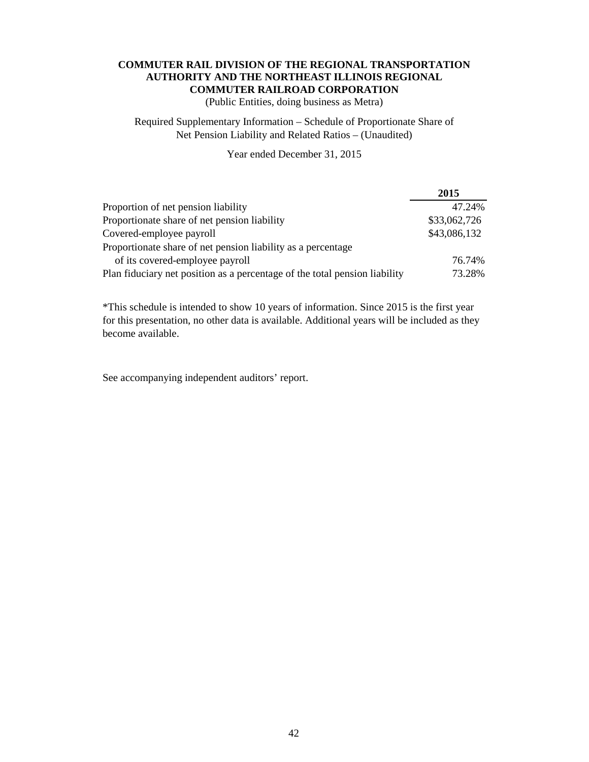**COMMUTER RAIL DIVISION OF THE REGIONAL TRANSPORTATION AUTHORITY AND THE NORTHEAST ILLINOIS REGIONAL COMMUTER RAILROAD CORPORATION**

(Public Entities, doing business as Metra)

Required Supplementary Information – Schedule of Proportionate Share of Net Pension Liability and Related Ratios – (Unaudited)

Year ended December 31, 2015

| | **2015** |
|---|---|
| Proportion of net pension liability | 47.24% |
| Proportionate share of net pension liability | $33,062,726 |
| Covered-employee payroll | $43,086,132 |
| Proportionate share of net pension liability as a percentage of its covered-employee payroll | 76.74% |
| Plan fiduciary net position as a percentage of the total pension liability | 73.28% |

*This schedule is intended to show 10 years of information. Since 2015 is the first year for this presentation, no other data is available. Additional years will be included as they become available.

See accompanying independent auditors' report.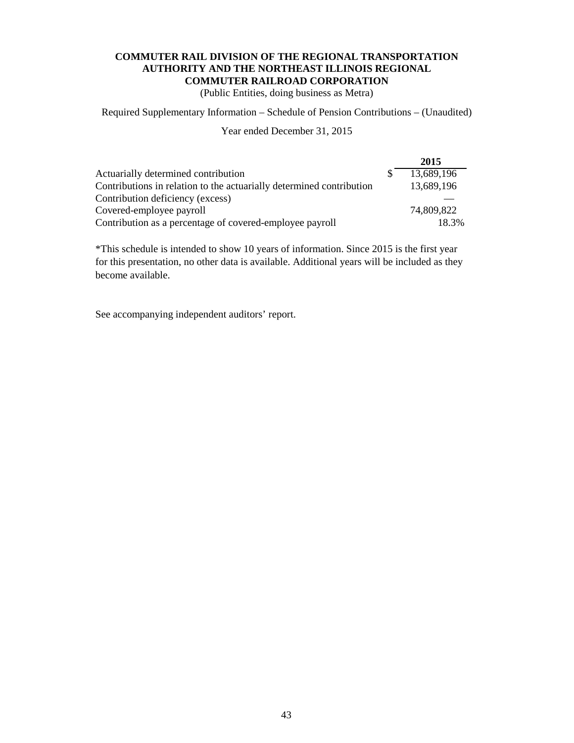**COMMUTER RAIL DIVISION OF THE REGIONAL TRANSPORTATION AUTHORITY AND THE NORTHEAST ILLINOIS REGIONAL COMMUTER RAILROAD CORPORATION**

(Public Entities, doing business as Metra)

Required Supplementary Information – Schedule of Pension Contributions – (Unaudited)

Year ended December 31, 2015

| | 2015 |
|---|---|
| Actuarially determined contribution | $ 13,689,196 |
| Contributions in relation to the actuarially determined contribution | 13,689,196 |
| Contribution deficiency (excess) | — |
| Covered-employee payroll | 74,809,822 |
| Contribution as a percentage of covered-employee payroll | 18.3% |

*This schedule is intended to show 10 years of information. Since 2015 is the first year for this presentation, no other data is available. Additional years will be included as they become available.

See accompanying independent auditors' report.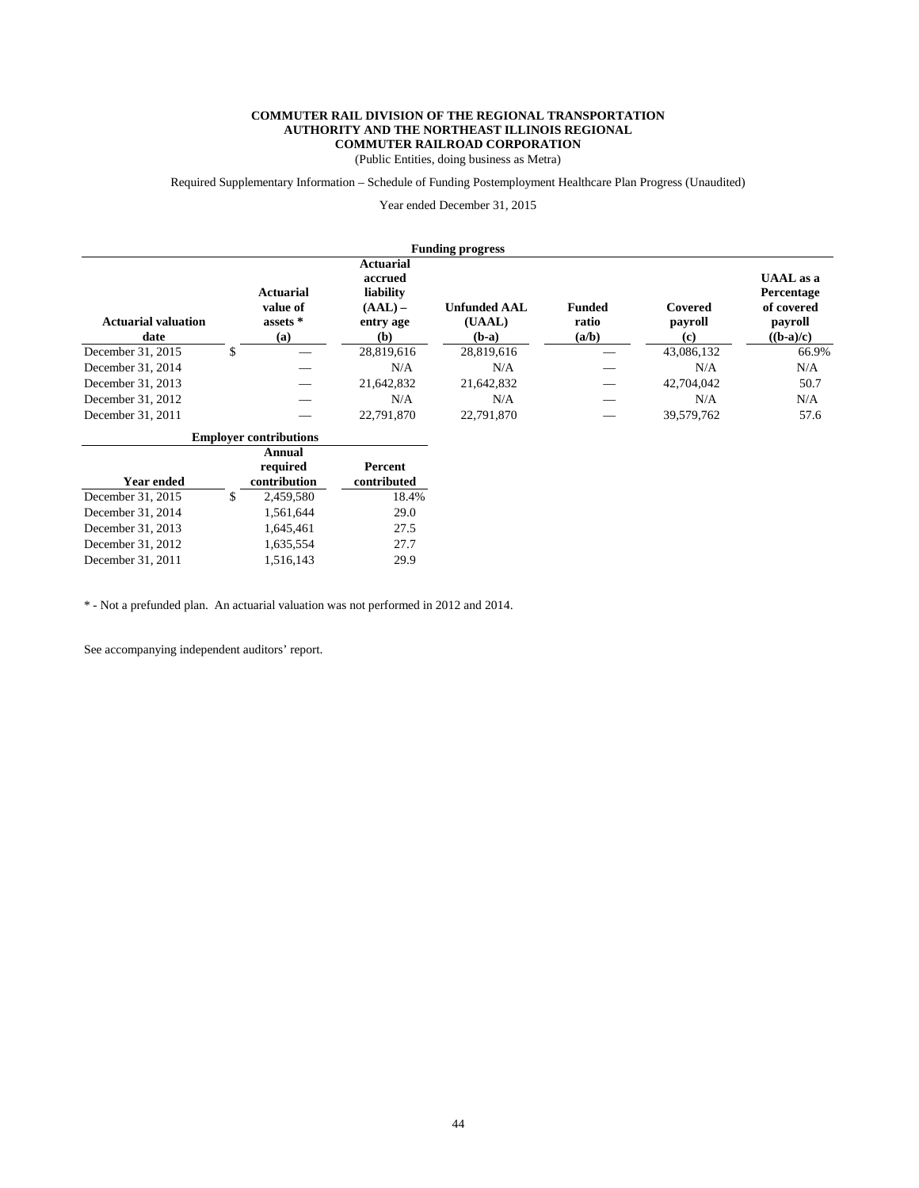**COMMUTER RAIL DIVISION OF THE REGIONAL TRANSPORTATION AUTHORITY AND THE NORTHEAST ILLINOIS REGIONAL COMMUTER RAILROAD CORPORATION**

(Public Entities, doing business as Metra)

Required Supplementary Information – Schedule of Funding Postemployment Healthcare Plan Progress (Unaudited)

Year ended December 31, 2015

**Funding progress**

| Actuarial valuation date | Actuarial value of assets * (a) | Actuarial accrued liability (AAL) – entry age (b) | Unfunded AAL (UAAL) (b-a) | Funded ratio (a/b) | Covered payroll (c) | UAAL as a Percentage of covered payroll ((b-a)/c) |
|---|---|---|---|---|---|---|
| December 31, 2015 | $ — | 28,819,616 | 28,819,616 | — | 43,086,132 | 66.9% |
| December 31, 2014 | — | N/A | N/A | — | N/A | N/A |
| December 31, 2013 | — | 21,642,832 | 21,642,832 | — | 42,704,042 | 50.7 |
| December 31, 2012 | — | N/A | N/A | — | N/A | N/A |
| December 31, 2011 | — | 22,791,870 | 22,791,870 | — | 39,579,762 | 57.6 |

**Employer contributions**

| Year ended | Annual required contribution | Percent contributed |
|---|---|---|
| December 31, 2015 | $ 2,459,580 | 18.4% |
| December 31, 2014 | 1,561,644 | 29.0 |
| December 31, 2013 | 1,645,461 | 27.5 |
| December 31, 2012 | 1,635,554 | 27.7 |
| December 31, 2011 | 1,516,143 | 29.9 |

* - Not a prefunded plan. An actuarial valuation was not performed in 2012 and 2014.

See accompanying independent auditors' report.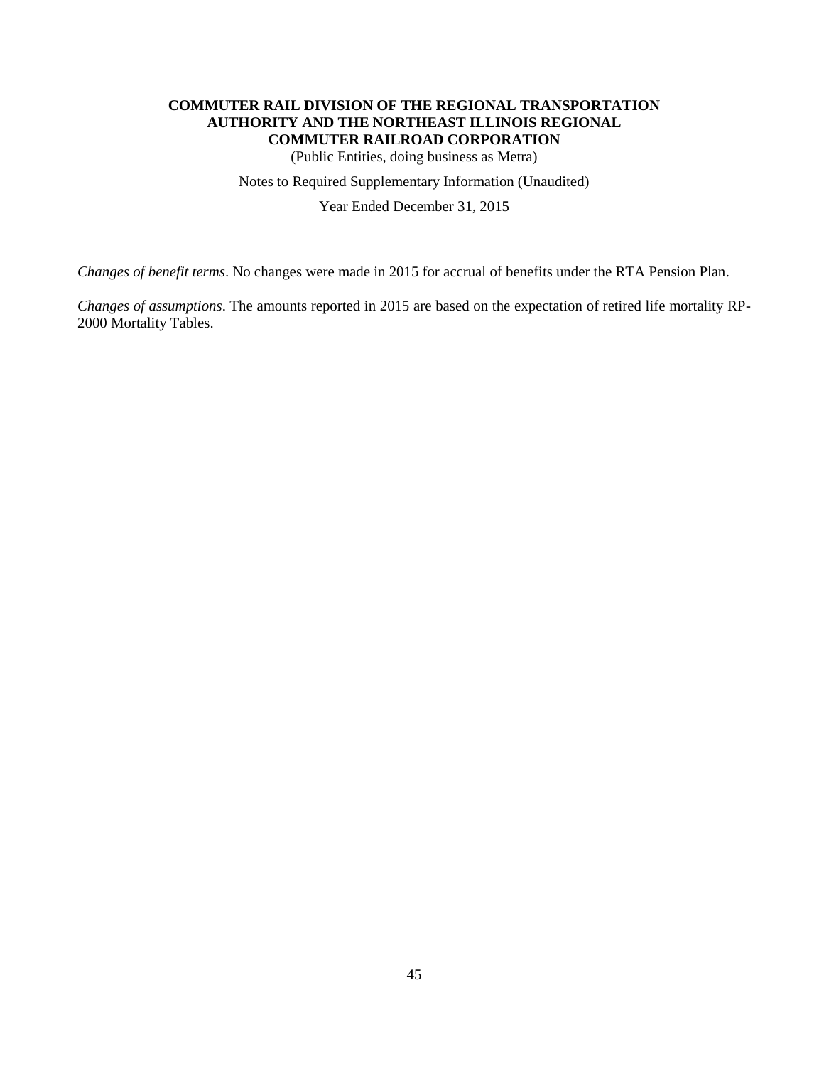**COMMUTER RAIL DIVISION OF THE REGIONAL TRANSPORTATION AUTHORITY AND THE NORTHEAST ILLINOIS REGIONAL COMMUTER RAILROAD CORPORATION**

(Public Entities, doing business as Metra)

Notes to Required Supplementary Information (Unaudited)

Year Ended December 31, 2015

*Changes of benefit terms*. No changes were made in 2015 for accrual of benefits under the RTA Pension Plan.

*Changes of assumptions*. The amounts reported in 2015 are based on the expectation of retired life mortality RP-2000 Mortality Tables.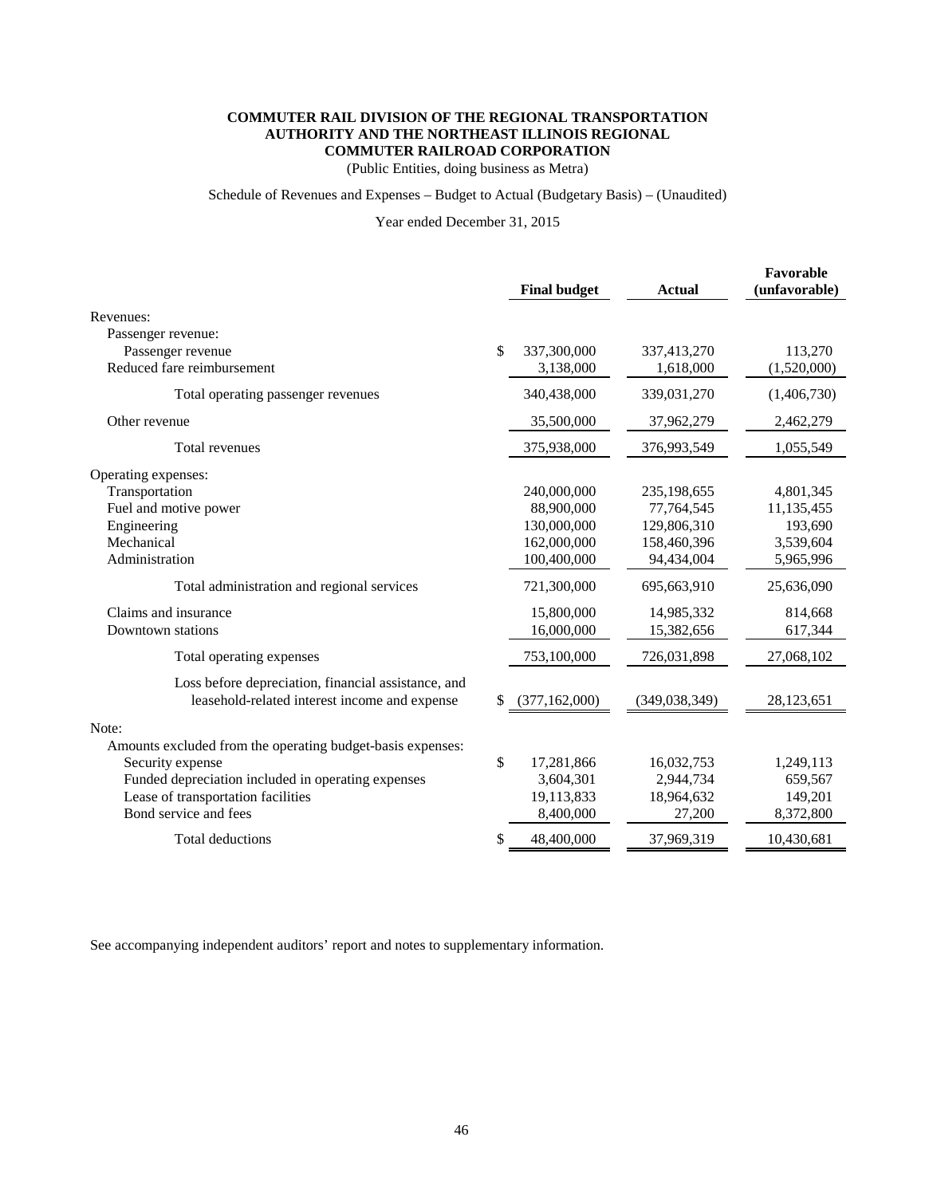**COMMUTER RAIL DIVISION OF THE REGIONAL TRANSPORTATION AUTHORITY AND THE NORTHEAST ILLINOIS REGIONAL COMMUTER RAILROAD CORPORATION**

(Public Entities, doing business as Metra)

Schedule of Revenues and Expenses – Budget to Actual (Budgetary Basis) – (Unaudited)

Year ended December 31, 2015

| | Final budget | Actual | Favorable (unfavorable) |
|---|---|---|---|
| Revenues: | | | |
| Passenger revenue: | | | |
| Passenger revenue | $ 337,300,000 | 337,413,270 | 113,270 |
| Reduced fare reimbursement | 3,138,000 | 1,618,000 | (1,520,000) |
| Total operating passenger revenues | 340,438,000 | 339,031,270 | (1,406,730) |
| Other revenue | 35,500,000 | 37,962,279 | 2,462,279 |
| Total revenues | 375,938,000 | 376,993,549 | 1,055,549 |
| Operating expenses: | | | |
| Transportation | 240,000,000 | 235,198,655 | 4,801,345 |
| Fuel and motive power | 88,900,000 | 77,764,545 | 11,135,455 |
| Engineering | 130,000,000 | 129,806,310 | 193,690 |
| Mechanical | 162,000,000 | 158,460,396 | 3,539,604 |
| Administration | 100,400,000 | 94,434,004 | 5,965,996 |
| Total administration and regional services | 721,300,000 | 695,663,910 | 25,636,090 |
| Claims and insurance | 15,800,000 | 14,985,332 | 814,668 |
| Downtown stations | 16,000,000 | 15,382,656 | 617,344 |
| Total operating expenses | 753,100,000 | 726,031,898 | 27,068,102 |
| Loss before depreciation, financial assistance, and leasehold-related interest income and expense | $ (377,162,000) | (349,038,349) | 28,123,651 |
| Note: | | | |
| Amounts excluded from the operating budget-basis expenses: | | | |
| Security expense | $ 17,281,866 | 16,032,753 | 1,249,113 |
| Funded depreciation included in operating expenses | 3,604,301 | 2,944,734 | 659,567 |
| Lease of transportation facilities | 19,113,833 | 18,964,632 | 149,201 |
| Bond service and fees | 8,400,000 | 27,200 | 8,372,800 |
| Total deductions | $ 48,400,000 | 37,969,319 | 10,430,681 |

See accompanying independent auditors' report and notes to supplementary information.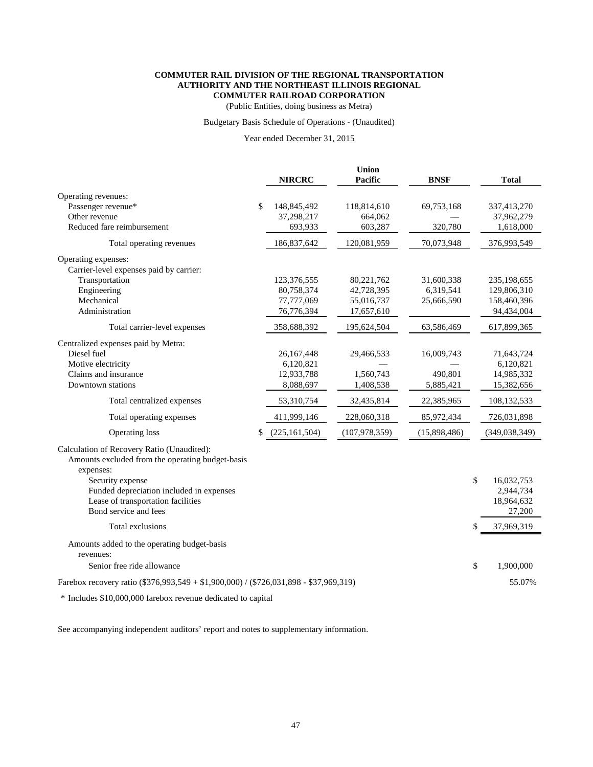**COMMUTER RAIL DIVISION OF THE REGIONAL TRANSPORTATION AUTHORITY AND THE NORTHEAST ILLINOIS REGIONAL COMMUTER RAILROAD CORPORATION**

(Public Entities, doing business as Metra)

Budgetary Basis Schedule of Operations - (Unaudited)

Year ended December 31, 2015

| | NIRCRC | Union Pacific | BNSF | Total |
|---|---|---|---|---|
| Operating revenues: | | | | |
| Passenger revenue* | $ 148,845,492 | 118,814,610 | 69,753,168 | 337,413,270 |
| Other revenue | 37,298,217 | 664,062 | — | 37,962,279 |
| Reduced fare reimbursement | 693,933 | 603,287 | 320,780 | 1,618,000 |
| Total operating revenues | 186,837,642 | 120,081,959 | 70,073,948 | 376,993,549 |
| Operating expenses: | | | | |
| Carrier-level expenses paid by carrier: | | | | |
| Transportation | 123,376,555 | 80,221,762 | 31,600,338 | 235,198,655 |
| Engineering | 80,758,374 | 42,728,395 | 6,319,541 | 129,806,310 |
| Mechanical | 77,777,069 | 55,016,737 | 25,666,590 | 158,460,396 |
| Administration | 76,776,394 | 17,657,610 | | 94,434,004 |
| Total carrier-level expenses | 358,688,392 | 195,624,504 | 63,586,469 | 617,899,365 |
| Centralized expenses paid by Metra: | | | | |
| Diesel fuel | 26,167,448 | 29,466,533 | 16,009,743 | 71,643,724 |
| Motive electricity | 6,120,821 | — | — | 6,120,821 |
| Claims and insurance | 12,933,788 | 1,560,743 | 490,801 | 14,985,332 |
| Downtown stations | 8,088,697 | 1,408,538 | 5,885,421 | 15,382,656 |
| Total centralized expenses | 53,310,754 | 32,435,814 | 22,385,965 | 108,132,533 |
| Total operating expenses | 411,999,146 | 228,060,318 | 85,972,434 | 726,031,898 |
| Operating loss | $ (225,161,504) | (107,978,359) | (15,898,486) | (349,038,349) |

Calculation of Recovery Ratio (Unaudited):

| | |
|---|---|
| Amounts excluded from the operating budget-basis expenses: | |
| Security expense | $ 16,032,753 |
| Funded depreciation included in expenses | 2,944,734 |
| Lease of transportation facilities | 18,964,632 |
| Bond service and fees | 27,200 |
| Total exclusions | $ 37,969,319 |
| Amounts added to the operating budget-basis revenues: | |
| Senior free ride allowance | $ 1,900,000 |
| Farebox recovery ratio ($376,993,549 + $1,900,000) / ($726,031,898 - $37,969,319) | 55.07% |

\* Includes $10,000,000 farebox revenue dedicated to capital

See accompanying independent auditors' report and notes to supplementary information.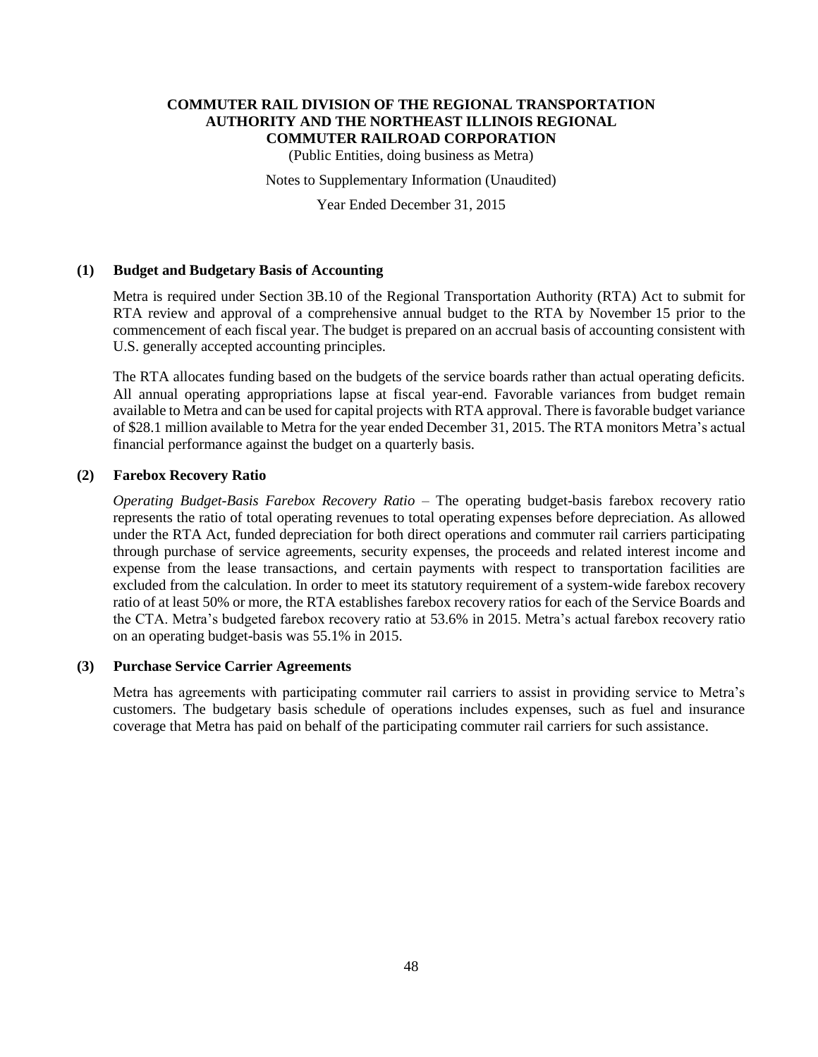# COMMUTER RAIL DIVISION OF THE REGIONAL TRANSPORTATION AUTHORITY AND THE NORTHEAST ILLINOIS REGIONAL COMMUTER RAILROAD CORPORATION

(Public Entities, doing business as Metra)

Notes to Supplementary Information (Unaudited)

Year Ended December 31, 2015

## (1) Budget and Budgetary Basis of Accounting

Metra is required under Section 3B.10 of the Regional Transportation Authority (RTA) Act to submit for RTA review and approval of a comprehensive annual budget to the RTA by November 15 prior to the commencement of each fiscal year. The budget is prepared on an accrual basis of accounting consistent with U.S. generally accepted accounting principles.

The RTA allocates funding based on the budgets of the service boards rather than actual operating deficits. All annual operating appropriations lapse at fiscal year-end. Favorable variances from budget remain available to Metra and can be used for capital projects with RTA approval. There is favorable budget variance of $28.1 million available to Metra for the year ended December 31, 2015. The RTA monitors Metra's actual financial performance against the budget on a quarterly basis.

## (2) Farebox Recovery Ratio

*Operating Budget-Basis Farebox Recovery Ratio* – The operating budget-basis farebox recovery ratio represents the ratio of total operating revenues to total operating expenses before depreciation. As allowed under the RTA Act, funded depreciation for both direct operations and commuter rail carriers participating through purchase of service agreements, security expenses, the proceeds and related interest income and expense from the lease transactions, and certain payments with respect to transportation facilities are excluded from the calculation. In order to meet its statutory requirement of a system-wide farebox recovery ratio of at least 50% or more, the RTA establishes farebox recovery ratios for each of the Service Boards and the CTA. Metra's budgeted farebox recovery ratio at 53.6% in 2015. Metra's actual farebox recovery ratio on an operating budget-basis was 55.1% in 2015.

## (3) Purchase Service Carrier Agreements

Metra has agreements with participating commuter rail carriers to assist in providing service to Metra's customers. The budgetary basis schedule of operations includes expenses, such as fuel and insurance coverage that Metra has paid on behalf of the participating commuter rail carriers for such assistance.